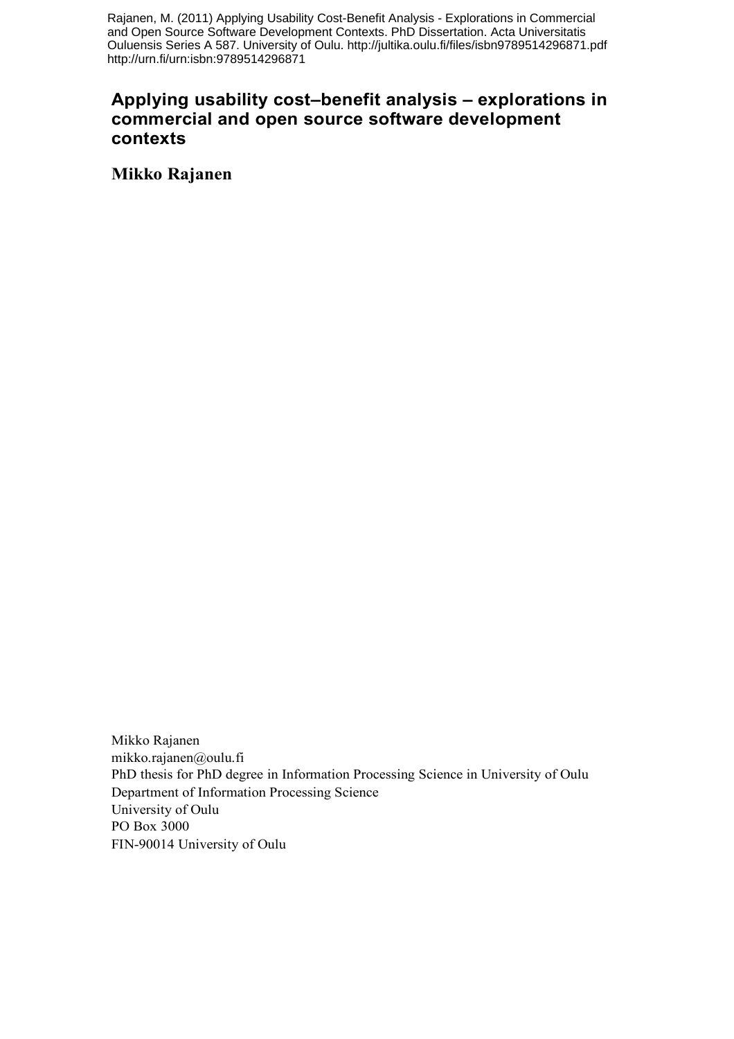Rajanen, M. (2011) Applying Usability Cost-Benefit Analysis - Explorations in Commercial and Open Source Software Development Contexts. PhD Dissertation. Acta Universitatis Ouluensis Series A 587. University of Oulu. http://jultika.oulu.fi/files/isbn9789514296871.pdf http://urn.fi/urn:isbn:9789514296871

# Applying usability cost–benefit analysis – explorations in commercial and open source software development contexts

**Mikko Rajanen**

Mikko Rajanen
mikko.rajanen@oulu.fi
PhD thesis for PhD degree in Information Processing Science in University of Oulu
Department of Information Processing Science
University of Oulu
PO Box 3000
FIN-90014 University of Oulu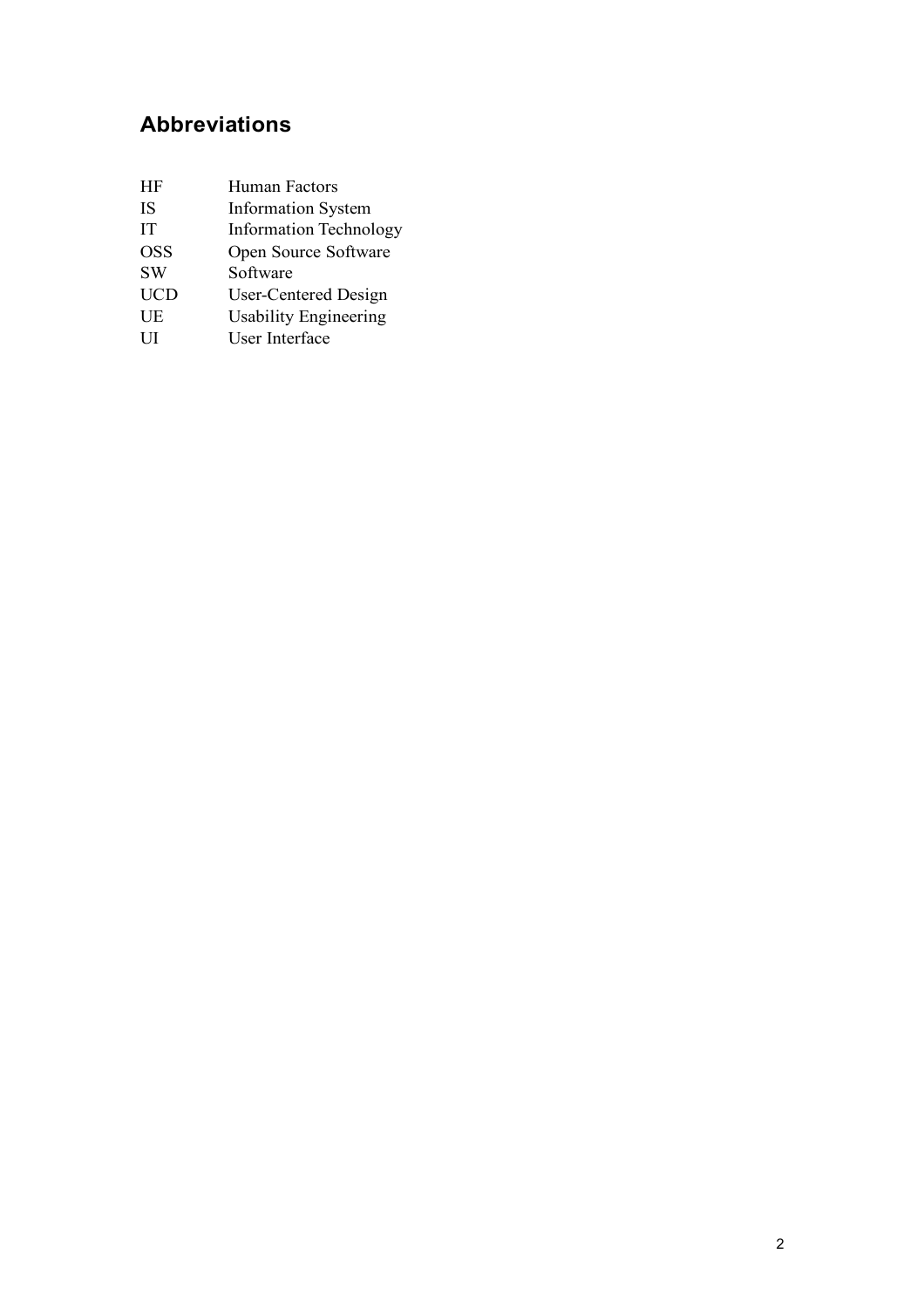## Abbreviations

| | |
|---|---|
| HF | Human Factors |
| IS | Information System |
| IT | Information Technology |
| OSS | Open Source Software |
| SW | Software |
| UCD | User-Centered Design |
| UE | Usability Engineering |
| UI | User Interface |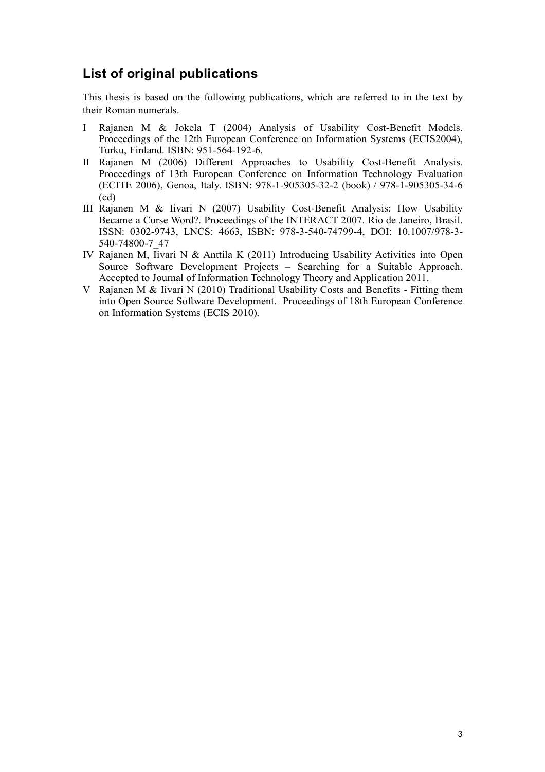## List of original publications

This thesis is based on the following publications, which are referred to in the text by their Roman numerals.

I Rajanen M & Jokela T (2004) Analysis of Usability Cost-Benefit Models. Proceedings of the 12th European Conference on Information Systems (ECIS2004), Turku, Finland. ISBN: 951-564-192-6.

II Rajanen M (2006) Different Approaches to Usability Cost-Benefit Analysis. Proceedings of 13th European Conference on Information Technology Evaluation (ECITE 2006), Genoa, Italy. ISBN: 978-1-905305-32-2 (book) / 978-1-905305-34-6 (cd)

III Rajanen M & Iivari N (2007) Usability Cost-Benefit Analysis: How Usability Became a Curse Word?. Proceedings of the INTERACT 2007. Rio de Janeiro, Brasil. ISSN: 0302-9743, LNCS: 4663, ISBN: 978-3-540-74799-4, DOI: 10.1007/978-3-540-74800-7_47

IV Rajanen M, Iivari N & Anttila K (2011) Introducing Usability Activities into Open Source Software Development Projects – Searching for a Suitable Approach. Accepted to Journal of Information Technology Theory and Application 2011.

V Rajanen M & Iivari N (2010) Traditional Usability Costs and Benefits - Fitting them into Open Source Software Development. Proceedings of 18th European Conference on Information Systems (ECIS 2010).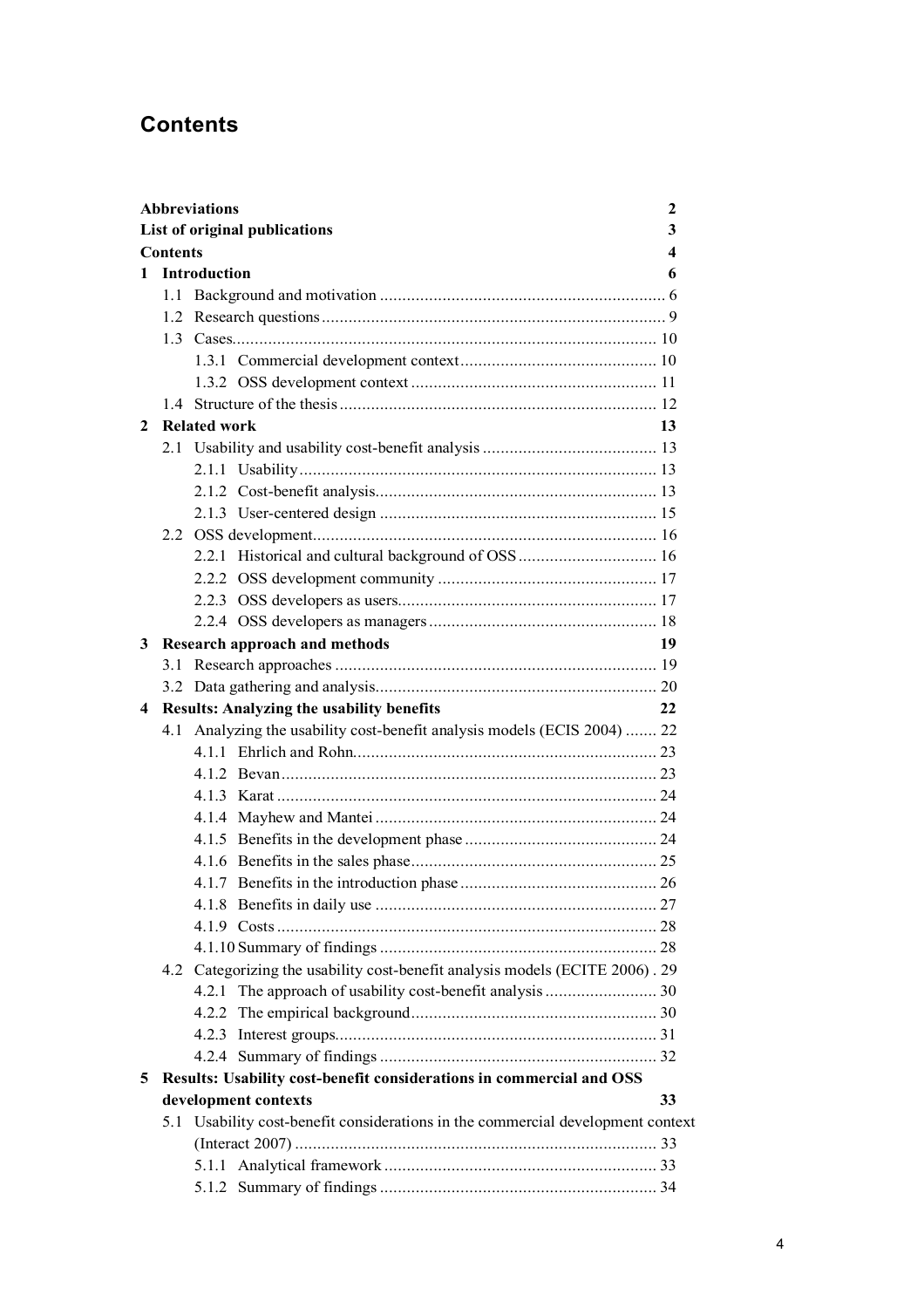# Contents

**Abbreviations** 2

**List of original publications** 3

**Contents** 4

**1 Introduction** 6

- 1.1 Background and motivation ... 6
- 1.2 Research questions ... 9
- 1.3 Cases ... 10
  - 1.3.1 Commercial development context ... 10
  - 1.3.2 OSS development context ... 11
- 1.4 Structure of the thesis ... 12

**2 Related work** 13

- 2.1 Usability and usability cost-benefit analysis ... 13
  - 2.1.1 Usability ... 13
  - 2.1.2 Cost-benefit analysis ... 13
  - 2.1.3 User-centered design ... 15
- 2.2 OSS development ... 16
  - 2.2.1 Historical and cultural background of OSS ... 16
  - 2.2.2 OSS development community ... 17
  - 2.2.3 OSS developers as users ... 17
  - 2.2.4 OSS developers as managers ... 18

**3 Research approach and methods** 19

- 3.1 Research approaches ... 19
- 3.2 Data gathering and analysis ... 20

**4 Results: Analyzing the usability benefits** 22

- 4.1 Analyzing the usability cost-benefit analysis models (ECIS 2004) ... 22
  - 4.1.1 Ehrlich and Rohn ... 23
  - 4.1.2 Bevan ... 23
  - 4.1.3 Karat ... 24
  - 4.1.4 Mayhew and Mantei ... 24
  - 4.1.5 Benefits in the development phase ... 24
  - 4.1.6 Benefits in the sales phase ... 25
  - 4.1.7 Benefits in the introduction phase ... 26
  - 4.1.8 Benefits in daily use ... 27
  - 4.1.9 Costs ... 28
  - 4.1.10 Summary of findings ... 28
- 4.2 Categorizing the usability cost-benefit analysis models (ECITE 2006) . 29
  - 4.2.1 The approach of usability cost-benefit analysis ... 30
  - 4.2.2 The empirical background ... 30
  - 4.2.3 Interest groups ... 31
  - 4.2.4 Summary of findings ... 32

**5 Results: Usability cost-benefit considerations in commercial and OSS development contexts** 33

- 5.1 Usability cost-benefit considerations in the commercial development context (Interact 2007) ... 33
  - 5.1.1 Analytical framework ... 33
  - 5.1.2 Summary of findings ... 34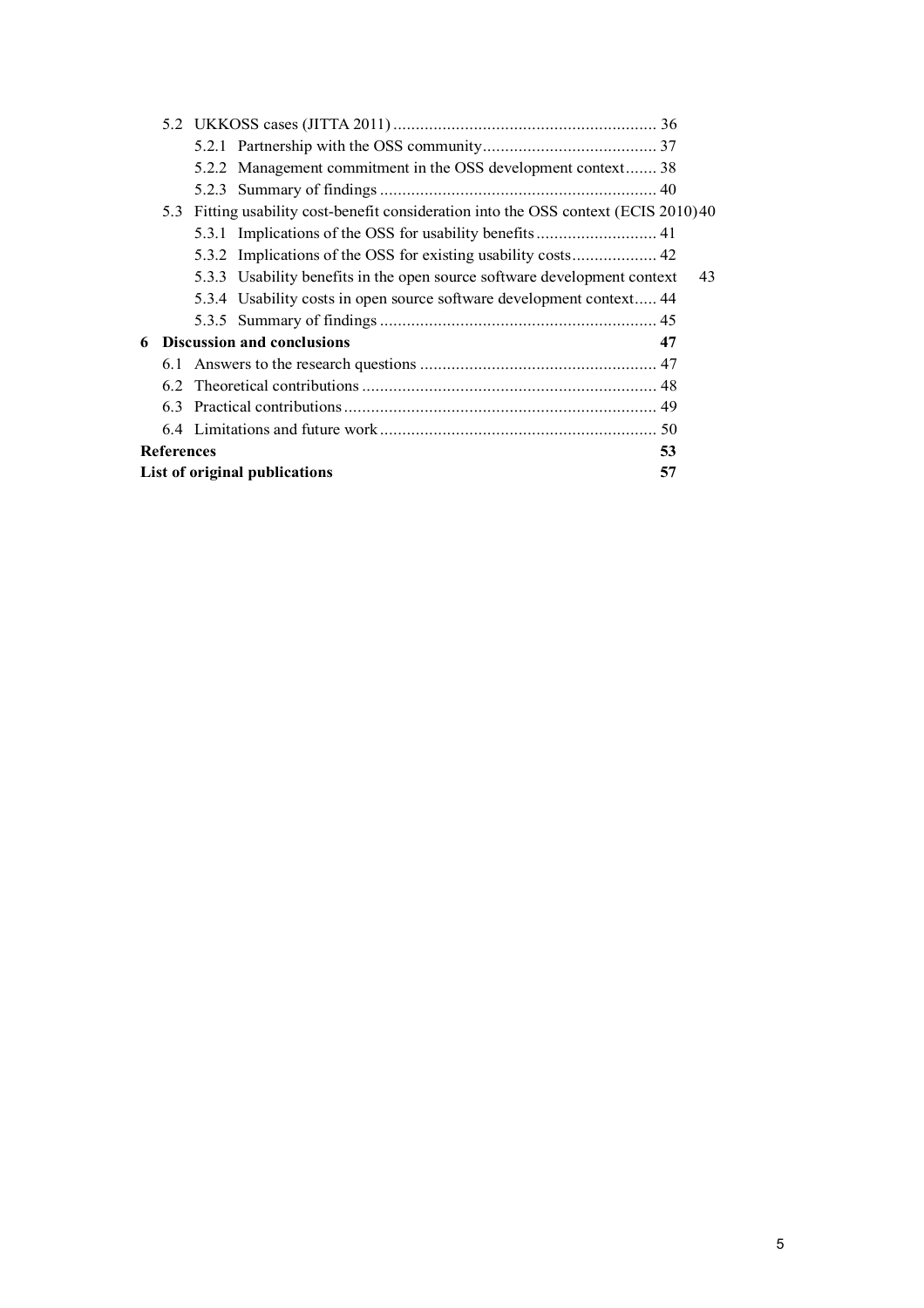- 5.2 UKKOSS cases (JITTA 2011) .......... 36
  - 5.2.1 Partnership with the OSS community .......... 37
  - 5.2.2 Management commitment in the OSS development context .......... 38
  - 5.2.3 Summary of findings .......... 40
- 5.3 Fitting usability cost-benefit consideration into the OSS context (ECIS 2010) 40
  - 5.3.1 Implications of the OSS for usability benefits .......... 41
  - 5.3.2 Implications of the OSS for existing usability costs .......... 42
  - 5.3.3 Usability benefits in the open source software development context 43
  - 5.3.4 Usability costs in open source software development context .......... 44
  - 5.3.5 Summary of findings .......... 45

**6 Discussion and conclusions** **47**

- 6.1 Answers to the research questions .......... 47
- 6.2 Theoretical contributions .......... 48
- 6.3 Practical contributions .......... 49
- 6.4 Limitations and future work .......... 50

**References** **53**

**List of original publications** **57**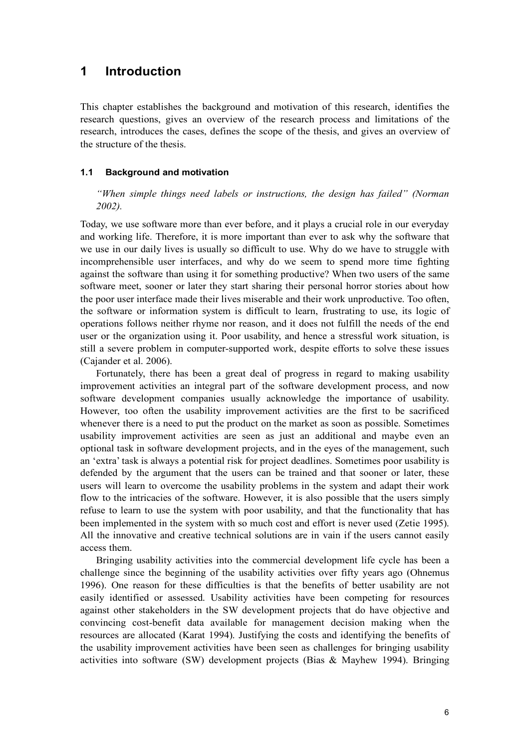# 1 Introduction

This chapter establishes the background and motivation of this research, identifies the research questions, gives an overview of the research process and limitations of the research, introduces the cases, defines the scope of the thesis, and gives an overview of the structure of the thesis.

### 1.1 Background and motivation

*"When simple things need labels or instructions, the design has failed" (Norman 2002).*

Today, we use software more than ever before, and it plays a crucial role in our everyday and working life. Therefore, it is more important than ever to ask why the software that we use in our daily lives is usually so difficult to use. Why do we have to struggle with incomprehensible user interfaces, and why do we seem to spend more time fighting against the software than using it for something productive? When two users of the same software meet, sooner or later they start sharing their personal horror stories about how the poor user interface made their lives miserable and their work unproductive. Too often, the software or information system is difficult to learn, frustrating to use, its logic of operations follows neither rhyme nor reason, and it does not fulfill the needs of the end user or the organization using it. Poor usability, and hence a stressful work situation, is still a severe problem in computer-supported work, despite efforts to solve these issues (Cajander et al. 2006).

Fortunately, there has been a great deal of progress in regard to making usability improvement activities an integral part of the software development process, and now software development companies usually acknowledge the importance of usability. However, too often the usability improvement activities are the first to be sacrificed whenever there is a need to put the product on the market as soon as possible. Sometimes usability improvement activities are seen as just an additional and maybe even an optional task in software development projects, and in the eyes of the management, such an 'extra' task is always a potential risk for project deadlines. Sometimes poor usability is defended by the argument that the users can be trained and that sooner or later, these users will learn to overcome the usability problems in the system and adapt their work flow to the intricacies of the software. However, it is also possible that the users simply refuse to learn to use the system with poor usability, and that the functionality that has been implemented in the system with so much cost and effort is never used (Zetie 1995). All the innovative and creative technical solutions are in vain if the users cannot easily access them.

Bringing usability activities into the commercial development life cycle has been a challenge since the beginning of the usability activities over fifty years ago (Ohnemus 1996). One reason for these difficulties is that the benefits of better usability are not easily identified or assessed. Usability activities have been competing for resources against other stakeholders in the SW development projects that do have objective and convincing cost-benefit data available for management decision making when the resources are allocated (Karat 1994). Justifying the costs and identifying the benefits of the usability improvement activities have been seen as challenges for bringing usability activities into software (SW) development projects (Bias & Mayhew 1994). Bringing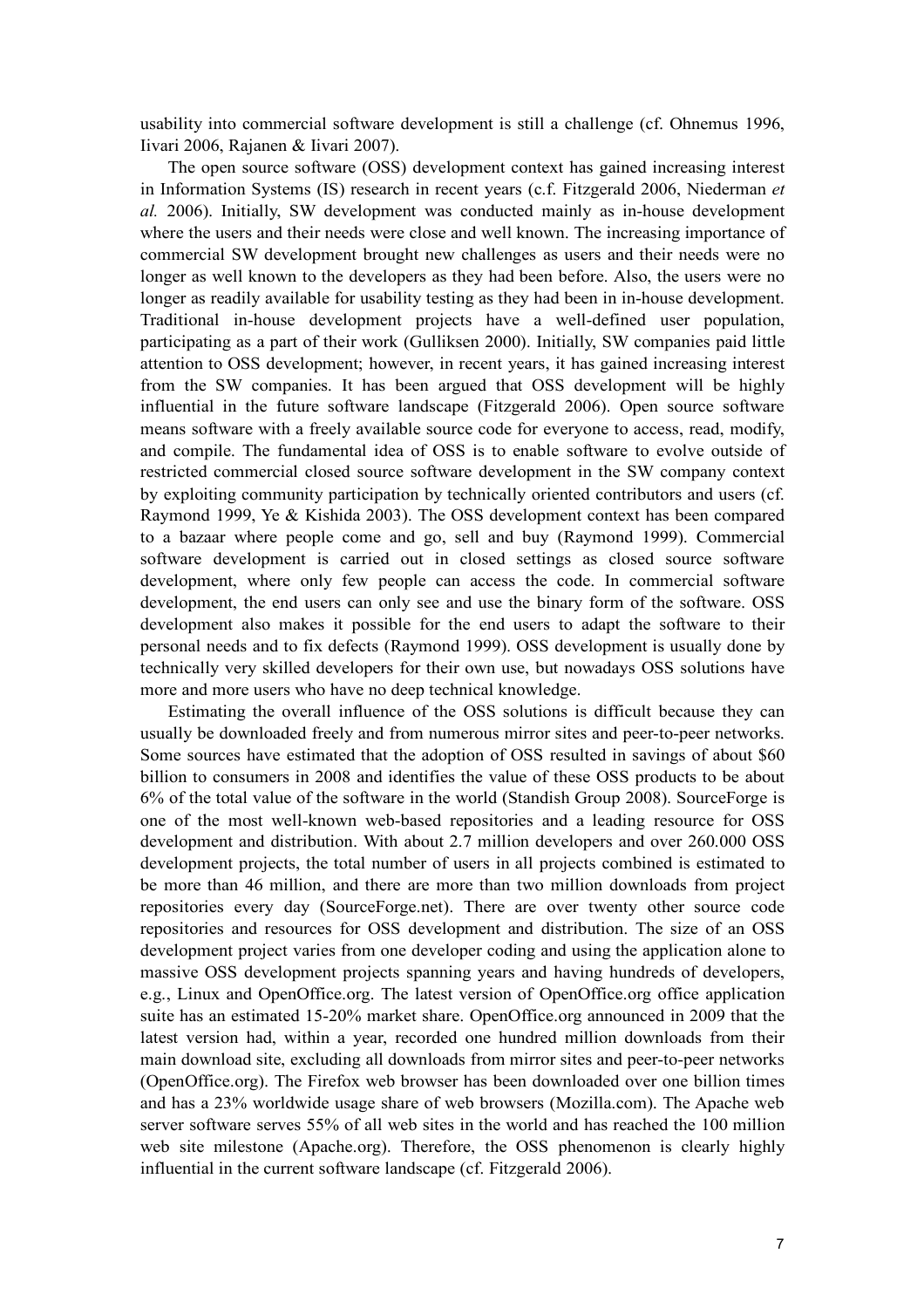usability into commercial software development is still a challenge (cf. Ohnemus 1996, Iivari 2006, Rajanen & Iivari 2007).

The open source software (OSS) development context has gained increasing interest in Information Systems (IS) research in recent years (c.f. Fitzgerald 2006, Niederman *et al.* 2006). Initially, SW development was conducted mainly as in-house development where the users and their needs were close and well known. The increasing importance of commercial SW development brought new challenges as users and their needs were no longer as well known to the developers as they had been before. Also, the users were no longer as readily available for usability testing as they had been in in-house development. Traditional in-house development projects have a well-defined user population, participating as a part of their work (Gulliksen 2000). Initially, SW companies paid little attention to OSS development; however, in recent years, it has gained increasing interest from the SW companies. It has been argued that OSS development will be highly influential in the future software landscape (Fitzgerald 2006). Open source software means software with a freely available source code for everyone to access, read, modify, and compile. The fundamental idea of OSS is to enable software to evolve outside of restricted commercial closed source software development in the SW company context by exploiting community participation by technically oriented contributors and users (cf. Raymond 1999, Ye & Kishida 2003). The OSS development context has been compared to a bazaar where people come and go, sell and buy (Raymond 1999). Commercial software development is carried out in closed settings as closed source software development, where only few people can access the code. In commercial software development, the end users can only see and use the binary form of the software. OSS development also makes it possible for the end users to adapt the software to their personal needs and to fix defects (Raymond 1999). OSS development is usually done by technically very skilled developers for their own use, but nowadays OSS solutions have more and more users who have no deep technical knowledge.

Estimating the overall influence of the OSS solutions is difficult because they can usually be downloaded freely and from numerous mirror sites and peer-to-peer networks. Some sources have estimated that the adoption of OSS resulted in savings of about $60 billion to consumers in 2008 and identifies the value of these OSS products to be about 6% of the total value of the software in the world (Standish Group 2008). SourceForge is one of the most well-known web-based repositories and a leading resource for OSS development and distribution. With about 2.7 million developers and over 260.000 OSS development projects, the total number of users in all projects combined is estimated to be more than 46 million, and there are more than two million downloads from project repositories every day (SourceForge.net). There are over twenty other source code repositories and resources for OSS development and distribution. The size of an OSS development project varies from one developer coding and using the application alone to massive OSS development projects spanning years and having hundreds of developers, e.g., Linux and OpenOffice.org. The latest version of OpenOffice.org office application suite has an estimated 15-20% market share. OpenOffice.org announced in 2009 that the latest version had, within a year, recorded one hundred million downloads from their main download site, excluding all downloads from mirror sites and peer-to-peer networks (OpenOffice.org). The Firefox web browser has been downloaded over one billion times and has a 23% worldwide usage share of web browsers (Mozilla.com). The Apache web server software serves 55% of all web sites in the world and has reached the 100 million web site milestone (Apache.org). Therefore, the OSS phenomenon is clearly highly influential in the current software landscape (cf. Fitzgerald 2006).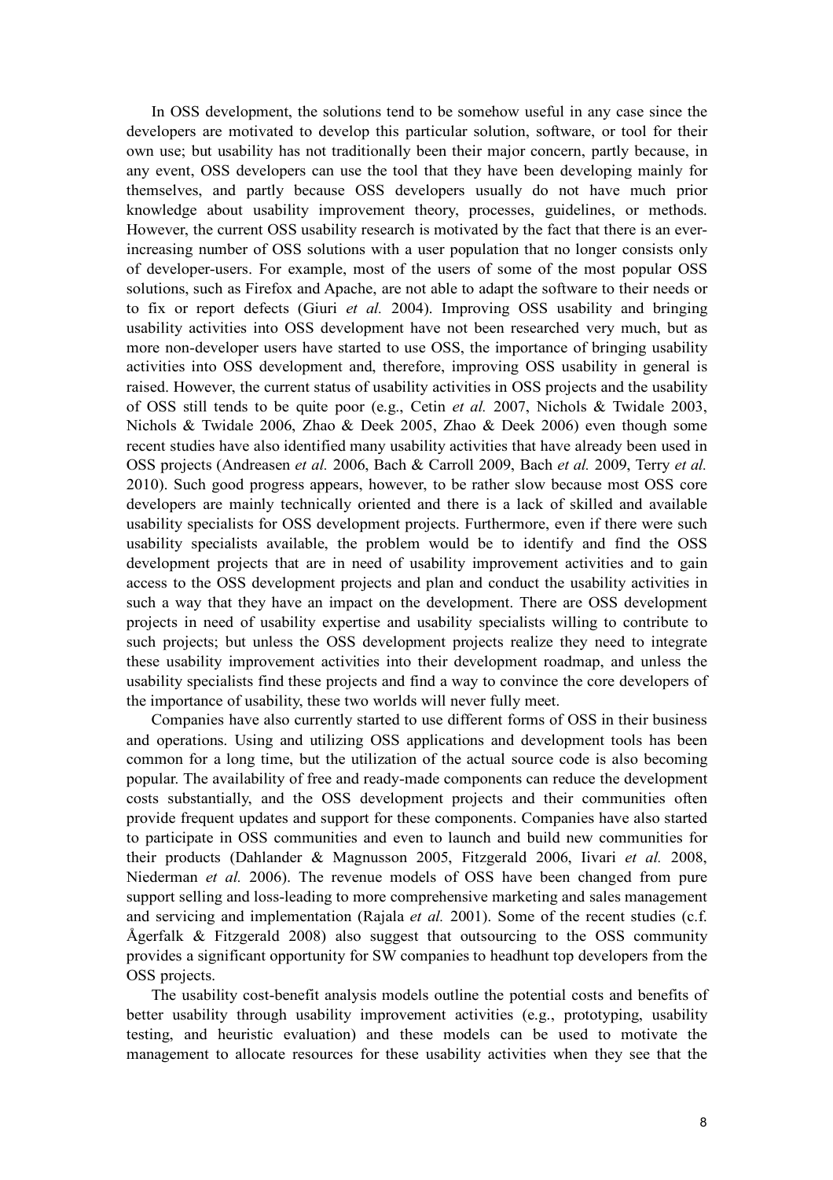In OSS development, the solutions tend to be somehow useful in any case since the developers are motivated to develop this particular solution, software, or tool for their own use; but usability has not traditionally been their major concern, partly because, in any event, OSS developers can use the tool that they have been developing mainly for themselves, and partly because OSS developers usually do not have much prior knowledge about usability improvement theory, processes, guidelines, or methods. However, the current OSS usability research is motivated by the fact that there is an ever-increasing number of OSS solutions with a user population that no longer consists only of developer-users. For example, most of the users of some of the most popular OSS solutions, such as Firefox and Apache, are not able to adapt the software to their needs or to fix or report defects (Giuri *et al.* 2004). Improving OSS usability and bringing usability activities into OSS development have not been researched very much, but as more non-developer users have started to use OSS, the importance of bringing usability activities into OSS development and, therefore, improving OSS usability in general is raised. However, the current status of usability activities in OSS projects and the usability of OSS still tends to be quite poor (e.g., Cetin *et al.* 2007, Nichols & Twidale 2003, Nichols & Twidale 2006, Zhao & Deek 2005, Zhao & Deek 2006) even though some recent studies have also identified many usability activities that have already been used in OSS projects (Andreasen *et al.* 2006, Bach & Carroll 2009, Bach *et al.* 2009, Terry *et al.* 2010). Such good progress appears, however, to be rather slow because most OSS core developers are mainly technically oriented and there is a lack of skilled and available usability specialists for OSS development projects. Furthermore, even if there were such usability specialists available, the problem would be to identify and find the OSS development projects that are in need of usability improvement activities and to gain access to the OSS development projects and plan and conduct the usability activities in such a way that they have an impact on the development. There are OSS development projects in need of usability expertise and usability specialists willing to contribute to such projects; but unless the OSS development projects realize they need to integrate these usability improvement activities into their development roadmap, and unless the usability specialists find these projects and find a way to convince the core developers of the importance of usability, these two worlds will never fully meet.

Companies have also currently started to use different forms of OSS in their business and operations. Using and utilizing OSS applications and development tools has been common for a long time, but the utilization of the actual source code is also becoming popular. The availability of free and ready-made components can reduce the development costs substantially, and the OSS development projects and their communities often provide frequent updates and support for these components. Companies have also started to participate in OSS communities and even to launch and build new communities for their products (Dahlander & Magnusson 2005, Fitzgerald 2006, Iivari *et al.* 2008, Niederman *et al.* 2006). The revenue models of OSS have been changed from pure support selling and loss-leading to more comprehensive marketing and sales management and servicing and implementation (Rajala *et al.* 2001). Some of the recent studies (c.f. Ågerfalk & Fitzgerald 2008) also suggest that outsourcing to the OSS community provides a significant opportunity for SW companies to headhunt top developers from the OSS projects.

The usability cost-benefit analysis models outline the potential costs and benefits of better usability through usability improvement activities (e.g., prototyping, usability testing, and heuristic evaluation) and these models can be used to motivate the management to allocate resources for these usability activities when they see that the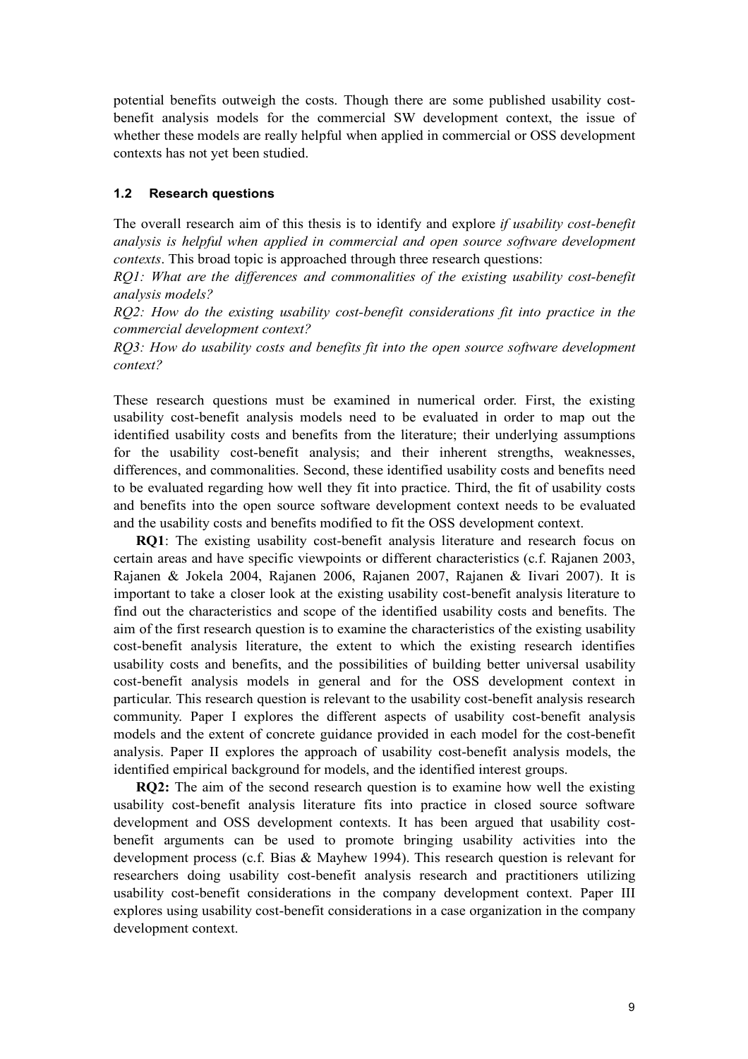potential benefits outweigh the costs. Though there are some published usability cost-benefit analysis models for the commercial SW development context, the issue of whether these models are really helpful when applied in commercial or OSS development contexts has not yet been studied.

### 1.2 Research questions

The overall research aim of this thesis is to identify and explore *if usability cost-benefit analysis is helpful when applied in commercial and open source software development contexts*. This broad topic is approached through three research questions:

*RQ1: What are the differences and commonalities of the existing usability cost-benefit analysis models?*

*RQ2: How do the existing usability cost-benefit considerations fit into practice in the commercial development context?*

*RQ3: How do usability costs and benefits fit into the open source software development context?*

These research questions must be examined in numerical order. First, the existing usability cost-benefit analysis models need to be evaluated in order to map out the identified usability costs and benefits from the literature; their underlying assumptions for the usability cost-benefit analysis; and their inherent strengths, weaknesses, differences, and commonalities. Second, these identified usability costs and benefits need to be evaluated regarding how well they fit into practice. Third, the fit of usability costs and benefits into the open source software development context needs to be evaluated and the usability costs and benefits modified to fit the OSS development context.

**RQ1**: The existing usability cost-benefit analysis literature and research focus on certain areas and have specific viewpoints or different characteristics (c.f. Rajanen 2003, Rajanen & Jokela 2004, Rajanen 2006, Rajanen 2007, Rajanen & Iivari 2007). It is important to take a closer look at the existing usability cost-benefit analysis literature to find out the characteristics and scope of the identified usability costs and benefits. The aim of the first research question is to examine the characteristics of the existing usability cost-benefit analysis literature, the extent to which the existing research identifies usability costs and benefits, and the possibilities of building better universal usability cost-benefit analysis models in general and for the OSS development context in particular. This research question is relevant to the usability cost-benefit analysis research community. Paper I explores the different aspects of usability cost-benefit analysis models and the extent of concrete guidance provided in each model for the cost-benefit analysis. Paper II explores the approach of usability cost-benefit analysis models, the identified empirical background for models, and the identified interest groups.

**RQ2:** The aim of the second research question is to examine how well the existing usability cost-benefit analysis literature fits into practice in closed source software development and OSS development contexts. It has been argued that usability cost-benefit arguments can be used to promote bringing usability activities into the development process (c.f. Bias & Mayhew 1994). This research question is relevant for researchers doing usability cost-benefit analysis research and practitioners utilizing usability cost-benefit considerations in the company development context. Paper III explores using usability cost-benefit considerations in a case organization in the company development context.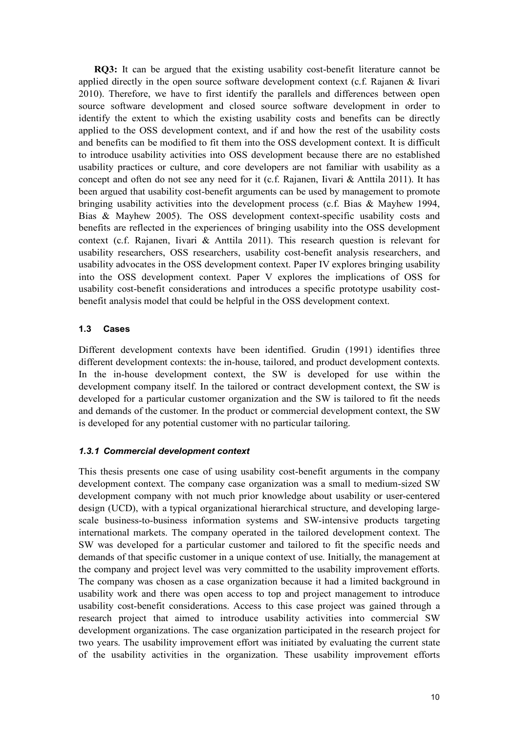**RQ3:** It can be argued that the existing usability cost-benefit literature cannot be applied directly in the open source software development context (c.f. Rajanen & Iivari 2010). Therefore, we have to first identify the parallels and differences between open source software development and closed source software development in order to identify the extent to which the existing usability costs and benefits can be directly applied to the OSS development context, and if and how the rest of the usability costs and benefits can be modified to fit them into the OSS development context. It is difficult to introduce usability activities into OSS development because there are no established usability practices or culture, and core developers are not familiar with usability as a concept and often do not see any need for it (c.f. Rajanen, Iivari & Anttila 2011). It has been argued that usability cost-benefit arguments can be used by management to promote bringing usability activities into the development process (c.f. Bias & Mayhew 1994, Bias & Mayhew 2005). The OSS development context-specific usability costs and benefits are reflected in the experiences of bringing usability into the OSS development context (c.f. Rajanen, Iivari & Anttila 2011). This research question is relevant for usability researchers, OSS researchers, usability cost-benefit analysis researchers, and usability advocates in the OSS development context. Paper IV explores bringing usability into the OSS development context. Paper V explores the implications of OSS for usability cost-benefit considerations and introduces a specific prototype usability cost-benefit analysis model that could be helpful in the OSS development context.

## 1.3 Cases

Different development contexts have been identified. Grudin (1991) identifies three different development contexts: the in-house, tailored, and product development contexts. In the in-house development context, the SW is developed for use within the development company itself. In the tailored or contract development context, the SW is developed for a particular customer organization and the SW is tailored to fit the needs and demands of the customer. In the product or commercial development context, the SW is developed for any potential customer with no particular tailoring.

### *1.3.1 Commercial development context*

This thesis presents one case of using usability cost-benefit arguments in the company development context. The company case organization was a small to medium-sized SW development company with not much prior knowledge about usability or user-centered design (UCD), with a typical organizational hierarchical structure, and developing large-scale business-to-business information systems and SW-intensive products targeting international markets. The company operated in the tailored development context. The SW was developed for a particular customer and tailored to fit the specific needs and demands of that specific customer in a unique context of use. Initially, the management at the company and project level was very committed to the usability improvement efforts. The company was chosen as a case organization because it had a limited background in usability work and there was open access to top and project management to introduce usability cost-benefit considerations. Access to this case project was gained through a research project that aimed to introduce usability activities into commercial SW development organizations. The case organization participated in the research project for two years. The usability improvement effort was initiated by evaluating the current state of the usability activities in the organization. These usability improvement efforts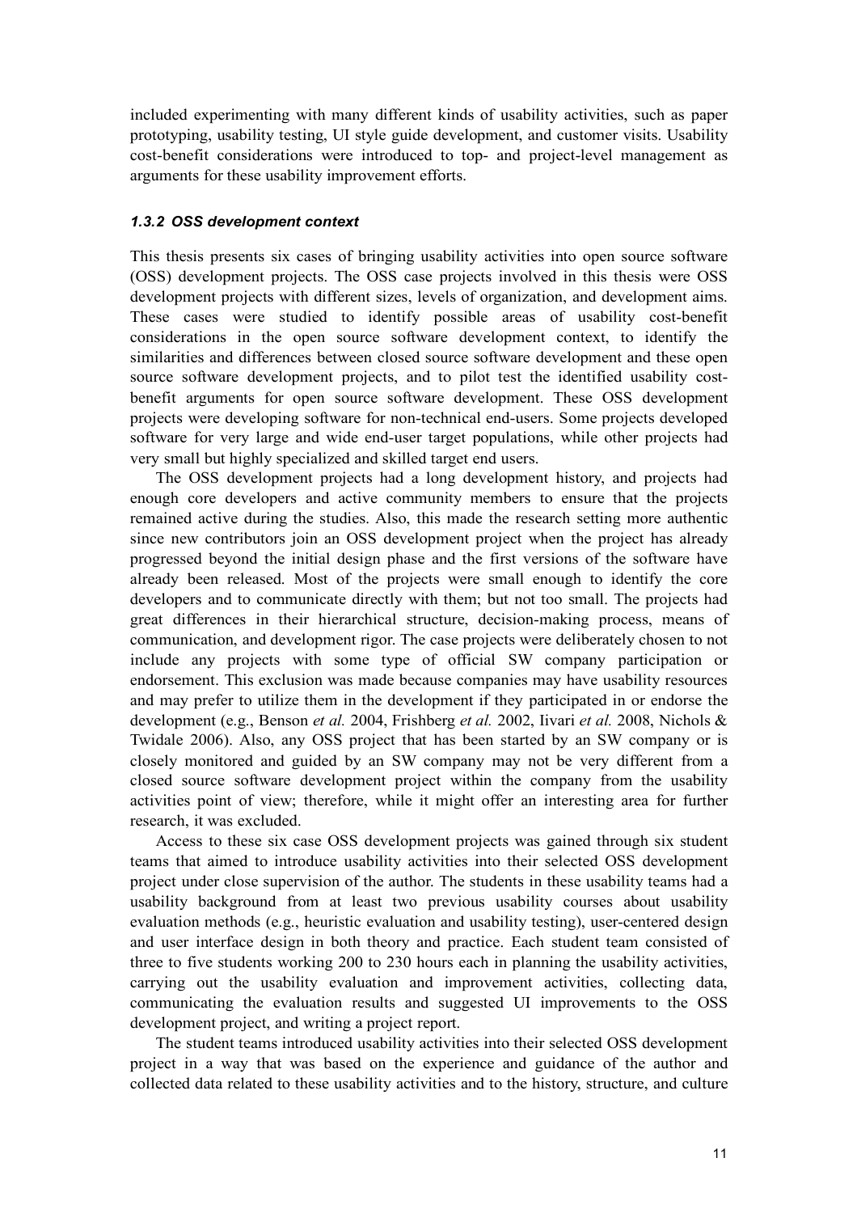included experimenting with many different kinds of usability activities, such as paper prototyping, usability testing, UI style guide development, and customer visits. Usability cost-benefit considerations were introduced to top- and project-level management as arguments for these usability improvement efforts.

### *1.3.2 OSS development context*

This thesis presents six cases of bringing usability activities into open source software (OSS) development projects. The OSS case projects involved in this thesis were OSS development projects with different sizes, levels of organization, and development aims. These cases were studied to identify possible areas of usability cost-benefit considerations in the open source software development context, to identify the similarities and differences between closed source software development and these open source software development projects, and to pilot test the identified usability cost-benefit arguments for open source software development. These OSS development projects were developing software for non-technical end-users. Some projects developed software for very large and wide end-user target populations, while other projects had very small but highly specialized and skilled target end users.

The OSS development projects had a long development history, and projects had enough core developers and active community members to ensure that the projects remained active during the studies. Also, this made the research setting more authentic since new contributors join an OSS development project when the project has already progressed beyond the initial design phase and the first versions of the software have already been released. Most of the projects were small enough to identify the core developers and to communicate directly with them; but not too small. The projects had great differences in their hierarchical structure, decision-making process, means of communication, and development rigor. The case projects were deliberately chosen to not include any projects with some type of official SW company participation or endorsement. This exclusion was made because companies may have usability resources and may prefer to utilize them in the development if they participated in or endorse the development (e.g., Benson *et al.* 2004, Frishberg *et al.* 2002, Iivari *et al.* 2008, Nichols & Twidale 2006). Also, any OSS project that has been started by an SW company or is closely monitored and guided by an SW company may not be very different from a closed source software development project within the company from the usability activities point of view; therefore, while it might offer an interesting area for further research, it was excluded.

Access to these six case OSS development projects was gained through six student teams that aimed to introduce usability activities into their selected OSS development project under close supervision of the author. The students in these usability teams had a usability background from at least two previous usability courses about usability evaluation methods (e.g., heuristic evaluation and usability testing), user-centered design and user interface design in both theory and practice. Each student team consisted of three to five students working 200 to 230 hours each in planning the usability activities, carrying out the usability evaluation and improvement activities, collecting data, communicating the evaluation results and suggested UI improvements to the OSS development project, and writing a project report.

The student teams introduced usability activities into their selected OSS development project in a way that was based on the experience and guidance of the author and collected data related to these usability activities and to the history, structure, and culture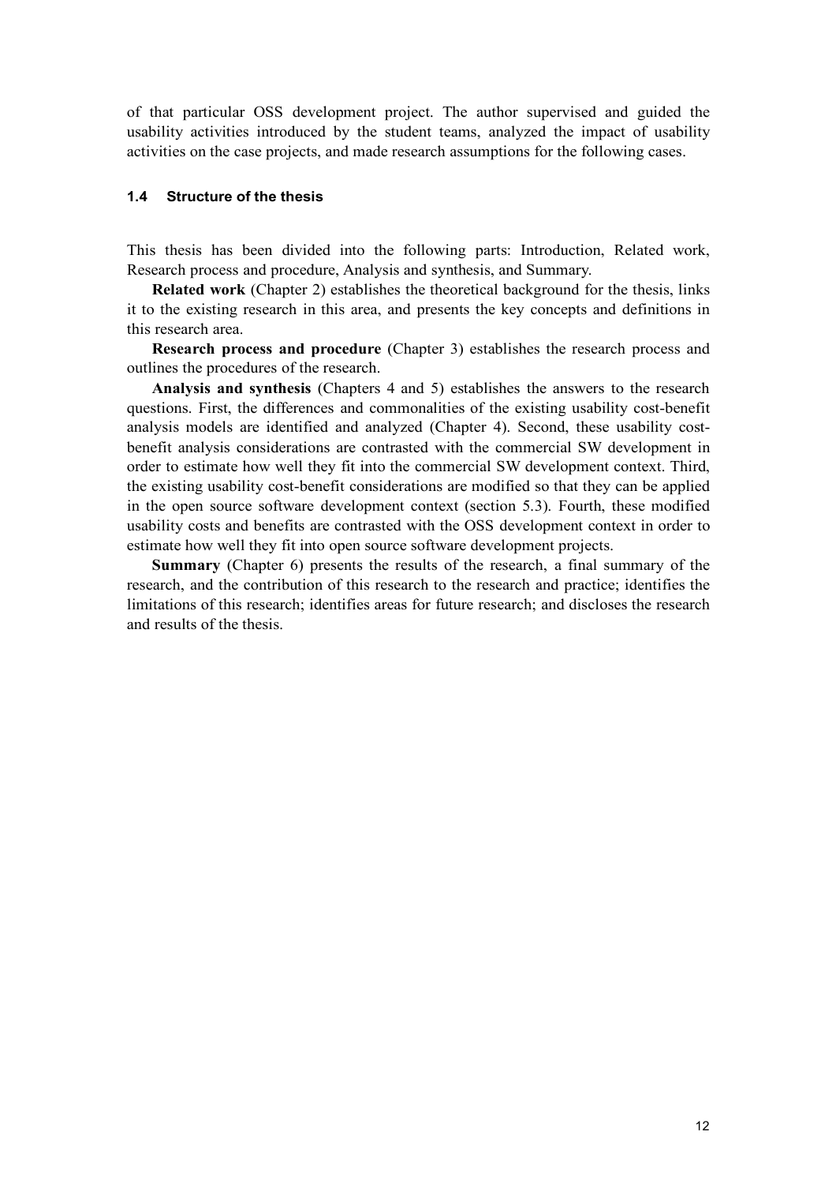of that particular OSS development project. The author supervised and guided the usability activities introduced by the student teams, analyzed the impact of usability activities on the case projects, and made research assumptions for the following cases.

### 1.4 Structure of the thesis

This thesis has been divided into the following parts: Introduction, Related work, Research process and procedure, Analysis and synthesis, and Summary.

**Related work** (Chapter 2) establishes the theoretical background for the thesis, links it to the existing research in this area, and presents the key concepts and definitions in this research area.

**Research process and procedure** (Chapter 3) establishes the research process and outlines the procedures of the research.

**Analysis and synthesis** (Chapters 4 and 5) establishes the answers to the research questions. First, the differences and commonalities of the existing usability cost-benefit analysis models are identified and analyzed (Chapter 4). Second, these usability cost-benefit analysis considerations are contrasted with the commercial SW development in order to estimate how well they fit into the commercial SW development context. Third, the existing usability cost-benefit considerations are modified so that they can be applied in the open source software development context (section 5.3). Fourth, these modified usability costs and benefits are contrasted with the OSS development context in order to estimate how well they fit into open source software development projects.

**Summary** (Chapter 6) presents the results of the research, a final summary of the research, and the contribution of this research to the research and practice; identifies the limitations of this research; identifies areas for future research; and discloses the research and results of the thesis.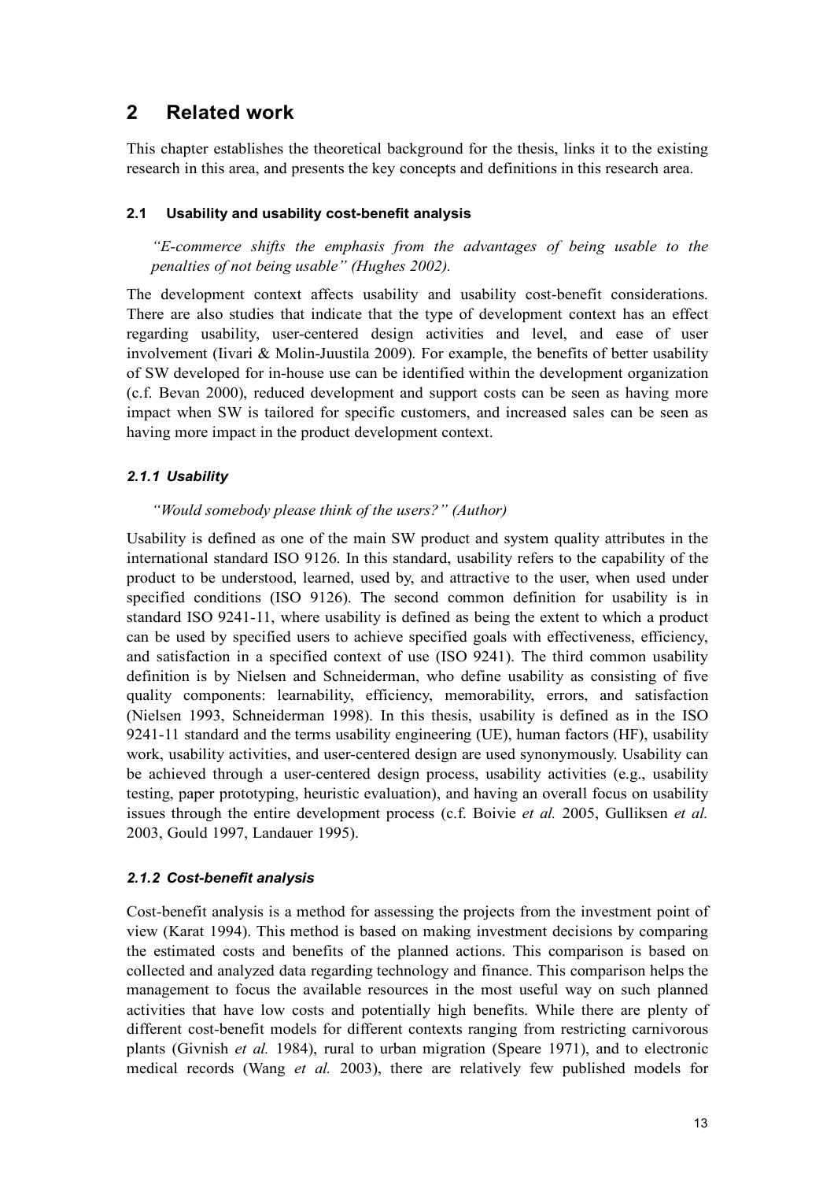# 2 Related work

This chapter establishes the theoretical background for the thesis, links it to the existing research in this area, and presents the key concepts and definitions in this research area.

## 2.1 Usability and usability cost-benefit analysis

> *"E-commerce shifts the emphasis from the advantages of being usable to the penalties of not being usable" (Hughes 2002).*

The development context affects usability and usability cost-benefit considerations. There are also studies that indicate that the type of development context has an effect regarding usability, user-centered design activities and level, and ease of user involvement (Iivari & Molin-Juustila 2009). For example, the benefits of better usability of SW developed for in-house use can be identified within the development organization (c.f. Bevan 2000), reduced development and support costs can be seen as having more impact when SW is tailored for specific customers, and increased sales can be seen as having more impact in the product development context.

### *2.1.1 Usability*

> *"Would somebody please think of the users?" (Author)*

Usability is defined as one of the main SW product and system quality attributes in the international standard ISO 9126. In this standard, usability refers to the capability of the product to be understood, learned, used by, and attractive to the user, when used under specified conditions (ISO 9126). The second common definition for usability is in standard ISO 9241-11, where usability is defined as being the extent to which a product can be used by specified users to achieve specified goals with effectiveness, efficiency, and satisfaction in a specified context of use (ISO 9241). The third common usability definition is by Nielsen and Schneiderman, who define usability as consisting of five quality components: learnability, efficiency, memorability, errors, and satisfaction (Nielsen 1993, Schneiderman 1998). In this thesis, usability is defined as in the ISO 9241-11 standard and the terms usability engineering (UE), human factors (HF), usability work, usability activities, and user-centered design are used synonymously. Usability can be achieved through a user-centered design process, usability activities (e.g., usability testing, paper prototyping, heuristic evaluation), and having an overall focus on usability issues through the entire development process (c.f. Boivie *et al.* 2005, Gulliksen *et al.* 2003, Gould 1997, Landauer 1995).

### *2.1.2 Cost-benefit analysis*

Cost-benefit analysis is a method for assessing the projects from the investment point of view (Karat 1994). This method is based on making investment decisions by comparing the estimated costs and benefits of the planned actions. This comparison is based on collected and analyzed data regarding technology and finance. This comparison helps the management to focus the available resources in the most useful way on such planned activities that have low costs and potentially high benefits. While there are plenty of different cost-benefit models for different contexts ranging from restricting carnivorous plants (Givnish *et al.* 1984), rural to urban migration (Speare 1971), and to electronic medical records (Wang *et al.* 2003), there are relatively few published models for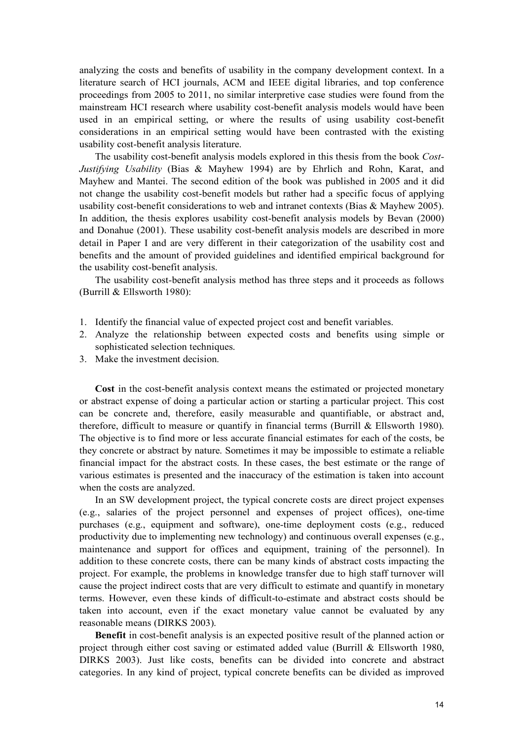analyzing the costs and benefits of usability in the company development context. In a literature search of HCI journals, ACM and IEEE digital libraries, and top conference proceedings from 2005 to 2011, no similar interpretive case studies were found from the mainstream HCI research where usability cost-benefit analysis models would have been used in an empirical setting, or where the results of using usability cost-benefit considerations in an empirical setting would have been contrasted with the existing usability cost-benefit analysis literature.

The usability cost-benefit analysis models explored in this thesis from the book *Cost-Justifying Usability* (Bias & Mayhew 1994) are by Ehrlich and Rohn, Karat, and Mayhew and Mantei. The second edition of the book was published in 2005 and it did not change the usability cost-benefit models but rather had a specific focus of applying usability cost-benefit considerations to web and intranet contexts (Bias & Mayhew 2005). In addition, the thesis explores usability cost-benefit analysis models by Bevan (2000) and Donahue (2001). These usability cost-benefit analysis models are described in more detail in Paper I and are very different in their categorization of the usability cost and benefits and the amount of provided guidelines and identified empirical background for the usability cost-benefit analysis.

The usability cost-benefit analysis method has three steps and it proceeds as follows (Burrill & Ellsworth 1980):

1. Identify the financial value of expected project cost and benefit variables.
2. Analyze the relationship between expected costs and benefits using simple or sophisticated selection techniques.
3. Make the investment decision.

**Cost** in the cost-benefit analysis context means the estimated or projected monetary or abstract expense of doing a particular action or starting a particular project. This cost can be concrete and, therefore, easily measurable and quantifiable, or abstract and, therefore, difficult to measure or quantify in financial terms (Burrill & Ellsworth 1980). The objective is to find more or less accurate financial estimates for each of the costs, be they concrete or abstract by nature. Sometimes it may be impossible to estimate a reliable financial impact for the abstract costs. In these cases, the best estimate or the range of various estimates is presented and the inaccuracy of the estimation is taken into account when the costs are analyzed.

In an SW development project, the typical concrete costs are direct project expenses (e.g., salaries of the project personnel and expenses of project offices), one-time purchases (e.g., equipment and software), one-time deployment costs (e.g., reduced productivity due to implementing new technology) and continuous overall expenses (e.g., maintenance and support for offices and equipment, training of the personnel). In addition to these concrete costs, there can be many kinds of abstract costs impacting the project. For example, the problems in knowledge transfer due to high staff turnover will cause the project indirect costs that are very difficult to estimate and quantify in monetary terms. However, even these kinds of difficult-to-estimate and abstract costs should be taken into account, even if the exact monetary value cannot be evaluated by any reasonable means (DIRKS 2003).

**Benefit** in cost-benefit analysis is an expected positive result of the planned action or project through either cost saving or estimated added value (Burrill & Ellsworth 1980, DIRKS 2003). Just like costs, benefits can be divided into concrete and abstract categories. In any kind of project, typical concrete benefits can be divided as improved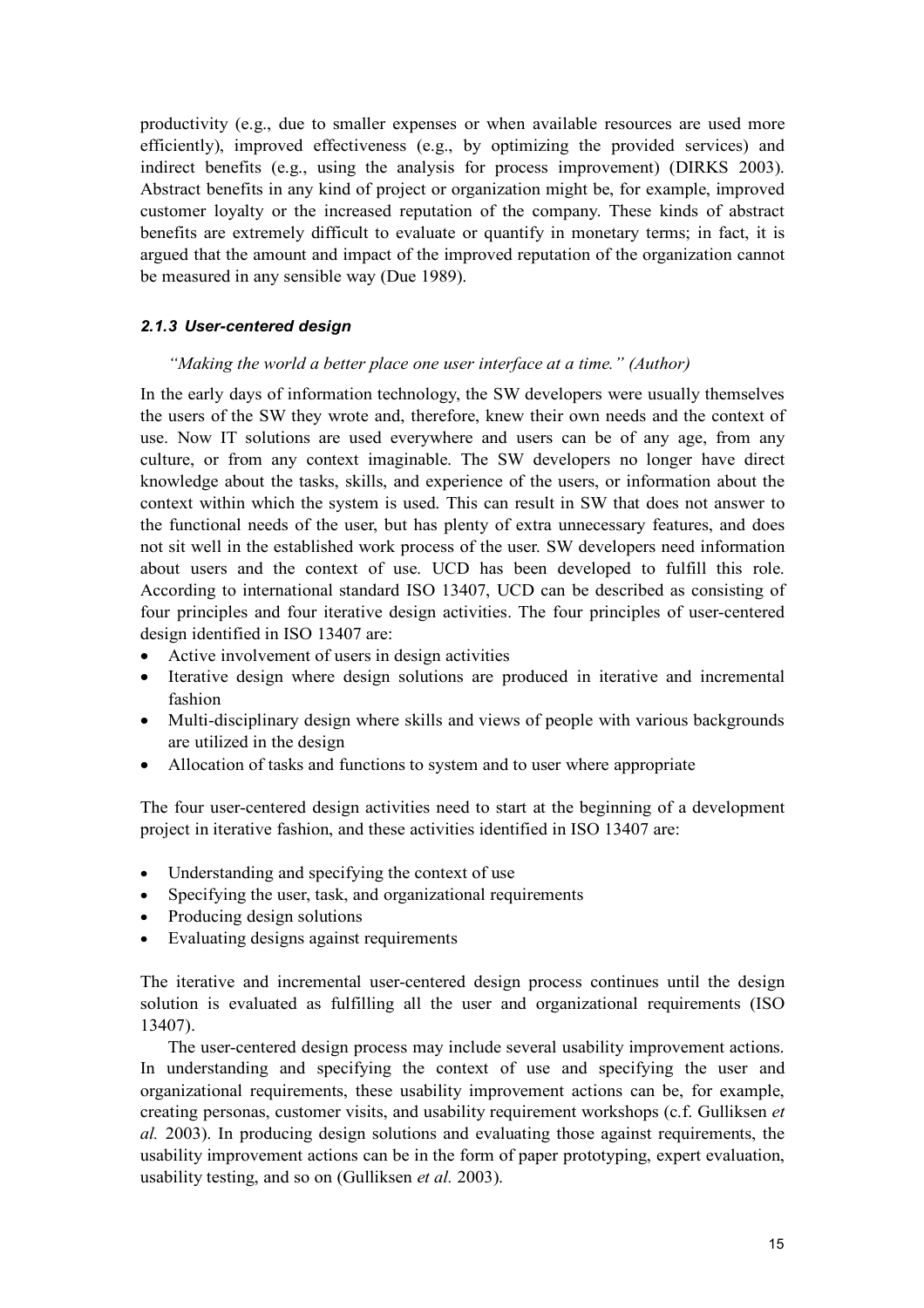productivity (e.g., due to smaller expenses or when available resources are used more efficiently), improved effectiveness (e.g., by optimizing the provided services) and indirect benefits (e.g., using the analysis for process improvement) (DIRKS 2003). Abstract benefits in any kind of project or organization might be, for example, improved customer loyalty or the increased reputation of the company. These kinds of abstract benefits are extremely difficult to evaluate or quantify in monetary terms; in fact, it is argued that the amount and impact of the improved reputation of the organization cannot be measured in any sensible way (Due 1989).

### *2.1.3 User-centered design*

*"Making the world a better place one user interface at a time." (Author)*

In the early days of information technology, the SW developers were usually themselves the users of the SW they wrote and, therefore, knew their own needs and the context of use. Now IT solutions are used everywhere and users can be of any age, from any culture, or from any context imaginable. The SW developers no longer have direct knowledge about the tasks, skills, and experience of the users, or information about the context within which the system is used. This can result in SW that does not answer to the functional needs of the user, but has plenty of extra unnecessary features, and does not sit well in the established work process of the user. SW developers need information about users and the context of use. UCD has been developed to fulfill this role. According to international standard ISO 13407, UCD can be described as consisting of four principles and four iterative design activities. The four principles of user-centered design identified in ISO 13407 are:

- Active involvement of users in design activities
- Iterative design where design solutions are produced in iterative and incremental fashion
- Multi-disciplinary design where skills and views of people with various backgrounds are utilized in the design
- Allocation of tasks and functions to system and to user where appropriate

The four user-centered design activities need to start at the beginning of a development project in iterative fashion, and these activities identified in ISO 13407 are:

- Understanding and specifying the context of use
- Specifying the user, task, and organizational requirements
- Producing design solutions
- Evaluating designs against requirements

The iterative and incremental user-centered design process continues until the design solution is evaluated as fulfilling all the user and organizational requirements (ISO 13407).

The user-centered design process may include several usability improvement actions. In understanding and specifying the context of use and specifying the user and organizational requirements, these usability improvement actions can be, for example, creating personas, customer visits, and usability requirement workshops (c.f. Gulliksen *et al.* 2003). In producing design solutions and evaluating those against requirements, the usability improvement actions can be in the form of paper prototyping, expert evaluation, usability testing, and so on (Gulliksen *et al.* 2003).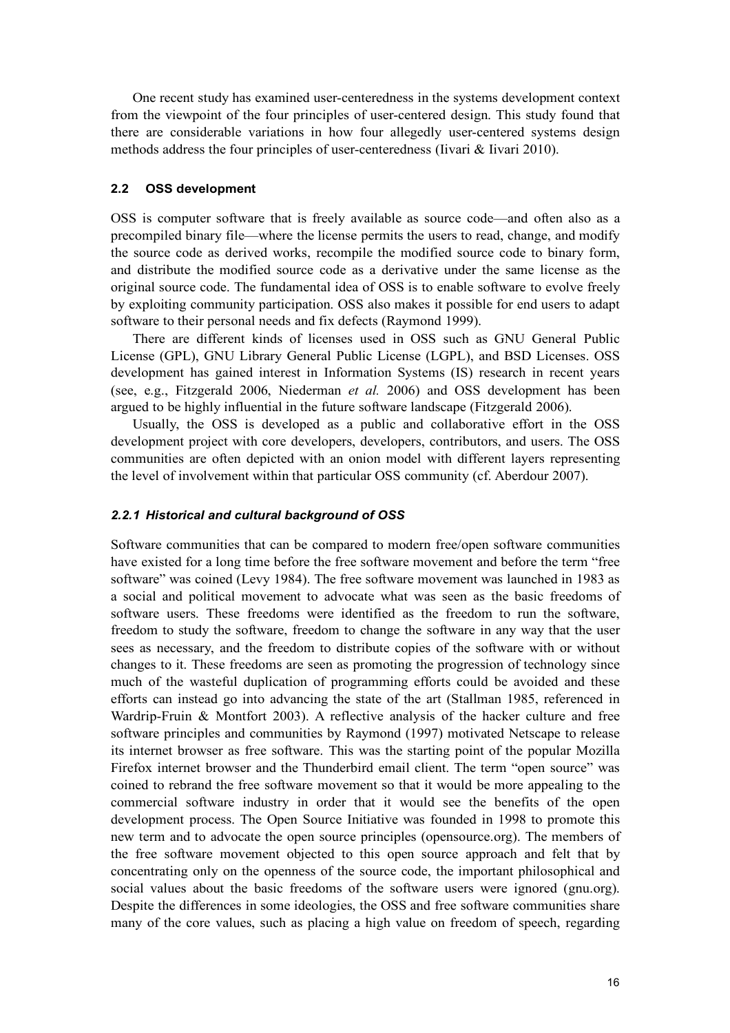One recent study has examined user-centeredness in the systems development context from the viewpoint of the four principles of user-centered design. This study found that there are considerable variations in how four allegedly user-centered systems design methods address the four principles of user-centeredness (Iivari & Iivari 2010).

## 2.2 OSS development

OSS is computer software that is freely available as source code—and often also as a precompiled binary file—where the license permits the users to read, change, and modify the source code as derived works, recompile the modified source code to binary form, and distribute the modified source code as a derivative under the same license as the original source code. The fundamental idea of OSS is to enable software to evolve freely by exploiting community participation. OSS also makes it possible for end users to adapt software to their personal needs and fix defects (Raymond 1999).

There are different kinds of licenses used in OSS such as GNU General Public License (GPL), GNU Library General Public License (LGPL), and BSD Licenses. OSS development has gained interest in Information Systems (IS) research in recent years (see, e.g., Fitzgerald 2006, Niederman *et al.* 2006) and OSS development has been argued to be highly influential in the future software landscape (Fitzgerald 2006).

Usually, the OSS is developed as a public and collaborative effort in the OSS development project with core developers, developers, contributors, and users. The OSS communities are often depicted with an onion model with different layers representing the level of involvement within that particular OSS community (cf. Aberdour 2007).

### *2.2.1 Historical and cultural background of OSS*

Software communities that can be compared to modern free/open software communities have existed for a long time before the free software movement and before the term "free software" was coined (Levy 1984). The free software movement was launched in 1983 as a social and political movement to advocate what was seen as the basic freedoms of software users. These freedoms were identified as the freedom to run the software, freedom to study the software, freedom to change the software in any way that the user sees as necessary, and the freedom to distribute copies of the software with or without changes to it. These freedoms are seen as promoting the progression of technology since much of the wasteful duplication of programming efforts could be avoided and these efforts can instead go into advancing the state of the art (Stallman 1985, referenced in Wardrip-Fruin & Montfort 2003). A reflective analysis of the hacker culture and free software principles and communities by Raymond (1997) motivated Netscape to release its internet browser as free software. This was the starting point of the popular Mozilla Firefox internet browser and the Thunderbird email client. The term "open source" was coined to rebrand the free software movement so that it would be more appealing to the commercial software industry in order that it would see the benefits of the open development process. The Open Source Initiative was founded in 1998 to promote this new term and to advocate the open source principles (opensource.org). The members of the free software movement objected to this open source approach and felt that by concentrating only on the openness of the source code, the important philosophical and social values about the basic freedoms of the software users were ignored (gnu.org). Despite the differences in some ideologies, the OSS and free software communities share many of the core values, such as placing a high value on freedom of speech, regarding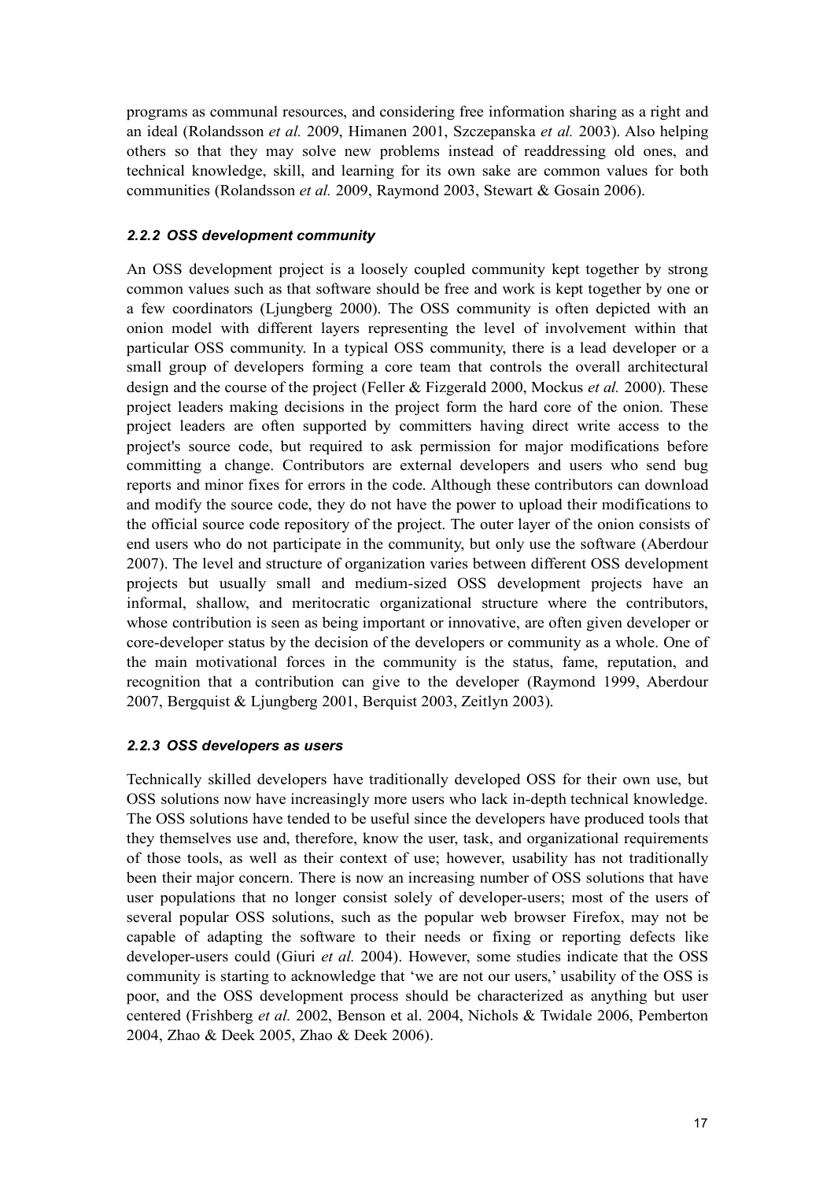programs as communal resources, and considering free information sharing as a right and an ideal (Rolandsson *et al.* 2009, Himanen 2001, Szczepanska *et al.* 2003). Also helping others so that they may solve new problems instead of readdressing old ones, and technical knowledge, skill, and learning for its own sake are common values for both communities (Rolandsson *et al.* 2009, Raymond 2003, Stewart & Gosain 2006).

### *2.2.2 OSS development community*

An OSS development project is a loosely coupled community kept together by strong common values such as that software should be free and work is kept together by one or a few coordinators (Ljungberg 2000). The OSS community is often depicted with an onion model with different layers representing the level of involvement within that particular OSS community. In a typical OSS community, there is a lead developer or a small group of developers forming a core team that controls the overall architectural design and the course of the project (Feller & Fizgerald 2000, Mockus *et al.* 2000). These project leaders making decisions in the project form the hard core of the onion. These project leaders are often supported by committers having direct write access to the project's source code, but required to ask permission for major modifications before committing a change. Contributors are external developers and users who send bug reports and minor fixes for errors in the code. Although these contributors can download and modify the source code, they do not have the power to upload their modifications to the official source code repository of the project. The outer layer of the onion consists of end users who do not participate in the community, but only use the software (Aberdour 2007). The level and structure of organization varies between different OSS development projects but usually small and medium-sized OSS development projects have an informal, shallow, and meritocratic organizational structure where the contributors, whose contribution is seen as being important or innovative, are often given developer or core-developer status by the decision of the developers or community as a whole. One of the main motivational forces in the community is the status, fame, reputation, and recognition that a contribution can give to the developer (Raymond 1999, Aberdour 2007, Bergquist & Ljungberg 2001, Berquist 2003, Zeitlyn 2003).

### *2.2.3 OSS developers as users*

Technically skilled developers have traditionally developed OSS for their own use, but OSS solutions now have increasingly more users who lack in-depth technical knowledge. The OSS solutions have tended to be useful since the developers have produced tools that they themselves use and, therefore, know the user, task, and organizational requirements of those tools, as well as their context of use; however, usability has not traditionally been their major concern. There is now an increasing number of OSS solutions that have user populations that no longer consist solely of developer-users; most of the users of several popular OSS solutions, such as the popular web browser Firefox, may not be capable of adapting the software to their needs or fixing or reporting defects like developer-users could (Giuri *et al.* 2004). However, some studies indicate that the OSS community is starting to acknowledge that 'we are not our users,' usability of the OSS is poor, and the OSS development process should be characterized as anything but user centered (Frishberg *et al.* 2002, Benson et al. 2004, Nichols & Twidale 2006, Pemberton 2004, Zhao & Deek 2005, Zhao & Deek 2006).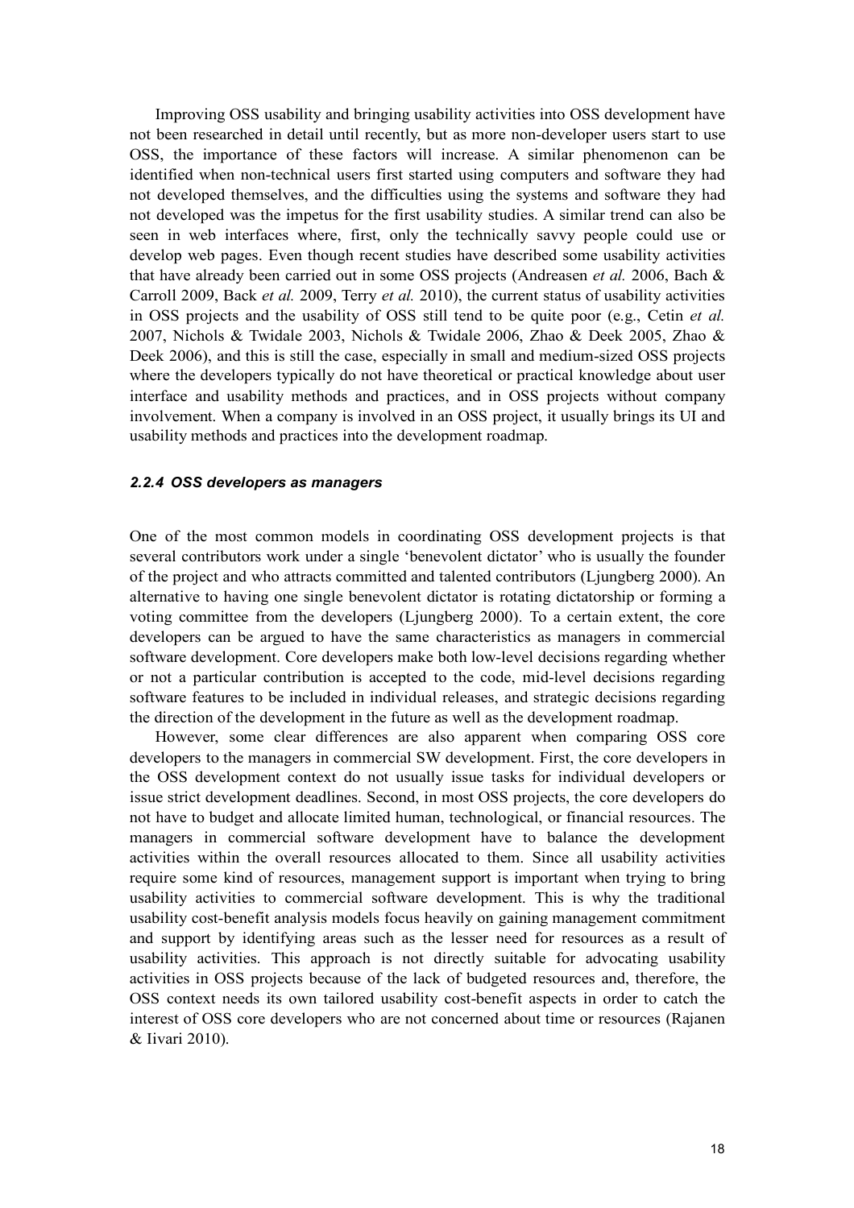Improving OSS usability and bringing usability activities into OSS development have not been researched in detail until recently, but as more non-developer users start to use OSS, the importance of these factors will increase. A similar phenomenon can be identified when non-technical users first started using computers and software they had not developed themselves, and the difficulties using the systems and software they had not developed was the impetus for the first usability studies. A similar trend can also be seen in web interfaces where, first, only the technically savvy people could use or develop web pages. Even though recent studies have described some usability activities that have already been carried out in some OSS projects (Andreasen *et al.* 2006, Bach & Carroll 2009, Back *et al.* 2009, Terry *et al.* 2010), the current status of usability activities in OSS projects and the usability of OSS still tend to be quite poor (e.g., Cetin *et al.* 2007, Nichols & Twidale 2003, Nichols & Twidale 2006, Zhao & Deek 2005, Zhao & Deek 2006), and this is still the case, especially in small and medium-sized OSS projects where the developers typically do not have theoretical or practical knowledge about user interface and usability methods and practices, and in OSS projects without company involvement. When a company is involved in an OSS project, it usually brings its UI and usability methods and practices into the development roadmap.

#### *2.2.4 OSS developers as managers*

One of the most common models in coordinating OSS development projects is that several contributors work under a single 'benevolent dictator' who is usually the founder of the project and who attracts committed and talented contributors (Ljungberg 2000). An alternative to having one single benevolent dictator is rotating dictatorship or forming a voting committee from the developers (Ljungberg 2000). To a certain extent, the core developers can be argued to have the same characteristics as managers in commercial software development. Core developers make both low-level decisions regarding whether or not a particular contribution is accepted to the code, mid-level decisions regarding software features to be included in individual releases, and strategic decisions regarding the direction of the development in the future as well as the development roadmap.

However, some clear differences are also apparent when comparing OSS core developers to the managers in commercial SW development. First, the core developers in the OSS development context do not usually issue tasks for individual developers or issue strict development deadlines. Second, in most OSS projects, the core developers do not have to budget and allocate limited human, technological, or financial resources. The managers in commercial software development have to balance the development activities within the overall resources allocated to them. Since all usability activities require some kind of resources, management support is important when trying to bring usability activities to commercial software development. This is why the traditional usability cost-benefit analysis models focus heavily on gaining management commitment and support by identifying areas such as the lesser need for resources as a result of usability activities. This approach is not directly suitable for advocating usability activities in OSS projects because of the lack of budgeted resources and, therefore, the OSS context needs its own tailored usability cost-benefit aspects in order to catch the interest of OSS core developers who are not concerned about time or resources (Rajanen & Iivari 2010).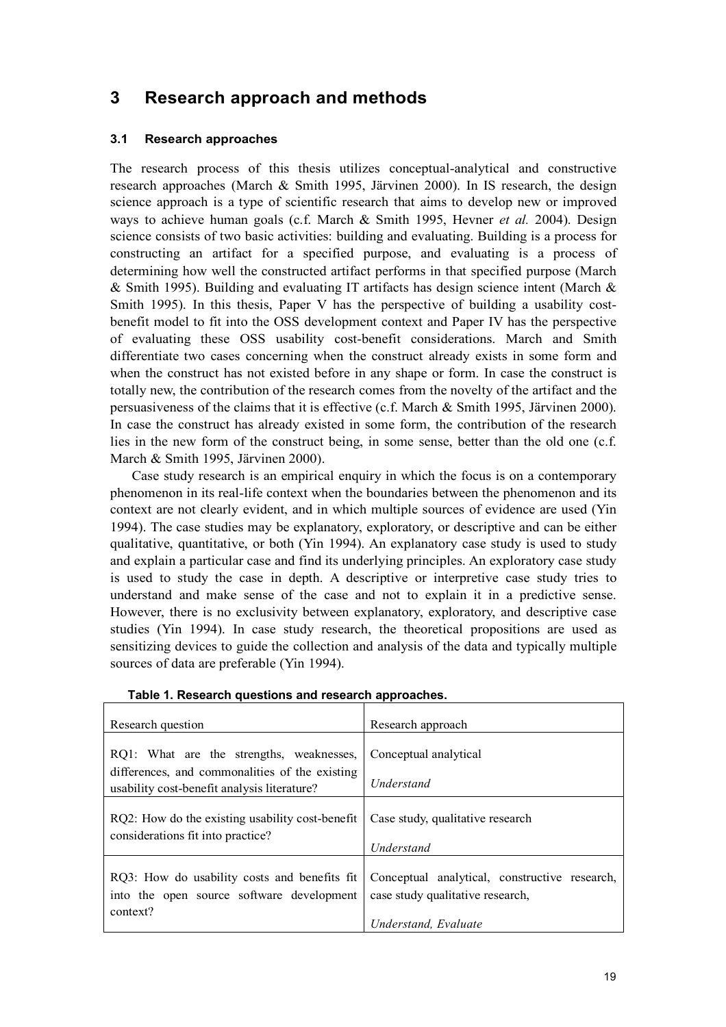# 3 Research approach and methods

## 3.1 Research approaches

The research process of this thesis utilizes conceptual-analytical and constructive research approaches (March & Smith 1995, Järvinen 2000). In IS research, the design science approach is a type of scientific research that aims to develop new or improved ways to achieve human goals (c.f. March & Smith 1995, Hevner *et al.* 2004). Design science consists of two basic activities: building and evaluating. Building is a process for constructing an artifact for a specified purpose, and evaluating is a process of determining how well the constructed artifact performs in that specified purpose (March & Smith 1995). Building and evaluating IT artifacts has design science intent (March & Smith 1995). In this thesis, Paper V has the perspective of building a usability cost-benefit model to fit into the OSS development context and Paper IV has the perspective of evaluating these OSS usability cost-benefit considerations. March and Smith differentiate two cases concerning when the construct already exists in some form and when the construct has not existed before in any shape or form. In case the construct is totally new, the contribution of the research comes from the novelty of the artifact and the persuasiveness of the claims that it is effective (c.f. March & Smith 1995, Järvinen 2000). In case the construct has already existed in some form, the contribution of the research lies in the new form of the construct being, in some sense, better than the old one (c.f. March & Smith 1995, Järvinen 2000).

Case study research is an empirical enquiry in which the focus is on a contemporary phenomenon in its real-life context when the boundaries between the phenomenon and its context are not clearly evident, and in which multiple sources of evidence are used (Yin 1994). The case studies may be explanatory, exploratory, or descriptive and can be either qualitative, quantitative, or both (Yin 1994). An explanatory case study is used to study and explain a particular case and find its underlying principles. An exploratory case study is used to study the case in depth. A descriptive or interpretive case study tries to understand and make sense of the case and not to explain it in a predictive sense. However, there is no exclusivity between explanatory, exploratory, and descriptive case studies (Yin 1994). In case study research, the theoretical propositions are used as sensitizing devices to guide the collection and analysis of the data and typically multiple sources of data are preferable (Yin 1994).

**Table 1. Research questions and research approaches.**

| Research question | Research approach |
|---|---|
| RQ1: What are the strengths, weaknesses, differences, and commonalities of the existing usability cost-benefit analysis literature? | Conceptual analytical<br>*Understand* |
| RQ2: How do the existing usability cost-benefit considerations fit into practice? | Case study, qualitative research<br>*Understand* |
| RQ3: How do usability costs and benefits fit into the open source software development context? | Conceptual analytical, constructive research, case study qualitative research,<br>*Understand, Evaluate* |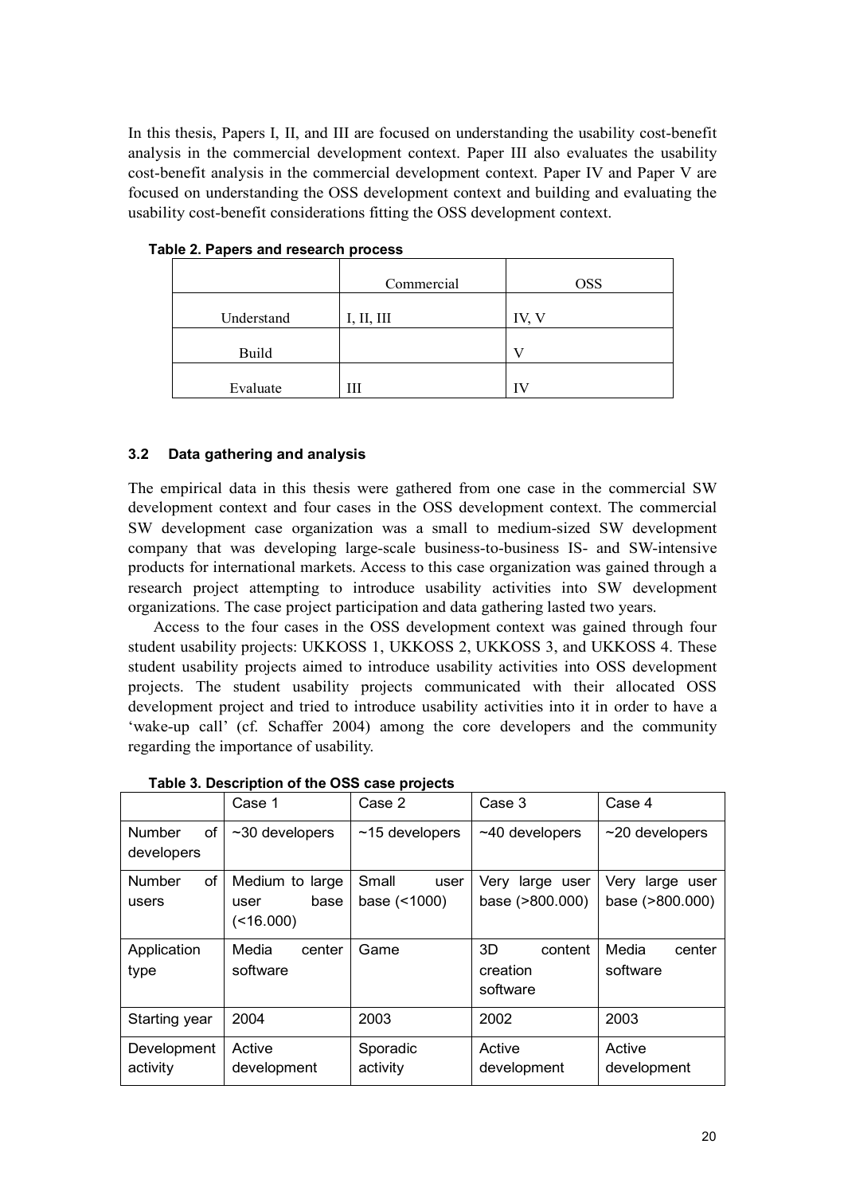In this thesis, Papers I, II, and III are focused on understanding the usability cost-benefit analysis in the commercial development context. Paper III also evaluates the usability cost-benefit analysis in the commercial development context. Paper IV and Paper V are focused on understanding the OSS development context and building and evaluating the usability cost-benefit considerations fitting the OSS development context.

**Table 2. Papers and research process**

| | Commercial | OSS |
|---|---|---|
| Understand | I, II, III | IV, V |
| Build | | V |
| Evaluate | III | IV |

### 3.2 Data gathering and analysis

The empirical data in this thesis were gathered from one case in the commercial SW development context and four cases in the OSS development context. The commercial SW development case organization was a small to medium-sized SW development company that was developing large-scale business-to-business IS- and SW-intensive products for international markets. Access to this case organization was gained through a research project attempting to introduce usability activities into SW development organizations. The case project participation and data gathering lasted two years.

Access to the four cases in the OSS development context was gained through four student usability projects: UKKOSS 1, UKKOSS 2, UKKOSS 3, and UKKOSS 4. These student usability projects aimed to introduce usability activities into OSS development projects. The student usability projects communicated with their allocated OSS development project and tried to introduce usability activities into it in order to have a 'wake-up call' (cf. Schaffer 2004) among the core developers and the community regarding the importance of usability.

**Table 3. Description of the OSS case projects**

| | Case 1 | Case 2 | Case 3 | Case 4 |
|---|---|---|---|---|
| Number of developers | ~30 developers | ~15 developers | ~40 developers | ~20 developers |
| Number of users | Medium to large user base (<16.000) | Small user base (<1000) | Very large user base (>800.000) | Very large user base (>800.000) |
| Application type | Media center software | Game | 3D content creation software | Media center software |
| Starting year | 2004 | 2003 | 2002 | 2003 |
| Development activity | Active development | Sporadic activity | Active development | Active development |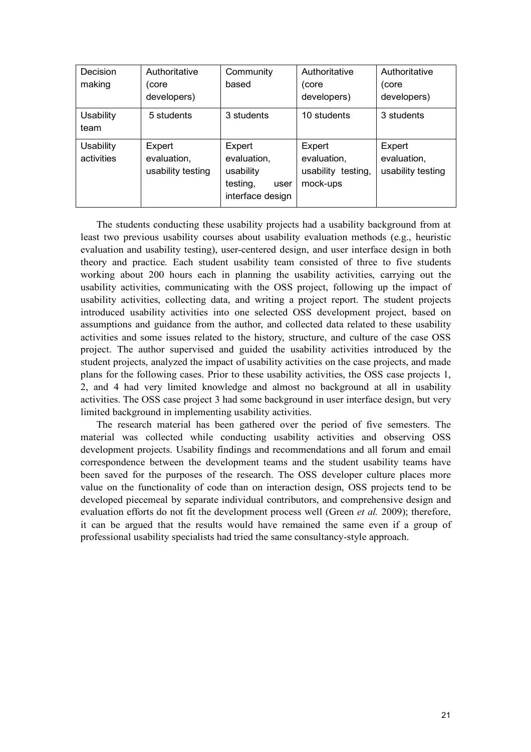| | | | | |
|---|---|---|---|---|
| Decision making | Authoritative (core developers) | Community based | Authoritative (core developers) | Authoritative (core developers) |
| Usability team | 5 students | 3 students | 10 students | 3 students |
| Usability activities | Expert evaluation, usability testing | Expert evaluation, usability testing, user interface design | Expert evaluation, usability testing, mock-ups | Expert evaluation, usability testing |

The students conducting these usability projects had a usability background from at least two previous usability courses about usability evaluation methods (e.g., heuristic evaluation and usability testing), user-centered design, and user interface design in both theory and practice. Each student usability team consisted of three to five students working about 200 hours each in planning the usability activities, carrying out the usability activities, communicating with the OSS project, following up the impact of usability activities, collecting data, and writing a project report. The student projects introduced usability activities into one selected OSS development project, based on assumptions and guidance from the author, and collected data related to these usability activities and some issues related to the history, structure, and culture of the case OSS project. The author supervised and guided the usability activities introduced by the student projects, analyzed the impact of usability activities on the case projects, and made plans for the following cases. Prior to these usability activities, the OSS case projects 1, 2, and 4 had very limited knowledge and almost no background at all in usability activities. The OSS case project 3 had some background in user interface design, but very limited background in implementing usability activities.

The research material has been gathered over the period of five semesters. The material was collected while conducting usability activities and observing OSS development projects. Usability findings and recommendations and all forum and email correspondence between the development teams and the student usability teams have been saved for the purposes of the research. The OSS developer culture places more value on the functionality of code than on interaction design, OSS projects tend to be developed piecemeal by separate individual contributors, and comprehensive design and evaluation efforts do not fit the development process well (Green *et al.* 2009); therefore, it can be argued that the results would have remained the same even if a group of professional usability specialists had tried the same consultancy-style approach.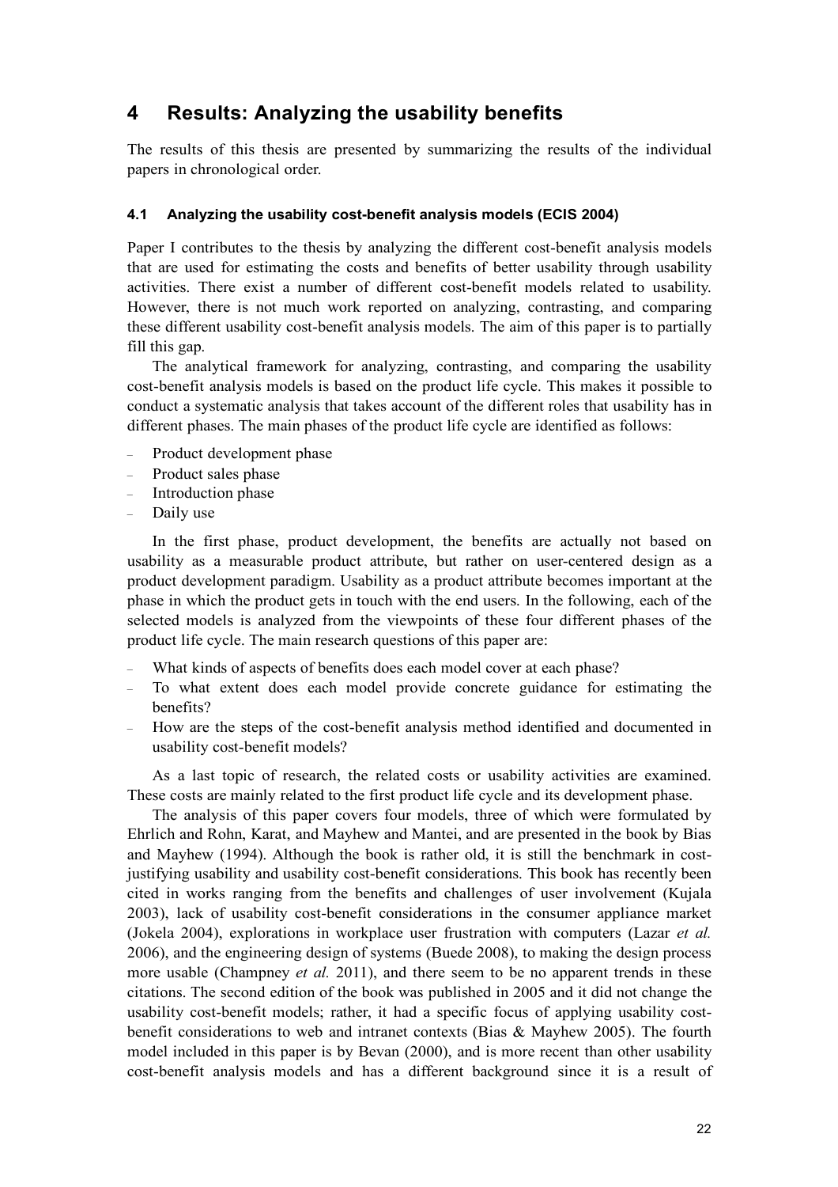# 4 Results: Analyzing the usability benefits

The results of this thesis are presented by summarizing the results of the individual papers in chronological order.

### 4.1 Analyzing the usability cost-benefit analysis models (ECIS 2004)

Paper I contributes to the thesis by analyzing the different cost-benefit analysis models that are used for estimating the costs and benefits of better usability through usability activities. There exist a number of different cost-benefit models related to usability. However, there is not much work reported on analyzing, contrasting, and comparing these different usability cost-benefit analysis models. The aim of this paper is to partially fill this gap.

The analytical framework for analyzing, contrasting, and comparing the usability cost-benefit analysis models is based on the product life cycle. This makes it possible to conduct a systematic analysis that takes account of the different roles that usability has in different phases. The main phases of the product life cycle are identified as follows:

- Product development phase
- Product sales phase
- Introduction phase
- Daily use

In the first phase, product development, the benefits are actually not based on usability as a measurable product attribute, but rather on user-centered design as a product development paradigm. Usability as a product attribute becomes important at the phase in which the product gets in touch with the end users. In the following, each of the selected models is analyzed from the viewpoints of these four different phases of the product life cycle. The main research questions of this paper are:

- What kinds of aspects of benefits does each model cover at each phase?
- To what extent does each model provide concrete guidance for estimating the benefits?
- How are the steps of the cost-benefit analysis method identified and documented in usability cost-benefit models?

As a last topic of research, the related costs or usability activities are examined. These costs are mainly related to the first product life cycle and its development phase.

The analysis of this paper covers four models, three of which were formulated by Ehrlich and Rohn, Karat, and Mayhew and Mantei, and are presented in the book by Bias and Mayhew (1994). Although the book is rather old, it is still the benchmark in cost-justifying usability and usability cost-benefit considerations. This book has recently been cited in works ranging from the benefits and challenges of user involvement (Kujala 2003), lack of usability cost-benefit considerations in the consumer appliance market (Jokela 2004), explorations in workplace user frustration with computers (Lazar *et al.* 2006), and the engineering design of systems (Buede 2008), to making the design process more usable (Champney *et al.* 2011), and there seem to be no apparent trends in these citations. The second edition of the book was published in 2005 and it did not change the usability cost-benefit models; rather, it had a specific focus of applying usability cost-benefit considerations to web and intranet contexts (Bias & Mayhew 2005). The fourth model included in this paper is by Bevan (2000), and is more recent than other usability cost-benefit analysis models and has a different background since it is a result of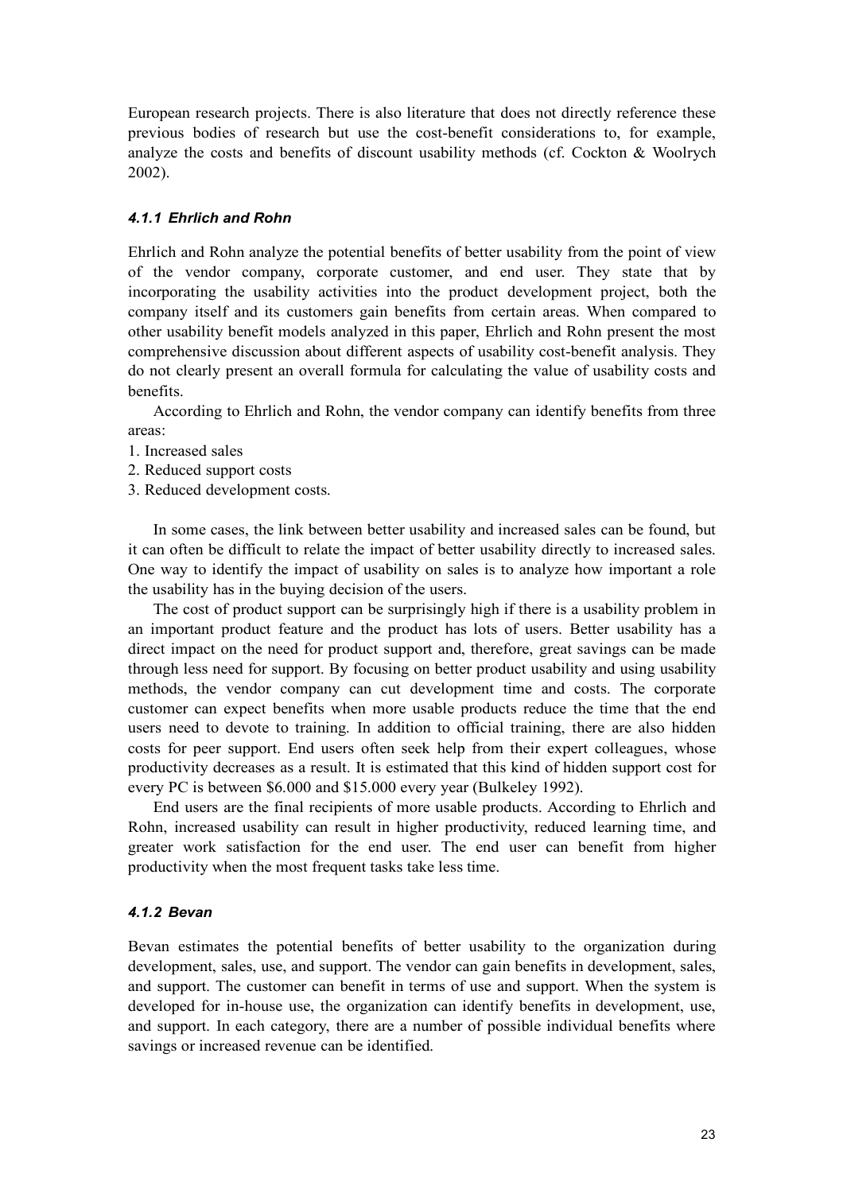European research projects. There is also literature that does not directly reference these previous bodies of research but use the cost-benefit considerations to, for example, analyze the costs and benefits of discount usability methods (cf. Cockton & Woolrych 2002).

#### *4.1.1 Ehrlich and Rohn*

Ehrlich and Rohn analyze the potential benefits of better usability from the point of view of the vendor company, corporate customer, and end user. They state that by incorporating the usability activities into the product development project, both the company itself and its customers gain benefits from certain areas. When compared to other usability benefit models analyzed in this paper, Ehrlich and Rohn present the most comprehensive discussion about different aspects of usability cost-benefit analysis. They do not clearly present an overall formula for calculating the value of usability costs and benefits.

According to Ehrlich and Rohn, the vendor company can identify benefits from three areas:

1. Increased sales
2. Reduced support costs
3. Reduced development costs.

In some cases, the link between better usability and increased sales can be found, but it can often be difficult to relate the impact of better usability directly to increased sales. One way to identify the impact of usability on sales is to analyze how important a role the usability has in the buying decision of the users.

The cost of product support can be surprisingly high if there is a usability problem in an important product feature and the product has lots of users. Better usability has a direct impact on the need for product support and, therefore, great savings can be made through less need for support. By focusing on better product usability and using usability methods, the vendor company can cut development time and costs. The corporate customer can expect benefits when more usable products reduce the time that the end users need to devote to training. In addition to official training, there are also hidden costs for peer support. End users often seek help from their expert colleagues, whose productivity decreases as a result. It is estimated that this kind of hidden support cost for every PC is between \$6.000 and \$15.000 every year (Bulkeley 1992).

End users are the final recipients of more usable products. According to Ehrlich and Rohn, increased usability can result in higher productivity, reduced learning time, and greater work satisfaction for the end user. The end user can benefit from higher productivity when the most frequent tasks take less time.

#### *4.1.2 Bevan*

Bevan estimates the potential benefits of better usability to the organization during development, sales, use, and support. The vendor can gain benefits in development, sales, and support. The customer can benefit in terms of use and support. When the system is developed for in-house use, the organization can identify benefits in development, use, and support. In each category, there are a number of possible individual benefits where savings or increased revenue can be identified.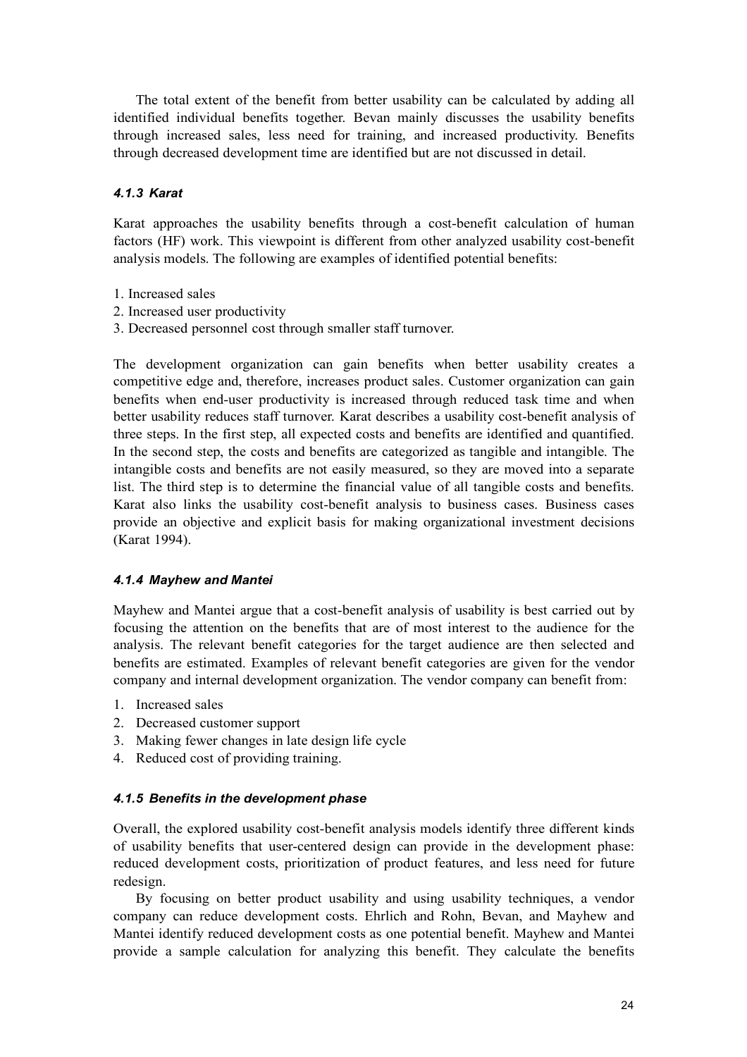The total extent of the benefit from better usability can be calculated by adding all identified individual benefits together. Bevan mainly discusses the usability benefits through increased sales, less need for training, and increased productivity. Benefits through decreased development time are identified but are not discussed in detail.

#### *4.1.3 Karat*

Karat approaches the usability benefits through a cost-benefit calculation of human factors (HF) work. This viewpoint is different from other analyzed usability cost-benefit analysis models. The following are examples of identified potential benefits:

1. Increased sales
2. Increased user productivity
3. Decreased personnel cost through smaller staff turnover.

The development organization can gain benefits when better usability creates a competitive edge and, therefore, increases product sales. Customer organization can gain benefits when end-user productivity is increased through reduced task time and when better usability reduces staff turnover. Karat describes a usability cost-benefit analysis of three steps. In the first step, all expected costs and benefits are identified and quantified. In the second step, the costs and benefits are categorized as tangible and intangible. The intangible costs and benefits are not easily measured, so they are moved into a separate list. The third step is to determine the financial value of all tangible costs and benefits. Karat also links the usability cost-benefit analysis to business cases. Business cases provide an objective and explicit basis for making organizational investment decisions (Karat 1994).

#### *4.1.4 Mayhew and Mantei*

Mayhew and Mantei argue that a cost-benefit analysis of usability is best carried out by focusing the attention on the benefits that are of most interest to the audience for the analysis. The relevant benefit categories for the target audience are then selected and benefits are estimated. Examples of relevant benefit categories are given for the vendor company and internal development organization. The vendor company can benefit from:

1. Increased sales
2. Decreased customer support
3. Making fewer changes in late design life cycle
4. Reduced cost of providing training.

#### *4.1.5 Benefits in the development phase*

Overall, the explored usability cost-benefit analysis models identify three different kinds of usability benefits that user-centered design can provide in the development phase: reduced development costs, prioritization of product features, and less need for future redesign.

By focusing on better product usability and using usability techniques, a vendor company can reduce development costs. Ehrlich and Rohn, Bevan, and Mayhew and Mantei identify reduced development costs as one potential benefit. Mayhew and Mantei provide a sample calculation for analyzing this benefit. They calculate the benefits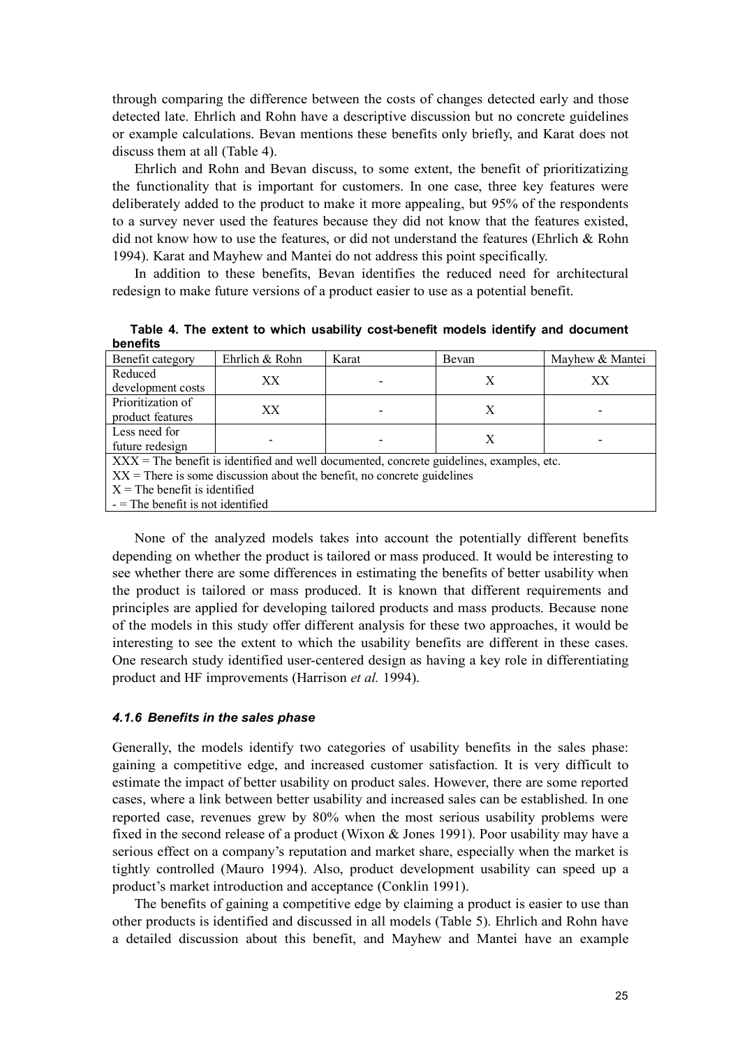through comparing the difference between the costs of changes detected early and those detected late. Ehrlich and Rohn have a descriptive discussion but no concrete guidelines or example calculations. Bevan mentions these benefits only briefly, and Karat does not discuss them at all (Table 4).

Ehrlich and Rohn and Bevan discuss, to some extent, the benefit of prioritizatizing the functionality that is important for customers. In one case, three key features were deliberately added to the product to make it more appealing, but 95% of the respondents to a survey never used the features because they did not know that the features existed, did not know how to use the features, or did not understand the features (Ehrlich & Rohn 1994). Karat and Mayhew and Mantei do not address this point specifically.

In addition to these benefits, Bevan identifies the reduced need for architectural redesign to make future versions of a product easier to use as a potential benefit.

**Table 4. The extent to which usability cost-benefit models identify and document benefits**

| Benefit category | Ehrlich & Rohn | Karat | Bevan | Mayhew & Mantei |
|---|---|---|---|---|
| Reduced development costs | XX | - | X | XX |
| Prioritization of product features | XX | - | X | - |
| Less need for future redesign | - | - | X | - |

XXX = The benefit is identified and well documented, concrete guidelines, examples, etc.
XX = There is some discussion about the benefit, no concrete guidelines
X = The benefit is identified
- = The benefit is not identified

None of the analyzed models takes into account the potentially different benefits depending on whether the product is tailored or mass produced. It would be interesting to see whether there are some differences in estimating the benefits of better usability when the product is tailored or mass produced. It is known that different requirements and principles are applied for developing tailored products and mass products. Because none of the models in this study offer different analysis for these two approaches, it would be interesting to see the extent to which the usability benefits are different in these cases. One research study identified user-centered design as having a key role in differentiating product and HF improvements (Harrison *et al.* 1994).

#### *4.1.6 Benefits in the sales phase*

Generally, the models identify two categories of usability benefits in the sales phase: gaining a competitive edge, and increased customer satisfaction. It is very difficult to estimate the impact of better usability on product sales. However, there are some reported cases, where a link between better usability and increased sales can be established. In one reported case, revenues grew by 80% when the most serious usability problems were fixed in the second release of a product (Wixon & Jones 1991). Poor usability may have a serious effect on a company's reputation and market share, especially when the market is tightly controlled (Mauro 1994). Also, product development usability can speed up a product's market introduction and acceptance (Conklin 1991).

The benefits of gaining a competitive edge by claiming a product is easier to use than other products is identified and discussed in all models (Table 5). Ehrlich and Rohn have a detailed discussion about this benefit, and Mayhew and Mantei have an example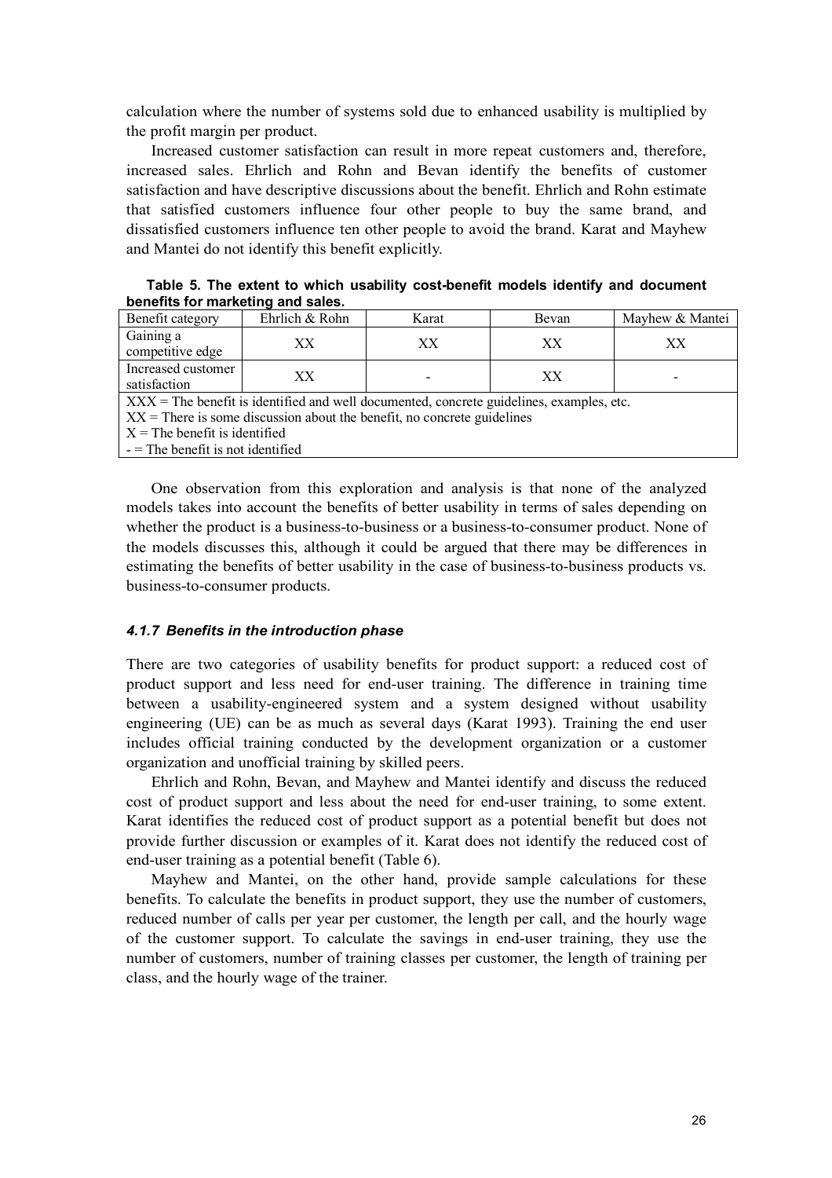calculation where the number of systems sold due to enhanced usability is multiplied by the profit margin per product.

Increased customer satisfaction can result in more repeat customers and, therefore, increased sales. Ehrlich and Rohn and Bevan identify the benefits of customer satisfaction and have descriptive discussions about the benefit. Ehrlich and Rohn estimate that satisfied customers influence four other people to buy the same brand, and dissatisfied customers influence ten other people to avoid the brand. Karat and Mayhew and Mantei do not identify this benefit explicitly.

**Table 5. The extent to which usability cost-benefit models identify and document benefits for marketing and sales.**

| Benefit category | Ehrlich & Rohn | Karat | Bevan | Mayhew & Mantei |
|---|---|---|---|---|
| Gaining a competitive edge | XX | XX | XX | XX |
| Increased customer satisfaction | XX | - | XX | - |

XXX = The benefit is identified and well documented, concrete guidelines, examples, etc.
XX = There is some discussion about the benefit, no concrete guidelines
X = The benefit is identified
- = The benefit is not identified

One observation from this exploration and analysis is that none of the analyzed models takes into account the benefits of better usability in terms of sales depending on whether the product is a business-to-business or a business-to-consumer product. None of the models discusses this, although it could be argued that there may be differences in estimating the benefits of better usability in the case of business-to-business products vs. business-to-consumer products.

#### *4.1.7 Benefits in the introduction phase*

There are two categories of usability benefits for product support: a reduced cost of product support and less need for end-user training. The difference in training time between a usability-engineered system and a system designed without usability engineering (UE) can be as much as several days (Karat 1993). Training the end user includes official training conducted by the development organization or a customer organization and unofficial training by skilled peers.

Ehrlich and Rohn, Bevan, and Mayhew and Mantei identify and discuss the reduced cost of product support and less about the need for end-user training, to some extent. Karat identifies the reduced cost of product support as a potential benefit but does not provide further discussion or examples of it. Karat does not identify the reduced cost of end-user training as a potential benefit (Table 6).

Mayhew and Mantei, on the other hand, provide sample calculations for these benefits. To calculate the benefits in product support, they use the number of customers, reduced number of calls per year per customer, the length per call, and the hourly wage of the customer support. To calculate the savings in end-user training, they use the number of customers, number of training classes per customer, the length of training per class, and the hourly wage of the trainer.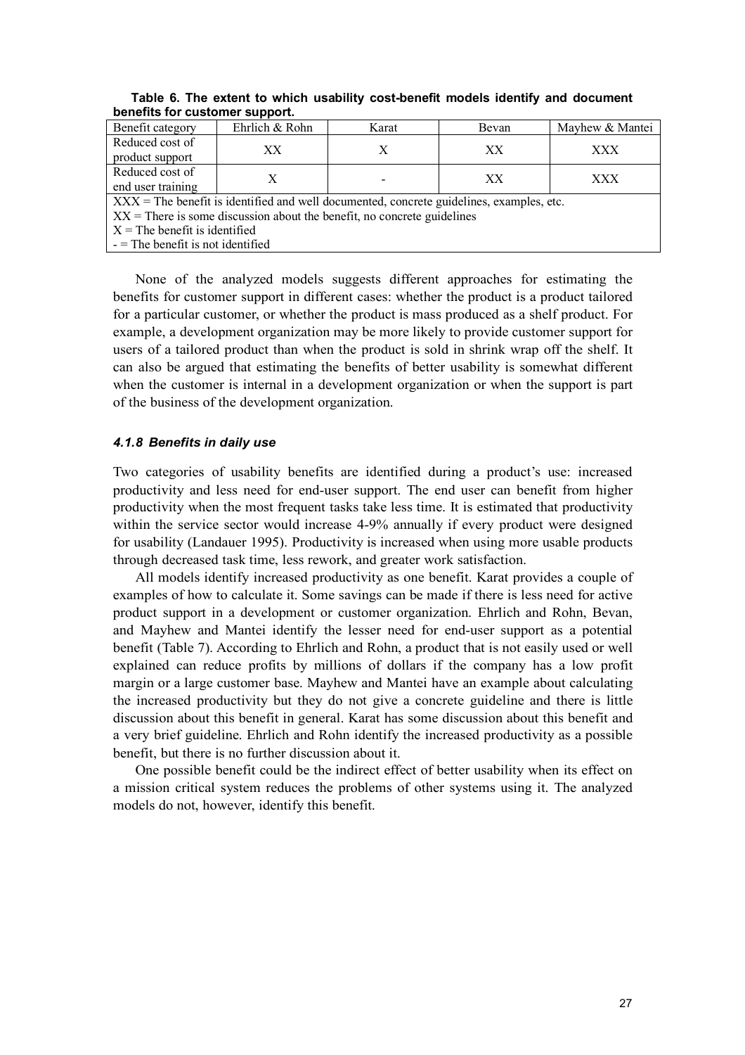**Table 6. The extent to which usability cost-benefit models identify and document benefits for customer support.**

| Benefit category | Ehrlich & Rohn | Karat | Bevan | Mayhew & Mantei |
|---|---|---|---|---|
| Reduced cost of product support | XX | X | XX | XXX |
| Reduced cost of end user training | X | - | XX | XXX |

XXX = The benefit is identified and well documented, concrete guidelines, examples, etc.
XX = There is some discussion about the benefit, no concrete guidelines
X = The benefit is identified
- = The benefit is not identified

None of the analyzed models suggests different approaches for estimating the benefits for customer support in different cases: whether the product is a product tailored for a particular customer, or whether the product is mass produced as a shelf product. For example, a development organization may be more likely to provide customer support for users of a tailored product than when the product is sold in shrink wrap off the shelf. It can also be argued that estimating the benefits of better usability is somewhat different when the customer is internal in a development organization or when the support is part of the business of the development organization.

#### *4.1.8 Benefits in daily use*

Two categories of usability benefits are identified during a product's use: increased productivity and less need for end-user support. The end user can benefit from higher productivity when the most frequent tasks take less time. It is estimated that productivity within the service sector would increase 4-9% annually if every product were designed for usability (Landauer 1995). Productivity is increased when using more usable products through decreased task time, less rework, and greater work satisfaction.

All models identify increased productivity as one benefit. Karat provides a couple of examples of how to calculate it. Some savings can be made if there is less need for active product support in a development or customer organization. Ehrlich and Rohn, Bevan, and Mayhew and Mantei identify the lesser need for end-user support as a potential benefit (Table 7). According to Ehrlich and Rohn, a product that is not easily used or well explained can reduce profits by millions of dollars if the company has a low profit margin or a large customer base. Mayhew and Mantei have an example about calculating the increased productivity but they do not give a concrete guideline and there is little discussion about this benefit in general. Karat has some discussion about this benefit and a very brief guideline. Ehrlich and Rohn identify the increased productivity as a possible benefit, but there is no further discussion about it.

One possible benefit could be the indirect effect of better usability when its effect on a mission critical system reduces the problems of other systems using it. The analyzed models do not, however, identify this benefit.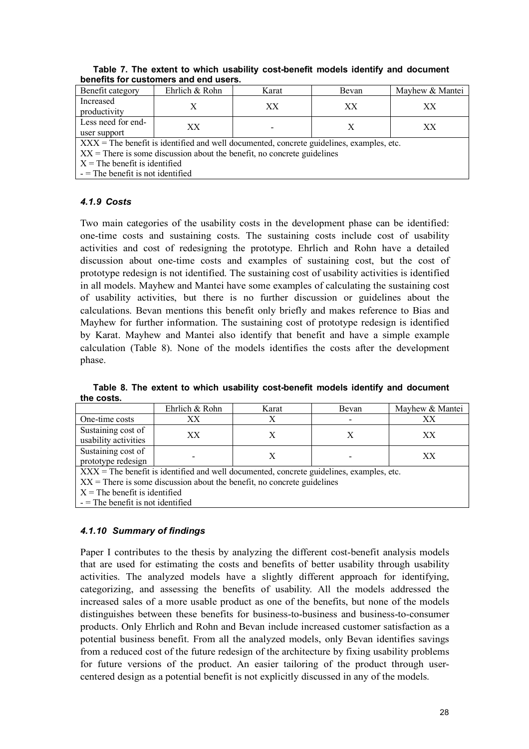**Table 7. The extent to which usability cost-benefit models identify and document benefits for customers and end users.**

| Benefit category | Ehrlich & Rohn | Karat | Bevan | Mayhew & Mantei |
|---|---|---|---|---|
| Increased productivity | X | XX | XX | XX |
| Less need for end-user support | XX | - | X | XX |

XXX = The benefit is identified and well documented, concrete guidelines, examples, etc.
XX = There is some discussion about the benefit, no concrete guidelines
X = The benefit is identified
- = The benefit is not identified

#### *4.1.9 Costs*

Two main categories of the usability costs in the development phase can be identified: one-time costs and sustaining costs. The sustaining costs include cost of usability activities and cost of redesigning the prototype. Ehrlich and Rohn have a detailed discussion about one-time costs and examples of sustaining cost, but the cost of prototype redesign is not identified. The sustaining cost of usability activities is identified in all models. Mayhew and Mantei have some examples of calculating the sustaining cost of usability activities, but there is no further discussion or guidelines about the calculations. Bevan mentions this benefit only briefly and makes reference to Bias and Mayhew for further information. The sustaining cost of prototype redesign is identified by Karat. Mayhew and Mantei also identify that benefit and have a simple example calculation (Table 8). None of the models identifies the costs after the development phase.

**Table 8. The extent to which usability cost-benefit models identify and document the costs.**

| | Ehrlich & Rohn | Karat | Bevan | Mayhew & Mantei |
|---|---|---|---|---|
| One-time costs | XX | X | - | XX |
| Sustaining cost of usability activities | XX | X | X | XX |
| Sustaining cost of prototype redesign | - | X | - | XX |

XXX = The benefit is identified and well documented, concrete guidelines, examples, etc.
XX = There is some discussion about the benefit, no concrete guidelines
X = The benefit is identified
- = The benefit is not identified

#### *4.1.10 Summary of findings*

Paper I contributes to the thesis by analyzing the different cost-benefit analysis models that are used for estimating the costs and benefits of better usability through usability activities. The analyzed models have a slightly different approach for identifying, categorizing, and assessing the benefits of usability. All the models addressed the increased sales of a more usable product as one of the benefits, but none of the models distinguishes between these benefits for business-to-business and business-to-consumer products. Only Ehrlich and Rohn and Bevan include increased customer satisfaction as a potential business benefit. From all the analyzed models, only Bevan identifies savings from a reduced cost of the future redesign of the architecture by fixing usability problems for future versions of the product. An easier tailoring of the product through user-centered design as a potential benefit is not explicitly discussed in any of the models.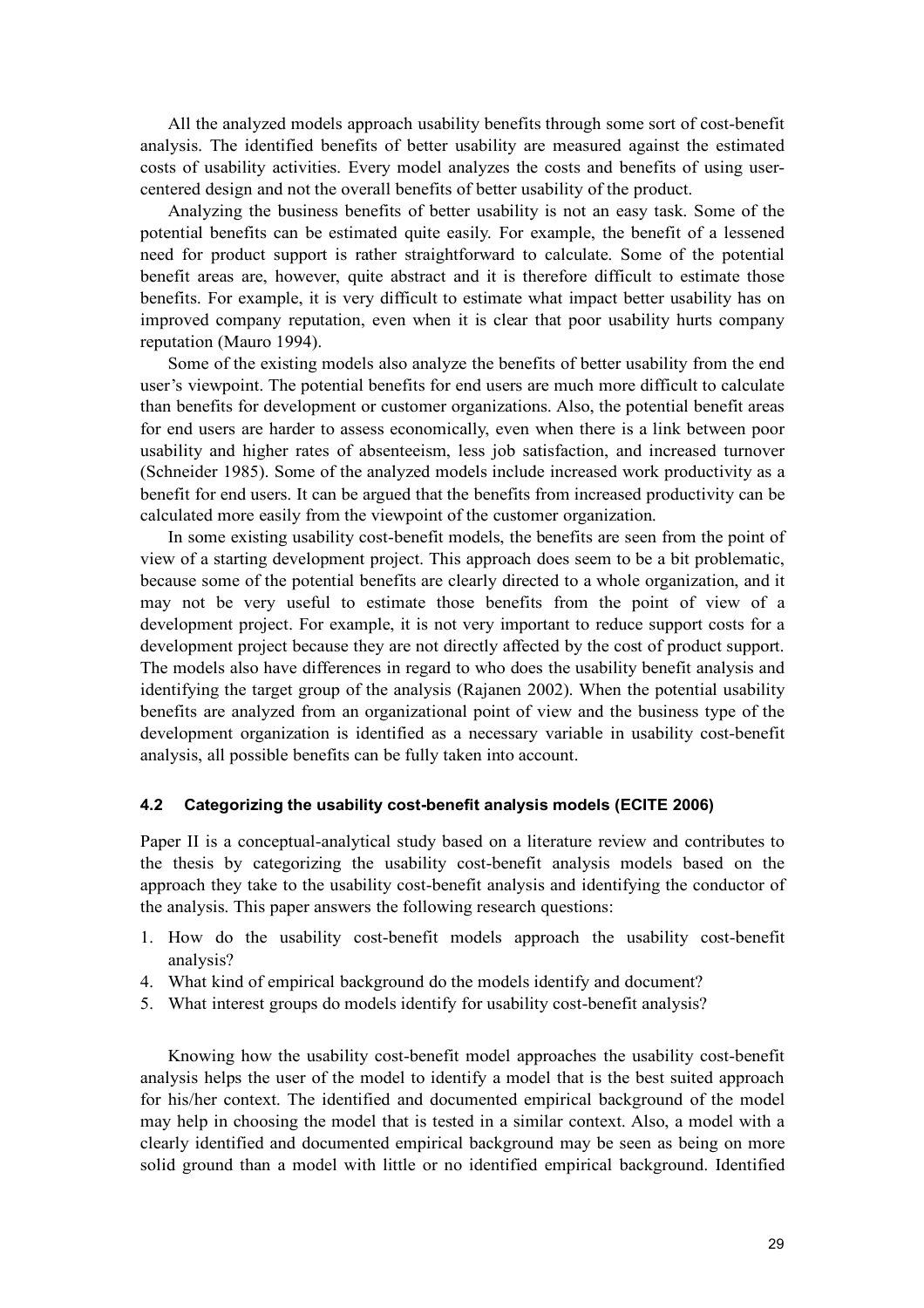All the analyzed models approach usability benefits through some sort of cost-benefit analysis. The identified benefits of better usability are measured against the estimated costs of usability activities. Every model analyzes the costs and benefits of using user-centered design and not the overall benefits of better usability of the product.

Analyzing the business benefits of better usability is not an easy task. Some of the potential benefits can be estimated quite easily. For example, the benefit of a lessened need for product support is rather straightforward to calculate. Some of the potential benefit areas are, however, quite abstract and it is therefore difficult to estimate those benefits. For example, it is very difficult to estimate what impact better usability has on improved company reputation, even when it is clear that poor usability hurts company reputation (Mauro 1994).

Some of the existing models also analyze the benefits of better usability from the end user's viewpoint. The potential benefits for end users are much more difficult to calculate than benefits for development or customer organizations. Also, the potential benefit areas for end users are harder to assess economically, even when there is a link between poor usability and higher rates of absenteeism, less job satisfaction, and increased turnover (Schneider 1985). Some of the analyzed models include increased work productivity as a benefit for end users. It can be argued that the benefits from increased productivity can be calculated more easily from the viewpoint of the customer organization.

In some existing usability cost-benefit models, the benefits are seen from the point of view of a starting development project. This approach does seem to be a bit problematic, because some of the potential benefits are clearly directed to a whole organization, and it may not be very useful to estimate those benefits from the point of view of a development project. For example, it is not very important to reduce support costs for a development project because they are not directly affected by the cost of product support. The models also have differences in regard to who does the usability benefit analysis and identifying the target group of the analysis (Rajanen 2002). When the potential usability benefits are analyzed from an organizational point of view and the business type of the development organization is identified as a necessary variable in usability cost-benefit analysis, all possible benefits can be fully taken into account.

### 4.2 Categorizing the usability cost-benefit analysis models (ECITE 2006)

Paper II is a conceptual-analytical study based on a literature review and contributes to the thesis by categorizing the usability cost-benefit analysis models based on the approach they take to the usability cost-benefit analysis and identifying the conductor of the analysis. This paper answers the following research questions:

1. How do the usability cost-benefit models approach the usability cost-benefit analysis?
4. What kind of empirical background do the models identify and document?
5. What interest groups do models identify for usability cost-benefit analysis?

Knowing how the usability cost-benefit model approaches the usability cost-benefit analysis helps the user of the model to identify a model that is the best suited approach for his/her context. The identified and documented empirical background of the model may help in choosing the model that is tested in a similar context. Also, a model with a clearly identified and documented empirical background may be seen as being on more solid ground than a model with little or no identified empirical background. Identified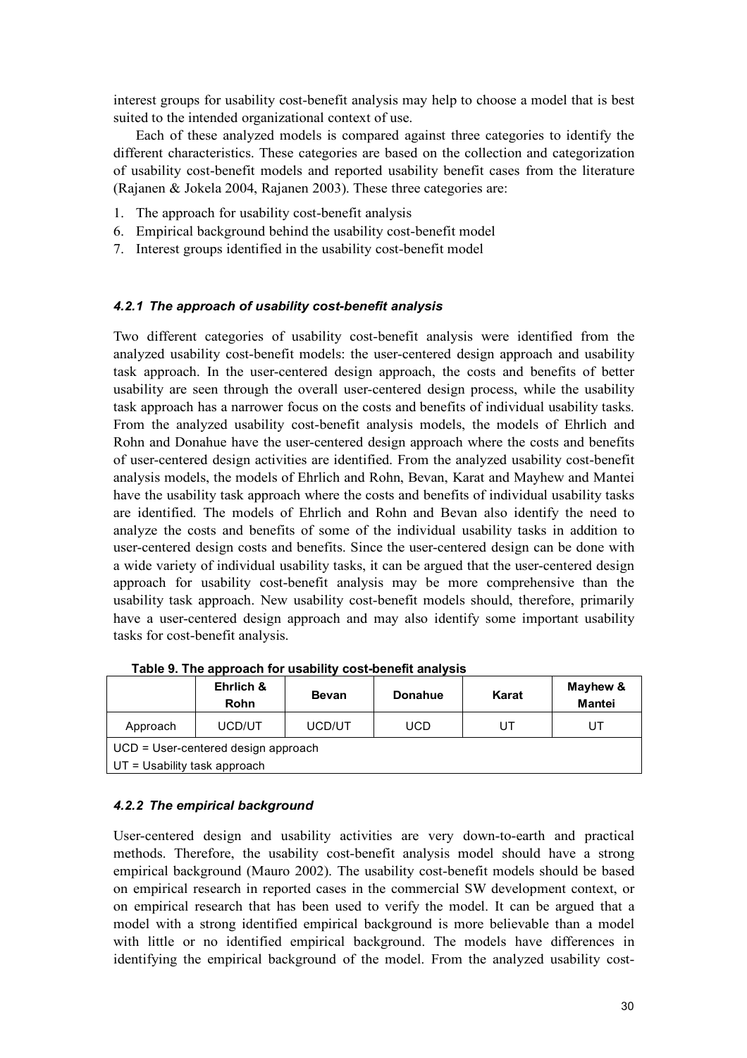interest groups for usability cost-benefit analysis may help to choose a model that is best suited to the intended organizational context of use.

Each of these analyzed models is compared against three categories to identify the different characteristics. These categories are based on the collection and categorization of usability cost-benefit models and reported usability benefit cases from the literature (Rajanen & Jokela 2004, Rajanen 2003). These three categories are:

1. The approach for usability cost-benefit analysis
6. Empirical background behind the usability cost-benefit model
7. Interest groups identified in the usability cost-benefit model

#### *4.2.1 The approach of usability cost-benefit analysis*

Two different categories of usability cost-benefit analysis were identified from the analyzed usability cost-benefit models: the user-centered design approach and usability task approach. In the user-centered design approach, the costs and benefits of better usability are seen through the overall user-centered design process, while the usability task approach has a narrower focus on the costs and benefits of individual usability tasks. From the analyzed usability cost-benefit analysis models, the models of Ehrlich and Rohn and Donahue have the user-centered design approach where the costs and benefits of user-centered design activities are identified. From the analyzed usability cost-benefit analysis models, the models of Ehrlich and Rohn, Bevan, Karat and Mayhew and Mantei have the usability task approach where the costs and benefits of individual usability tasks are identified. The models of Ehrlich and Rohn and Bevan also identify the need to analyze the costs and benefits of some of the individual usability tasks in addition to user-centered design costs and benefits. Since the user-centered design can be done with a wide variety of individual usability tasks, it can be argued that the user-centered design approach for usability cost-benefit analysis may be more comprehensive than the usability task approach. New usability cost-benefit models should, therefore, primarily have a user-centered design approach and may also identify some important usability tasks for cost-benefit analysis.

**Table 9. The approach for usability cost-benefit analysis**

| | Ehrlich & Rohn | Bevan | Donahue | Karat | Mayhew & Mantei |
|---|---|---|---|---|---|
| Approach | UCD/UT | UCD/UT | UCD | UT | UT |
| UCD = User-centered design approach | | | | | |
| UT = Usability task approach | | | | | |

#### *4.2.2 The empirical background*

User-centered design and usability activities are very down-to-earth and practical methods. Therefore, the usability cost-benefit analysis model should have a strong empirical background (Mauro 2002). The usability cost-benefit models should be based on empirical research in reported cases in the commercial SW development context, or on empirical research that has been used to verify the model. It can be argued that a model with a strong identified empirical background is more believable than a model with little or no identified empirical background. The models have differences in identifying the empirical background of the model. From the analyzed usability cost-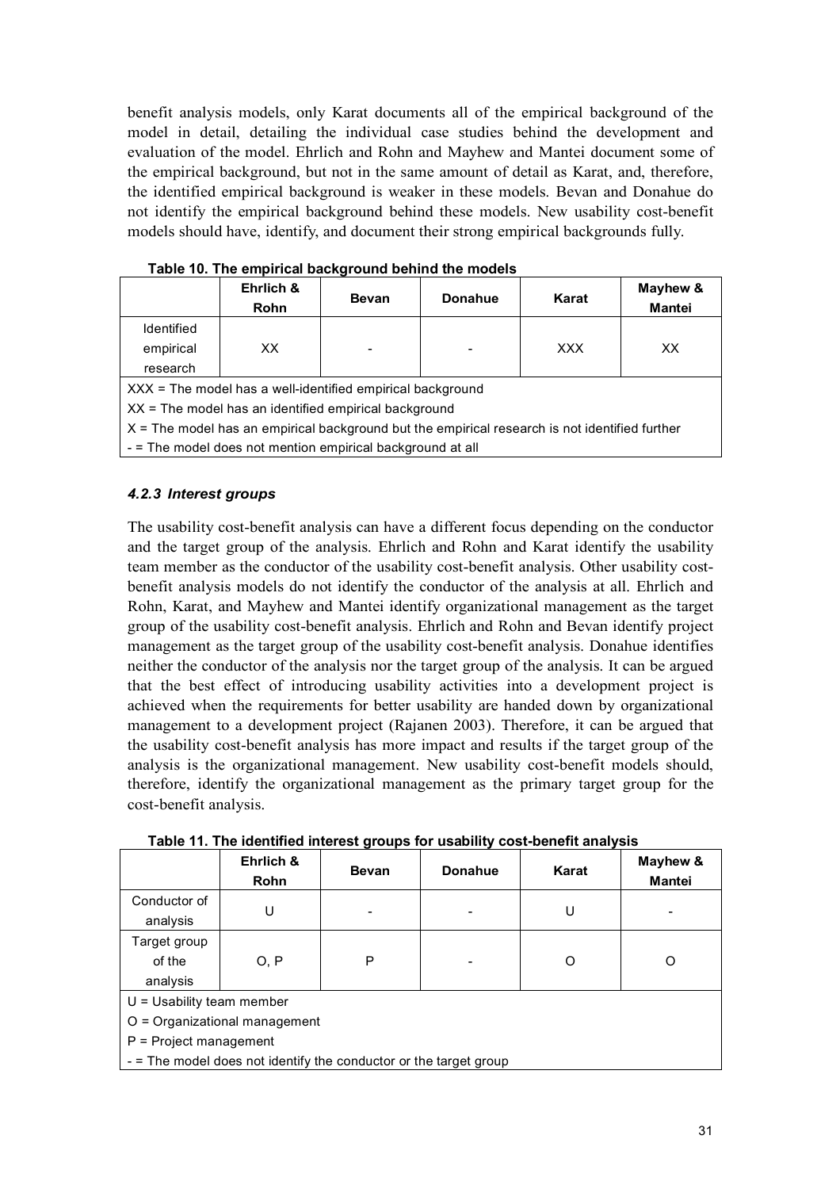benefit analysis models, only Karat documents all of the empirical background of the model in detail, detailing the individual case studies behind the development and evaluation of the model. Ehrlich and Rohn and Mayhew and Mantei document some of the empirical background, but not in the same amount of detail as Karat, and, therefore, the identified empirical background is weaker in these models. Bevan and Donahue do not identify the empirical background behind these models. New usability cost-benefit models should have, identify, and document their strong empirical backgrounds fully.

**Table 10. The empirical background behind the models**

| | Ehrlich & Rohn | Bevan | Donahue | Karat | Mayhew & Mantei |
|---|---|---|---|---|---|
| Identified empirical research | XX | - | - | XXX | XX |

XXX = The model has a well-identified empirical background
XX = The model has an identified empirical background
X = The model has an empirical background but the empirical research is not identified further
- = The model does not mention empirical background at all

### *4.2.3 Interest groups*

The usability cost-benefit analysis can have a different focus depending on the conductor and the target group of the analysis. Ehrlich and Rohn and Karat identify the usability team member as the conductor of the usability cost-benefit analysis. Other usability cost-benefit analysis models do not identify the conductor of the analysis at all. Ehrlich and Rohn, Karat, and Mayhew and Mantei identify organizational management as the target group of the usability cost-benefit analysis. Ehrlich and Rohn and Bevan identify project management as the target group of the usability cost-benefit analysis. Donahue identifies neither the conductor of the analysis nor the target group of the analysis. It can be argued that the best effect of introducing usability activities into a development project is achieved when the requirements for better usability are handed down by organizational management to a development project (Rajanen 2003). Therefore, it can be argued that the usability cost-benefit analysis has more impact and results if the target group of the analysis is the organizational management. New usability cost-benefit models should, therefore, identify the organizational management as the primary target group for the cost-benefit analysis.

**Table 11. The identified interest groups for usability cost-benefit analysis**

| | Ehrlich & Rohn | Bevan | Donahue | Karat | Mayhew & Mantei |
|---|---|---|---|---|---|
| Conductor of analysis | U | - | - | U | - |
| Target group of the analysis | O, P | P | - | O | O |

U = Usability team member
O = Organizational management
P = Project management
- = The model does not identify the conductor or the target group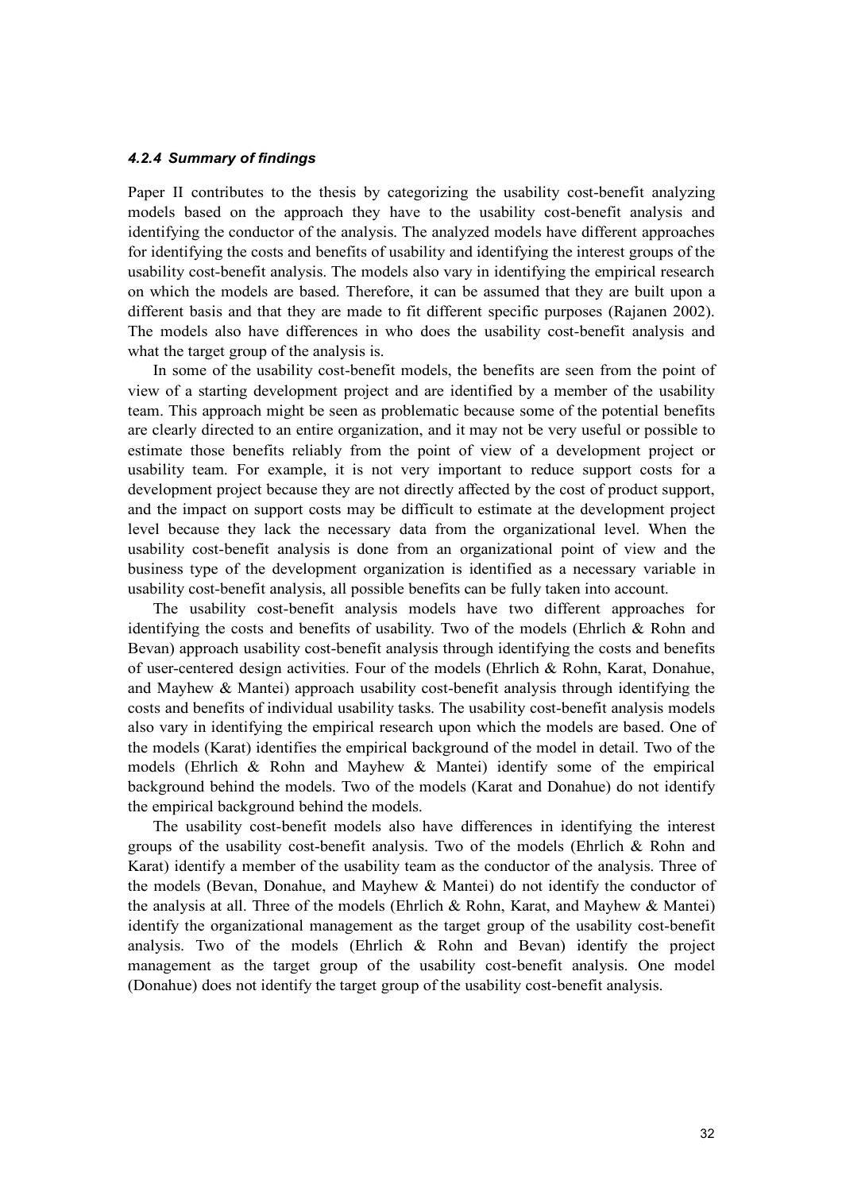#### *4.2.4 Summary of findings*

Paper II contributes to the thesis by categorizing the usability cost-benefit analyzing models based on the approach they have to the usability cost-benefit analysis and identifying the conductor of the analysis. The analyzed models have different approaches for identifying the costs and benefits of usability and identifying the interest groups of the usability cost-benefit analysis. The models also vary in identifying the empirical research on which the models are based. Therefore, it can be assumed that they are built upon a different basis and that they are made to fit different specific purposes (Rajanen 2002). The models also have differences in who does the usability cost-benefit analysis and what the target group of the analysis is.

In some of the usability cost-benefit models, the benefits are seen from the point of view of a starting development project and are identified by a member of the usability team. This approach might be seen as problematic because some of the potential benefits are clearly directed to an entire organization, and it may not be very useful or possible to estimate those benefits reliably from the point of view of a development project or usability team. For example, it is not very important to reduce support costs for a development project because they are not directly affected by the cost of product support, and the impact on support costs may be difficult to estimate at the development project level because they lack the necessary data from the organizational level. When the usability cost-benefit analysis is done from an organizational point of view and the business type of the development organization is identified as a necessary variable in usability cost-benefit analysis, all possible benefits can be fully taken into account.

The usability cost-benefit analysis models have two different approaches for identifying the costs and benefits of usability. Two of the models (Ehrlich & Rohn and Bevan) approach usability cost-benefit analysis through identifying the costs and benefits of user-centered design activities. Four of the models (Ehrlich & Rohn, Karat, Donahue, and Mayhew & Mantei) approach usability cost-benefit analysis through identifying the costs and benefits of individual usability tasks. The usability cost-benefit analysis models also vary in identifying the empirical research upon which the models are based. One of the models (Karat) identifies the empirical background of the model in detail. Two of the models (Ehrlich & Rohn and Mayhew & Mantei) identify some of the empirical background behind the models. Two of the models (Karat and Donahue) do not identify the empirical background behind the models.

The usability cost-benefit models also have differences in identifying the interest groups of the usability cost-benefit analysis. Two of the models (Ehrlich & Rohn and Karat) identify a member of the usability team as the conductor of the analysis. Three of the models (Bevan, Donahue, and Mayhew & Mantei) do not identify the conductor of the analysis at all. Three of the models (Ehrlich & Rohn, Karat, and Mayhew & Mantei) identify the organizational management as the target group of the usability cost-benefit analysis. Two of the models (Ehrlich & Rohn and Bevan) identify the project management as the target group of the usability cost-benefit analysis. One model (Donahue) does not identify the target group of the usability cost-benefit analysis.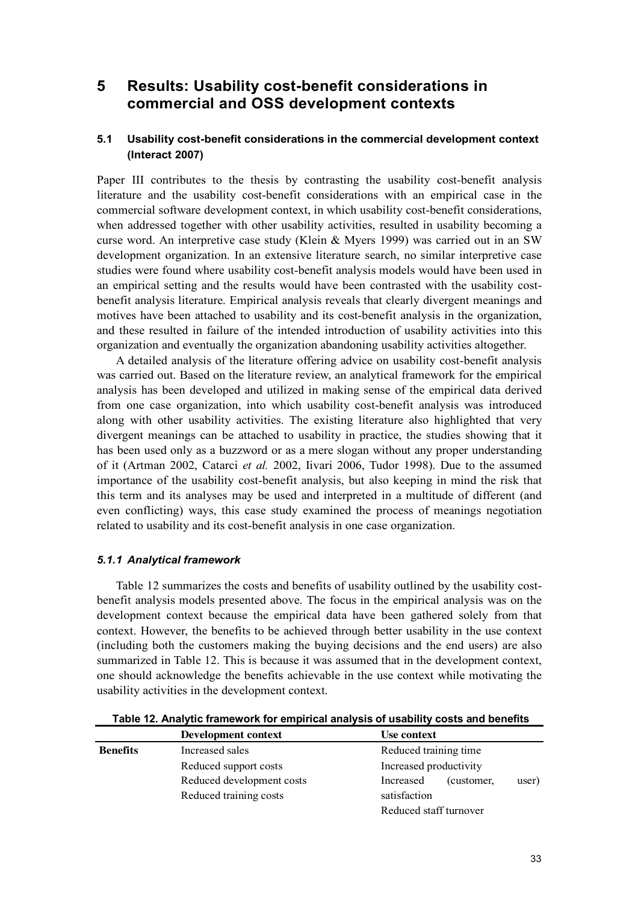# 5 Results: Usability cost-benefit considerations in commercial and OSS development contexts

## 5.1 Usability cost-benefit considerations in the commercial development context (Interact 2007)

Paper III contributes to the thesis by contrasting the usability cost-benefit analysis literature and the usability cost-benefit considerations with an empirical case in the commercial software development context, in which usability cost-benefit considerations, when addressed together with other usability activities, resulted in usability becoming a curse word. An interpretive case study (Klein & Myers 1999) was carried out in an SW development organization. In an extensive literature search, no similar interpretive case studies were found where usability cost-benefit analysis models would have been used in an empirical setting and the results would have been contrasted with the usability cost-benefit analysis literature. Empirical analysis reveals that clearly divergent meanings and motives have been attached to usability and its cost-benefit analysis in the organization, and these resulted in failure of the intended introduction of usability activities into this organization and eventually the organization abandoning usability activities altogether.

A detailed analysis of the literature offering advice on usability cost-benefit analysis was carried out. Based on the literature review, an analytical framework for the empirical analysis has been developed and utilized in making sense of the empirical data derived from one case organization, into which usability cost-benefit analysis was introduced along with other usability activities. The existing literature also highlighted that very divergent meanings can be attached to usability in practice, the studies showing that it has been used only as a buzzword or as a mere slogan without any proper understanding of it (Artman 2002, Catarci *et al.* 2002, Iivari 2006, Tudor 1998). Due to the assumed importance of the usability cost-benefit analysis, but also keeping in mind the risk that this term and its analyses may be used and interpreted in a multitude of different (and even conflicting) ways, this case study examined the process of meanings negotiation related to usability and its cost-benefit analysis in one case organization.

### *5.1.1 Analytical framework*

Table 12 summarizes the costs and benefits of usability outlined by the usability cost-benefit analysis models presented above. The focus in the empirical analysis was on the development context because the empirical data have been gathered solely from that context. However, the benefits to be achieved through better usability in the use context (including both the customers making the buying decisions and the end users) are also summarized in Table 12. This is because it was assumed that in the development context, one should acknowledge the benefits achievable in the use context while motivating the usability activities in the development context.

**Table 12. Analytic framework for empirical analysis of usability costs and benefits**

| | Development context | Use context |
|---|---|---|
| **Benefits** | Increased sales | Reduced training time |
| | Reduced support costs | Increased productivity |
| | Reduced development costs | Increased (customer, user) satisfaction |
| | Reduced training costs | Reduced staff turnover |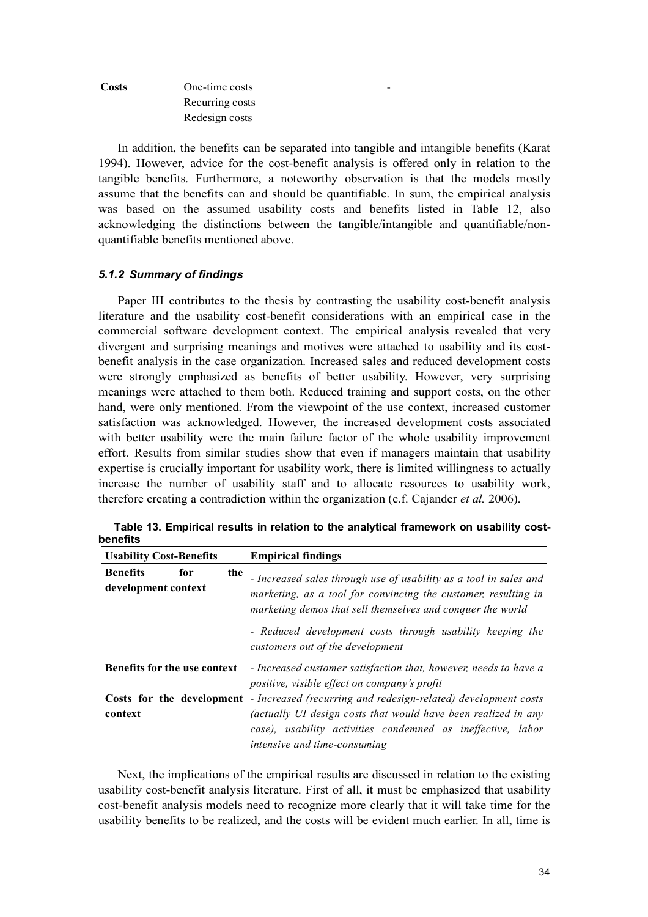| | | |
|---|---|---|
| **Costs** | One-time costs<br>Recurring costs<br>Redesign costs | - |

In addition, the benefits can be separated into tangible and intangible benefits (Karat 1994). However, advice for the cost-benefit analysis is offered only in relation to the tangible benefits. Furthermore, a noteworthy observation is that the models mostly assume that the benefits can and should be quantifiable. In sum, the empirical analysis was based on the assumed usability costs and benefits listed in Table 12, also acknowledging the distinctions between the tangible/intangible and quantifiable/non-quantifiable benefits mentioned above.

#### *5.1.2 Summary of findings*

Paper III contributes to the thesis by contrasting the usability cost-benefit analysis literature and the usability cost-benefit considerations with an empirical case in the commercial software development context. The empirical analysis revealed that very divergent and surprising meanings and motives were attached to usability and its cost-benefit analysis in the case organization. Increased sales and reduced development costs were strongly emphasized as benefits of better usability. However, very surprising meanings were attached to them both. Reduced training and support costs, on the other hand, were only mentioned. From the viewpoint of the use context, increased customer satisfaction was acknowledged. However, the increased development costs associated with better usability were the main failure factor of the whole usability improvement effort. Results from similar studies show that even if managers maintain that usability expertise is crucially important for usability work, there is limited willingness to actually increase the number of usability staff and to allocate resources to usability work, therefore creating a contradiction within the organization (c.f. Cajander *et al.* 2006).

**Table 13. Empirical results in relation to the analytical framework on usability cost-benefits**

| Usability Cost-Benefits | Empirical findings |
|---|---|
| **Benefits for the development context** | *- Increased sales through use of usability as a tool in sales and marketing, as a tool for convincing the customer, resulting in marketing demos that sell themselves and conquer the world*<br><br>*- Reduced development costs through usability keeping the customers out of the development* |
| **Benefits for the use context** | *- Increased customer satisfaction that, however, needs to have a positive, visible effect on company's profit* |
| **Costs for the development context** | *- Increased (recurring and redesign-related) development costs (actually UI design costs that would have been realized in any case), usability activities condemned as ineffective, labor intensive and time-consuming* |

Next, the implications of the empirical results are discussed in relation to the existing usability cost-benefit analysis literature. First of all, it must be emphasized that usability cost-benefit analysis models need to recognize more clearly that it will take time for the usability benefits to be realized, and the costs will be evident much earlier. In all, time is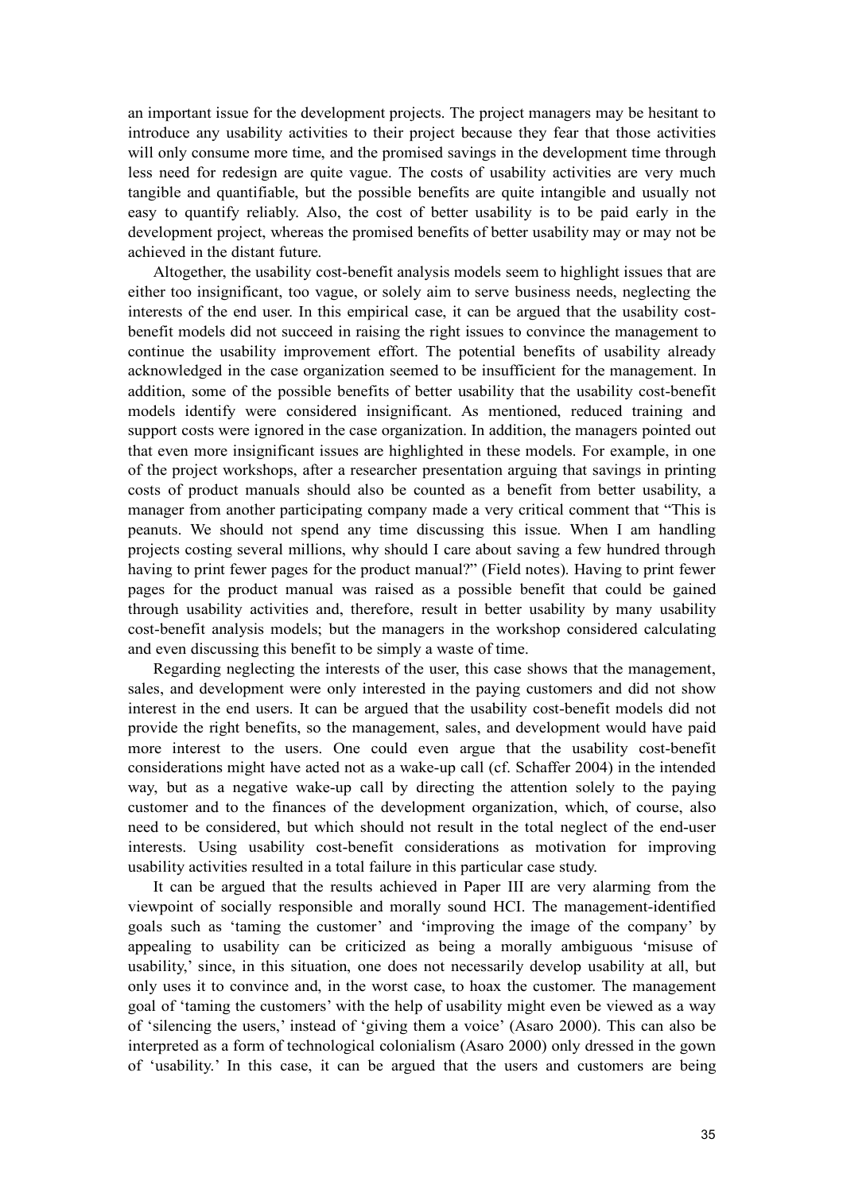an important issue for the development projects. The project managers may be hesitant to introduce any usability activities to their project because they fear that those activities will only consume more time, and the promised savings in the development time through less need for redesign are quite vague. The costs of usability activities are very much tangible and quantifiable, but the possible benefits are quite intangible and usually not easy to quantify reliably. Also, the cost of better usability is to be paid early in the development project, whereas the promised benefits of better usability may or may not be achieved in the distant future.

Altogether, the usability cost-benefit analysis models seem to highlight issues that are either too insignificant, too vague, or solely aim to serve business needs, neglecting the interests of the end user. In this empirical case, it can be argued that the usability cost-benefit models did not succeed in raising the right issues to convince the management to continue the usability improvement effort. The potential benefits of usability already acknowledged in the case organization seemed to be insufficient for the management. In addition, some of the possible benefits of better usability that the usability cost-benefit models identify were considered insignificant. As mentioned, reduced training and support costs were ignored in the case organization. In addition, the managers pointed out that even more insignificant issues are highlighted in these models. For example, in one of the project workshops, after a researcher presentation arguing that savings in printing costs of product manuals should also be counted as a benefit from better usability, a manager from another participating company made a very critical comment that "This is peanuts. We should not spend any time discussing this issue. When I am handling projects costing several millions, why should I care about saving a few hundred through having to print fewer pages for the product manual?" (Field notes). Having to print fewer pages for the product manual was raised as a possible benefit that could be gained through usability activities and, therefore, result in better usability by many usability cost-benefit analysis models; but the managers in the workshop considered calculating and even discussing this benefit to be simply a waste of time.

Regarding neglecting the interests of the user, this case shows that the management, sales, and development were only interested in the paying customers and did not show interest in the end users. It can be argued that the usability cost-benefit models did not provide the right benefits, so the management, sales, and development would have paid more interest to the users. One could even argue that the usability cost-benefit considerations might have acted not as a wake-up call (cf. Schaffer 2004) in the intended way, but as a negative wake-up call by directing the attention solely to the paying customer and to the finances of the development organization, which, of course, also need to be considered, but which should not result in the total neglect of the end-user interests. Using usability cost-benefit considerations as motivation for improving usability activities resulted in a total failure in this particular case study.

It can be argued that the results achieved in Paper III are very alarming from the viewpoint of socially responsible and morally sound HCI. The management-identified goals such as 'taming the customer' and 'improving the image of the company' by appealing to usability can be criticized as being a morally ambiguous 'misuse of usability,' since, in this situation, one does not necessarily develop usability at all, but only uses it to convince and, in the worst case, to hoax the customer. The management goal of 'taming the customers' with the help of usability might even be viewed as a way of 'silencing the users,' instead of 'giving them a voice' (Asaro 2000). This can also be interpreted as a form of technological colonialism (Asaro 2000) only dressed in the gown of 'usability.' In this case, it can be argued that the users and customers are being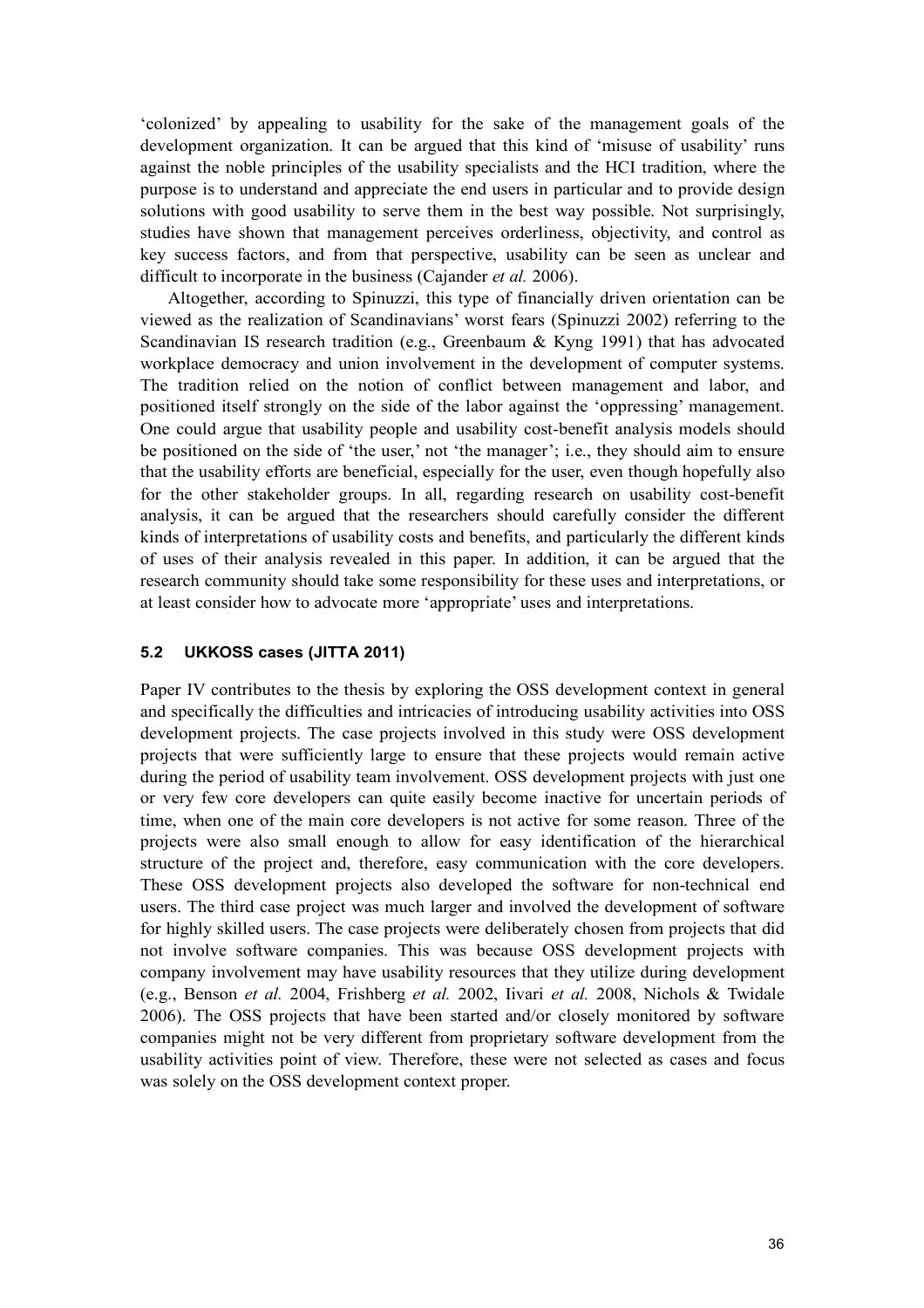'colonized' by appealing to usability for the sake of the management goals of the development organization. It can be argued that this kind of 'misuse of usability' runs against the noble principles of the usability specialists and the HCI tradition, where the purpose is to understand and appreciate the end users in particular and to provide design solutions with good usability to serve them in the best way possible. Not surprisingly, studies have shown that management perceives orderliness, objectivity, and control as key success factors, and from that perspective, usability can be seen as unclear and difficult to incorporate in the business (Cajander *et al.* 2006).

Altogether, according to Spinuzzi, this type of financially driven orientation can be viewed as the realization of Scandinavians' worst fears (Spinuzzi 2002) referring to the Scandinavian IS research tradition (e.g., Greenbaum & Kyng 1991) that has advocated workplace democracy and union involvement in the development of computer systems. The tradition relied on the notion of conflict between management and labor, and positioned itself strongly on the side of the labor against the 'oppressing' management. One could argue that usability people and usability cost-benefit analysis models should be positioned on the side of 'the user,' not 'the manager'; i.e., they should aim to ensure that the usability efforts are beneficial, especially for the user, even though hopefully also for the other stakeholder groups. In all, regarding research on usability cost-benefit analysis, it can be argued that the researchers should carefully consider the different kinds of interpretations of usability costs and benefits, and particularly the different kinds of uses of their analysis revealed in this paper. In addition, it can be argued that the research community should take some responsibility for these uses and interpretations, or at least consider how to advocate more 'appropriate' uses and interpretations.

### 5.2 UKKOSS cases (JITTA 2011)

Paper IV contributes to the thesis by exploring the OSS development context in general and specifically the difficulties and intricacies of introducing usability activities into OSS development projects. The case projects involved in this study were OSS development projects that were sufficiently large to ensure that these projects would remain active during the period of usability team involvement. OSS development projects with just one or very few core developers can quite easily become inactive for uncertain periods of time, when one of the main core developers is not active for some reason. Three of the projects were also small enough to allow for easy identification of the hierarchical structure of the project and, therefore, easy communication with the core developers. These OSS development projects also developed the software for non-technical end users. The third case project was much larger and involved the development of software for highly skilled users. The case projects were deliberately chosen from projects that did not involve software companies. This was because OSS development projects with company involvement may have usability resources that they utilize during development (e.g., Benson *et al.* 2004, Frishberg *et al.* 2002, Iivari *et al.* 2008, Nichols & Twidale 2006). The OSS projects that have been started and/or closely monitored by software companies might not be very different from proprietary software development from the usability activities point of view. Therefore, these were not selected as cases and focus was solely on the OSS development context proper.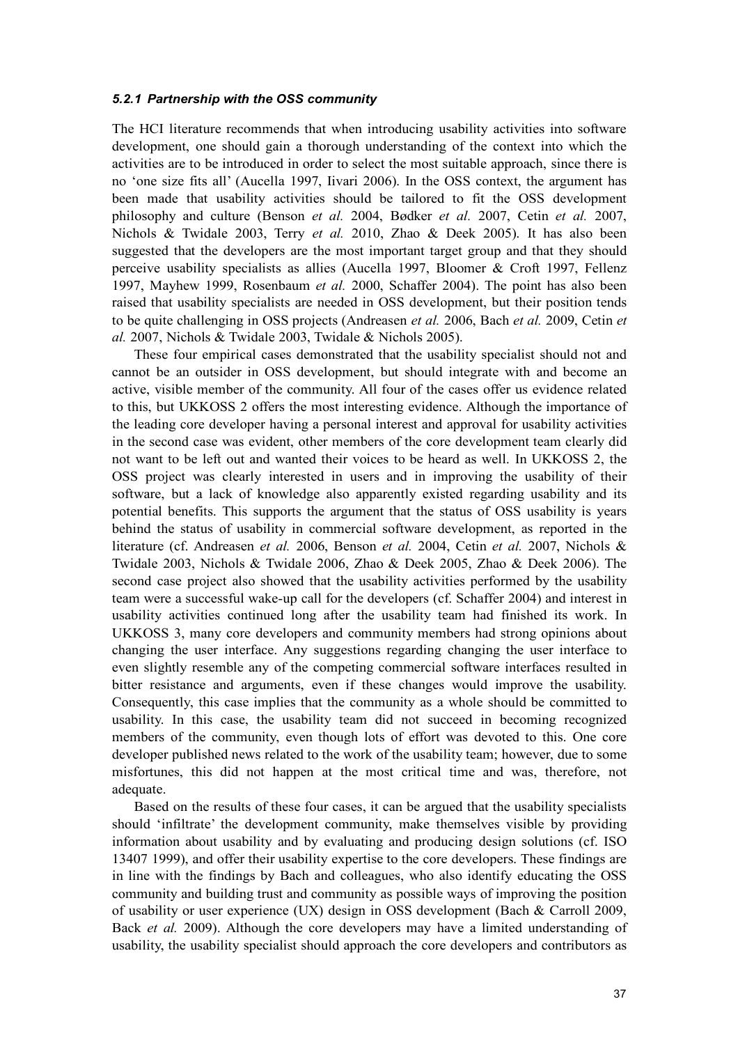#### *5.2.1 Partnership with the OSS community*

The HCI literature recommends that when introducing usability activities into software development, one should gain a thorough understanding of the context into which the activities are to be introduced in order to select the most suitable approach, since there is no 'one size fits all' (Aucella 1997, Iivari 2006). In the OSS context, the argument has been made that usability activities should be tailored to fit the OSS development philosophy and culture (Benson *et al.* 2004, Bødker *et al.* 2007, Cetin *et al.* 2007, Nichols & Twidale 2003, Terry *et al.* 2010, Zhao & Deek 2005). It has also been suggested that the developers are the most important target group and that they should perceive usability specialists as allies (Aucella 1997, Bloomer & Croft 1997, Fellenz 1997, Mayhew 1999, Rosenbaum *et al.* 2000, Schaffer 2004). The point has also been raised that usability specialists are needed in OSS development, but their position tends to be quite challenging in OSS projects (Andreasen *et al.* 2006, Bach *et al.* 2009, Cetin *et al.* 2007, Nichols & Twidale 2003, Twidale & Nichols 2005).

These four empirical cases demonstrated that the usability specialist should not and cannot be an outsider in OSS development, but should integrate with and become an active, visible member of the community. All four of the cases offer us evidence related to this, but UKKOSS 2 offers the most interesting evidence. Although the importance of the leading core developer having a personal interest and approval for usability activities in the second case was evident, other members of the core development team clearly did not want to be left out and wanted their voices to be heard as well. In UKKOSS 2, the OSS project was clearly interested in users and in improving the usability of their software, but a lack of knowledge also apparently existed regarding usability and its potential benefits. This supports the argument that the status of OSS usability is years behind the status of usability in commercial software development, as reported in the literature (cf. Andreasen *et al.* 2006, Benson *et al.* 2004, Cetin *et al.* 2007, Nichols & Twidale 2003, Nichols & Twidale 2006, Zhao & Deek 2005, Zhao & Deek 2006). The second case project also showed that the usability activities performed by the usability team were a successful wake-up call for the developers (cf. Schaffer 2004) and interest in usability activities continued long after the usability team had finished its work. In UKKOSS 3, many core developers and community members had strong opinions about changing the user interface. Any suggestions regarding changing the user interface to even slightly resemble any of the competing commercial software interfaces resulted in bitter resistance and arguments, even if these changes would improve the usability. Consequently, this case implies that the community as a whole should be committed to usability. In this case, the usability team did not succeed in becoming recognized members of the community, even though lots of effort was devoted to this. One core developer published news related to the work of the usability team; however, due to some misfortunes, this did not happen at the most critical time and was, therefore, not adequate.

Based on the results of these four cases, it can be argued that the usability specialists should 'infiltrate' the development community, make themselves visible by providing information about usability and by evaluating and producing design solutions (cf. ISO 13407 1999), and offer their usability expertise to the core developers. These findings are in line with the findings by Bach and colleagues, who also identify educating the OSS community and building trust and community as possible ways of improving the position of usability or user experience (UX) design in OSS development (Bach & Carroll 2009, Back *et al.* 2009). Although the core developers may have a limited understanding of usability, the usability specialist should approach the core developers and contributors as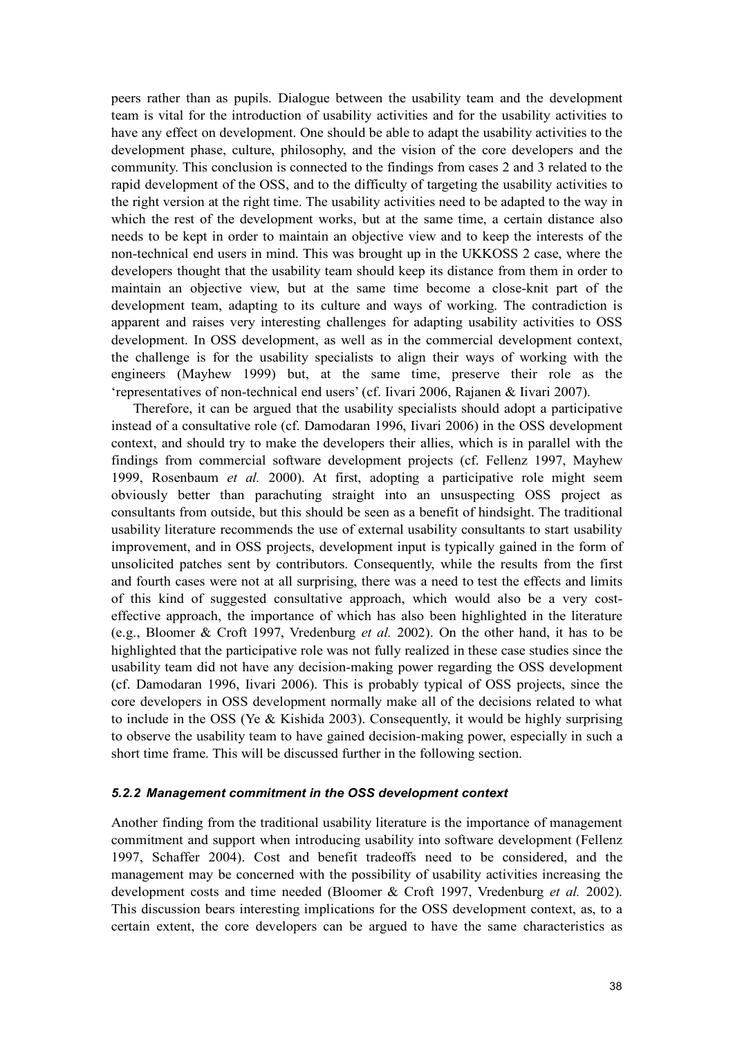peers rather than as pupils. Dialogue between the usability team and the development team is vital for the introduction of usability activities and for the usability activities to have any effect on development. One should be able to adapt the usability activities to the development phase, culture, philosophy, and the vision of the core developers and the community. This conclusion is connected to the findings from cases 2 and 3 related to the rapid development of the OSS, and to the difficulty of targeting the usability activities to the right version at the right time. The usability activities need to be adapted to the way in which the rest of the development works, but at the same time, a certain distance also needs to be kept in order to maintain an objective view and to keep the interests of the non-technical end users in mind. This was brought up in the UKKOSS 2 case, where the developers thought that the usability team should keep its distance from them in order to maintain an objective view, but at the same time become a close-knit part of the development team, adapting to its culture and ways of working. The contradiction is apparent and raises very interesting challenges for adapting usability activities to OSS development. In OSS development, as well as in the commercial development context, the challenge is for the usability specialists to align their ways of working with the engineers (Mayhew 1999) but, at the same time, preserve their role as the 'representatives of non-technical end users' (cf. Iivari 2006, Rajanen & Iivari 2007).

Therefore, it can be argued that the usability specialists should adopt a participative instead of a consultative role (cf. Damodaran 1996, Iivari 2006) in the OSS development context, and should try to make the developers their allies, which is in parallel with the findings from commercial software development projects (cf. Fellenz 1997, Mayhew 1999, Rosenbaum *et al.* 2000). At first, adopting a participative role might seem obviously better than parachuting straight into an unsuspecting OSS project as consultants from outside, but this should be seen as a benefit of hindsight. The traditional usability literature recommends the use of external usability consultants to start usability improvement, and in OSS projects, development input is typically gained in the form of unsolicited patches sent by contributors. Consequently, while the results from the first and fourth cases were not at all surprising, there was a need to test the effects and limits of this kind of suggested consultative approach, which would also be a very cost-effective approach, the importance of which has also been highlighted in the literature (e.g., Bloomer & Croft 1997, Vredenburg *et al.* 2002). On the other hand, it has to be highlighted that the participative role was not fully realized in these case studies since the usability team did not have any decision-making power regarding the OSS development (cf. Damodaran 1996, Iivari 2006). This is probably typical of OSS projects, since the core developers in OSS development normally make all of the decisions related to what to include in the OSS (Ye & Kishida 2003). Consequently, it would be highly surprising to observe the usability team to have gained decision-making power, especially in such a short time frame. This will be discussed further in the following section.

### *5.2.2 Management commitment in the OSS development context*

Another finding from the traditional usability literature is the importance of management commitment and support when introducing usability into software development (Fellenz 1997, Schaffer 2004). Cost and benefit tradeoffs need to be considered, and the management may be concerned with the possibility of usability activities increasing the development costs and time needed (Bloomer & Croft 1997, Vredenburg *et al.* 2002). This discussion bears interesting implications for the OSS development context, as, to a certain extent, the core developers can be argued to have the same characteristics as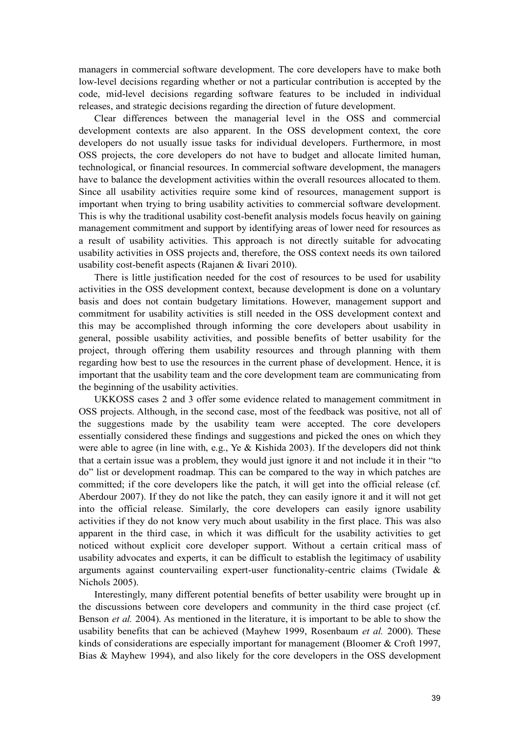managers in commercial software development. The core developers have to make both low-level decisions regarding whether or not a particular contribution is accepted by the code, mid-level decisions regarding software features to be included in individual releases, and strategic decisions regarding the direction of future development.

Clear differences between the managerial level in the OSS and commercial development contexts are also apparent. In the OSS development context, the core developers do not usually issue tasks for individual developers. Furthermore, in most OSS projects, the core developers do not have to budget and allocate limited human, technological, or financial resources. In commercial software development, the managers have to balance the development activities within the overall resources allocated to them. Since all usability activities require some kind of resources, management support is important when trying to bring usability activities to commercial software development. This is why the traditional usability cost-benefit analysis models focus heavily on gaining management commitment and support by identifying areas of lower need for resources as a result of usability activities. This approach is not directly suitable for advocating usability activities in OSS projects and, therefore, the OSS context needs its own tailored usability cost-benefit aspects (Rajanen & Iivari 2010).

There is little justification needed for the cost of resources to be used for usability activities in the OSS development context, because development is done on a voluntary basis and does not contain budgetary limitations. However, management support and commitment for usability activities is still needed in the OSS development context and this may be accomplished through informing the core developers about usability in general, possible usability activities, and possible benefits of better usability for the project, through offering them usability resources and through planning with them regarding how best to use the resources in the current phase of development. Hence, it is important that the usability team and the core development team are communicating from the beginning of the usability activities.

UKKOSS cases 2 and 3 offer some evidence related to management commitment in OSS projects. Although, in the second case, most of the feedback was positive, not all of the suggestions made by the usability team were accepted. The core developers essentially considered these findings and suggestions and picked the ones on which they were able to agree (in line with, e.g., Ye & Kishida 2003). If the developers did not think that a certain issue was a problem, they would just ignore it and not include it in their "to do" list or development roadmap. This can be compared to the way in which patches are committed; if the core developers like the patch, it will get into the official release (cf. Aberdour 2007). If they do not like the patch, they can easily ignore it and it will not get into the official release. Similarly, the core developers can easily ignore usability activities if they do not know very much about usability in the first place. This was also apparent in the third case, in which it was difficult for the usability activities to get noticed without explicit core developer support. Without a certain critical mass of usability advocates and experts, it can be difficult to establish the legitimacy of usability arguments against countervailing expert-user functionality-centric claims (Twidale & Nichols 2005).

Interestingly, many different potential benefits of better usability were brought up in the discussions between core developers and community in the third case project (cf. Benson *et al.* 2004). As mentioned in the literature, it is important to be able to show the usability benefits that can be achieved (Mayhew 1999, Rosenbaum *et al.* 2000). These kinds of considerations are especially important for management (Bloomer & Croft 1997, Bias & Mayhew 1994), and also likely for the core developers in the OSS development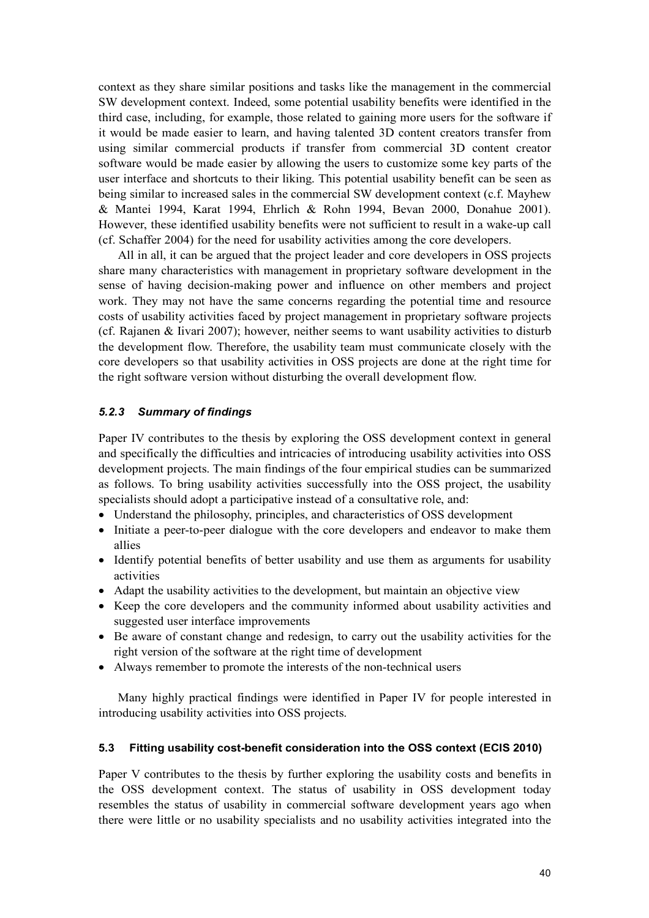context as they share similar positions and tasks like the management in the commercial SW development context. Indeed, some potential usability benefits were identified in the third case, including, for example, those related to gaining more users for the software if it would be made easier to learn, and having talented 3D content creators transfer from using similar commercial products if transfer from commercial 3D content creator software would be made easier by allowing the users to customize some key parts of the user interface and shortcuts to their liking. This potential usability benefit can be seen as being similar to increased sales in the commercial SW development context (c.f. Mayhew & Mantei 1994, Karat 1994, Ehrlich & Rohn 1994, Bevan 2000, Donahue 2001). However, these identified usability benefits were not sufficient to result in a wake-up call (cf. Schaffer 2004) for the need for usability activities among the core developers.

All in all, it can be argued that the project leader and core developers in OSS projects share many characteristics with management in proprietary software development in the sense of having decision-making power and influence on other members and project work. They may not have the same concerns regarding the potential time and resource costs of usability activities faced by project management in proprietary software projects (cf. Rajanen & Iivari 2007); however, neither seems to want usability activities to disturb the development flow. Therefore, the usability team must communicate closely with the core developers so that usability activities in OSS projects are done at the right time for the right software version without disturbing the overall development flow.

### *5.2.3 Summary of findings*

Paper IV contributes to the thesis by exploring the OSS development context in general and specifically the difficulties and intricacies of introducing usability activities into OSS development projects. The main findings of the four empirical studies can be summarized as follows. To bring usability activities successfully into the OSS project, the usability specialists should adopt a participative instead of a consultative role, and:

- Understand the philosophy, principles, and characteristics of OSS development
- Initiate a peer-to-peer dialogue with the core developers and endeavor to make them allies
- Identify potential benefits of better usability and use them as arguments for usability activities
- Adapt the usability activities to the development, but maintain an objective view
- Keep the core developers and the community informed about usability activities and suggested user interface improvements
- Be aware of constant change and redesign, to carry out the usability activities for the right version of the software at the right time of development
- Always remember to promote the interests of the non-technical users

Many highly practical findings were identified in Paper IV for people interested in introducing usability activities into OSS projects.

## 5.3 Fitting usability cost-benefit consideration into the OSS context (ECIS 2010)

Paper V contributes to the thesis by further exploring the usability costs and benefits in the OSS development context. The status of usability in OSS development today resembles the status of usability in commercial software development years ago when there were little or no usability specialists and no usability activities integrated into the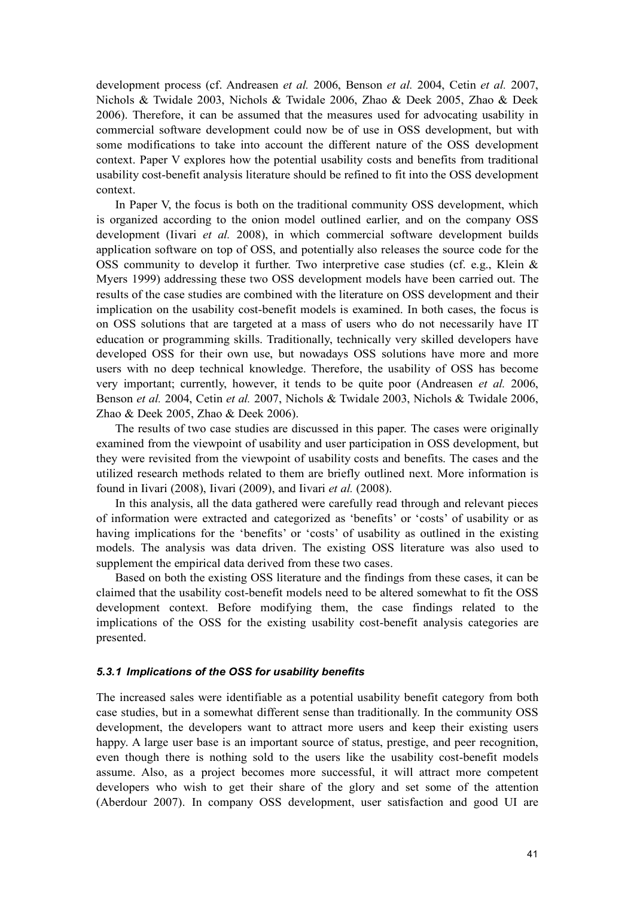development process (cf. Andreasen *et al.* 2006, Benson *et al.* 2004, Cetin *et al.* 2007, Nichols & Twidale 2003, Nichols & Twidale 2006, Zhao & Deek 2005, Zhao & Deek 2006). Therefore, it can be assumed that the measures used for advocating usability in commercial software development could now be of use in OSS development, but with some modifications to take into account the different nature of the OSS development context. Paper V explores how the potential usability costs and benefits from traditional usability cost-benefit analysis literature should be refined to fit into the OSS development context.

In Paper V, the focus is both on the traditional community OSS development, which is organized according to the onion model outlined earlier, and on the company OSS development (Iivari *et al.* 2008), in which commercial software development builds application software on top of OSS, and potentially also releases the source code for the OSS community to develop it further. Two interpretive case studies (cf. e.g., Klein & Myers 1999) addressing these two OSS development models have been carried out. The results of the case studies are combined with the literature on OSS development and their implication on the usability cost-benefit models is examined. In both cases, the focus is on OSS solutions that are targeted at a mass of users who do not necessarily have IT education or programming skills. Traditionally, technically very skilled developers have developed OSS for their own use, but nowadays OSS solutions have more and more users with no deep technical knowledge. Therefore, the usability of OSS has become very important; currently, however, it tends to be quite poor (Andreasen *et al.* 2006, Benson *et al.* 2004, Cetin *et al.* 2007, Nichols & Twidale 2003, Nichols & Twidale 2006, Zhao & Deek 2005, Zhao & Deek 2006).

The results of two case studies are discussed in this paper. The cases were originally examined from the viewpoint of usability and user participation in OSS development, but they were revisited from the viewpoint of usability costs and benefits. The cases and the utilized research methods related to them are briefly outlined next. More information is found in Iivari (2008), Iivari (2009), and Iivari *et al.* (2008).

In this analysis, all the data gathered were carefully read through and relevant pieces of information were extracted and categorized as 'benefits' or 'costs' of usability or as having implications for the 'benefits' or 'costs' of usability as outlined in the existing models. The analysis was data driven. The existing OSS literature was also used to supplement the empirical data derived from these two cases.

Based on both the existing OSS literature and the findings from these cases, it can be claimed that the usability cost-benefit models need to be altered somewhat to fit the OSS development context. Before modifying them, the case findings related to the implications of the OSS for the existing usability cost-benefit analysis categories are presented.

### *5.3.1 Implications of the OSS for usability benefits*

The increased sales were identifiable as a potential usability benefit category from both case studies, but in a somewhat different sense than traditionally. In the community OSS development, the developers want to attract more users and keep their existing users happy. A large user base is an important source of status, prestige, and peer recognition, even though there is nothing sold to the users like the usability cost-benefit models assume. Also, as a project becomes more successful, it will attract more competent developers who wish to get their share of the glory and set some of the attention (Aberdour 2007). In company OSS development, user satisfaction and good UI are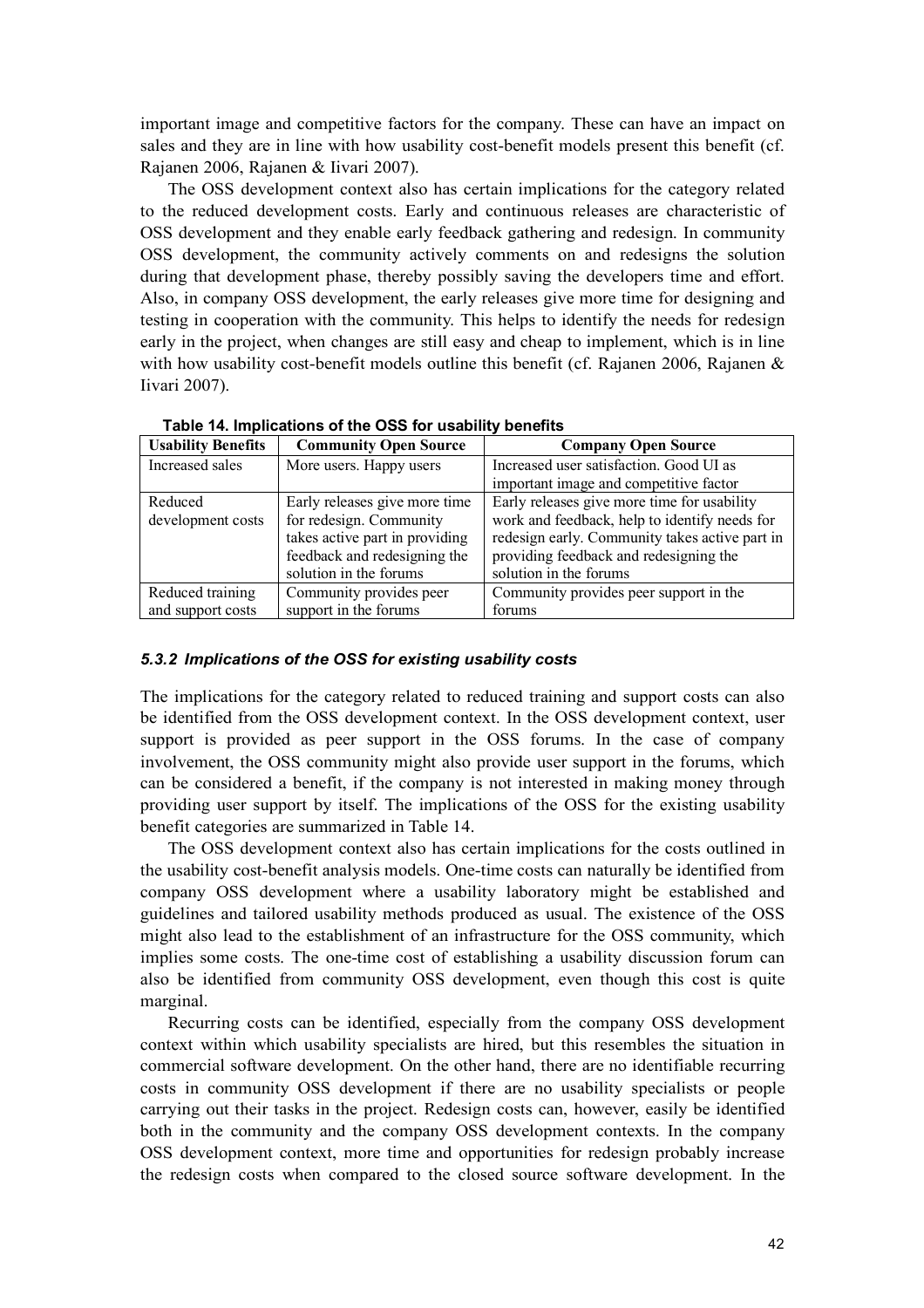important image and competitive factors for the company. These can have an impact on sales and they are in line with how usability cost-benefit models present this benefit (cf. Rajanen 2006, Rajanen & Iivari 2007).

The OSS development context also has certain implications for the category related to the reduced development costs. Early and continuous releases are characteristic of OSS development and they enable early feedback gathering and redesign. In community OSS development, the community actively comments on and redesigns the solution during that development phase, thereby possibly saving the developers time and effort. Also, in company OSS development, the early releases give more time for designing and testing in cooperation with the community. This helps to identify the needs for redesign early in the project, when changes are still easy and cheap to implement, which is in line with how usability cost-benefit models outline this benefit (cf. Rajanen 2006, Rajanen & Iivari 2007).

**Table 14. Implications of the OSS for usability benefits**

| Usability Benefits | Community Open Source | Company Open Source |
|---|---|---|
| Increased sales | More users. Happy users | Increased user satisfaction. Good UI as important image and competitive factor |
| Reduced development costs | Early releases give more time for redesign. Community takes active part in providing feedback and redesigning the solution in the forums | Early releases give more time for usability work and feedback, help to identify needs for redesign early. Community takes active part in providing feedback and redesigning the solution in the forums |
| Reduced training and support costs | Community provides peer support in the forums | Community provides peer support in the forums |

### *5.3.2 Implications of the OSS for existing usability costs*

The implications for the category related to reduced training and support costs can also be identified from the OSS development context. In the OSS development context, user support is provided as peer support in the OSS forums. In the case of company involvement, the OSS community might also provide user support in the forums, which can be considered a benefit, if the company is not interested in making money through providing user support by itself. The implications of the OSS for the existing usability benefit categories are summarized in Table 14.

The OSS development context also has certain implications for the costs outlined in the usability cost-benefit analysis models. One-time costs can naturally be identified from company OSS development where a usability laboratory might be established and guidelines and tailored usability methods produced as usual. The existence of the OSS might also lead to the establishment of an infrastructure for the OSS community, which implies some costs. The one-time cost of establishing a usability discussion forum can also be identified from community OSS development, even though this cost is quite marginal.

Recurring costs can be identified, especially from the company OSS development context within which usability specialists are hired, but this resembles the situation in commercial software development. On the other hand, there are no identifiable recurring costs in community OSS development if there are no usability specialists or people carrying out their tasks in the project. Redesign costs can, however, easily be identified both in the community and the company OSS development contexts. In the company OSS development context, more time and opportunities for redesign probably increase the redesign costs when compared to the closed source software development. In the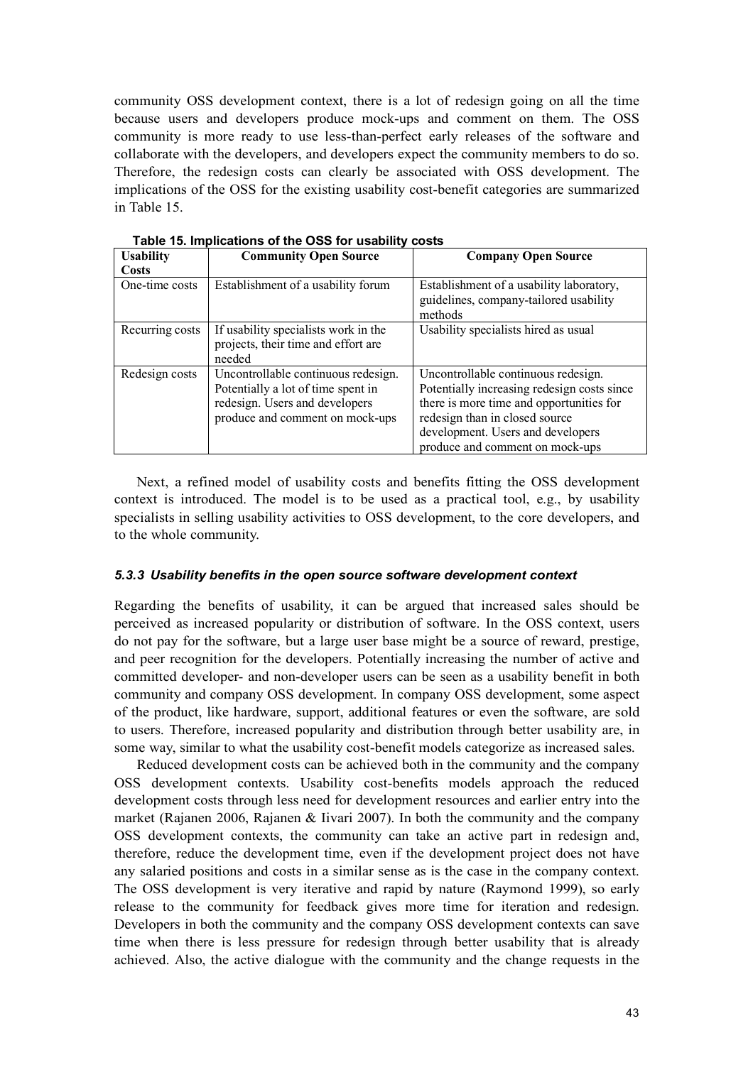community OSS development context, there is a lot of redesign going on all the time because users and developers produce mock-ups and comment on them. The OSS community is more ready to use less-than-perfect early releases of the software and collaborate with the developers, and developers expect the community members to do so. Therefore, the redesign costs can clearly be associated with OSS development. The implications of the OSS for the existing usability cost-benefit categories are summarized in Table 15.

**Table 15. Implications of the OSS for usability costs**

| Usability Costs | Community Open Source | Company Open Source |
|---|---|---|
| One-time costs | Establishment of a usability forum | Establishment of a usability laboratory, guidelines, company-tailored usability methods |
| Recurring costs | If usability specialists work in the projects, their time and effort are needed | Usability specialists hired as usual |
| Redesign costs | Uncontrollable continuous redesign. Potentially a lot of time spent in redesign. Users and developers produce and comment on mock-ups | Uncontrollable continuous redesign. Potentially increasing redesign costs since there is more time and opportunities for redesign than in closed source development. Users and developers produce and comment on mock-ups |

Next, a refined model of usability costs and benefits fitting the OSS development context is introduced. The model is to be used as a practical tool, e.g., by usability specialists in selling usability activities to OSS development, to the core developers, and to the whole community.

### *5.3.3 Usability benefits in the open source software development context*

Regarding the benefits of usability, it can be argued that increased sales should be perceived as increased popularity or distribution of software. In the OSS context, users do not pay for the software, but a large user base might be a source of reward, prestige, and peer recognition for the developers. Potentially increasing the number of active and committed developer- and non-developer users can be seen as a usability benefit in both community and company OSS development. In company OSS development, some aspect of the product, like hardware, support, additional features or even the software, are sold to users. Therefore, increased popularity and distribution through better usability are, in some way, similar to what the usability cost-benefit models categorize as increased sales.

Reduced development costs can be achieved both in the community and the company OSS development contexts. Usability cost-benefits models approach the reduced development costs through less need for development resources and earlier entry into the market (Rajanen 2006, Rajanen & Iivari 2007). In both the community and the company OSS development contexts, the community can take an active part in redesign and, therefore, reduce the development time, even if the development project does not have any salaried positions and costs in a similar sense as is the case in the company context. The OSS development is very iterative and rapid by nature (Raymond 1999), so early release to the community for feedback gives more time for iteration and redesign. Developers in both the community and the company OSS development contexts can save time when there is less pressure for redesign through better usability that is already achieved. Also, the active dialogue with the community and the change requests in the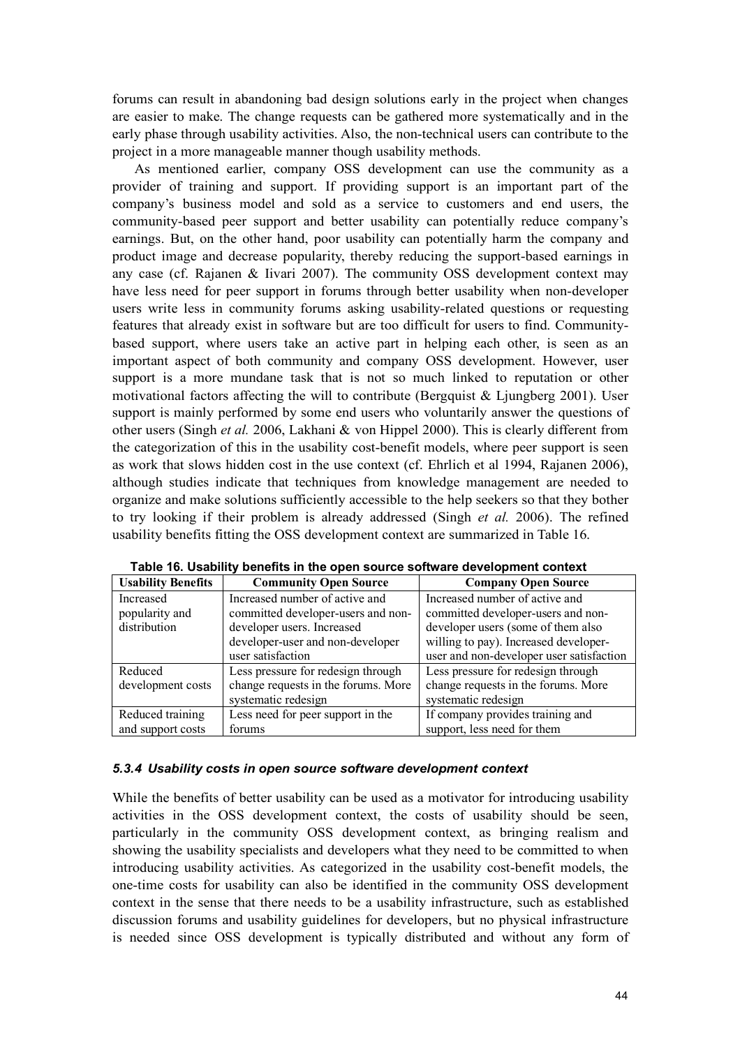forums can result in abandoning bad design solutions early in the project when changes are easier to make. The change requests can be gathered more systematically and in the early phase through usability activities. Also, the non-technical users can contribute to the project in a more manageable manner though usability methods.

As mentioned earlier, company OSS development can use the community as a provider of training and support. If providing support is an important part of the company's business model and sold as a service to customers and end users, the community-based peer support and better usability can potentially reduce company's earnings. But, on the other hand, poor usability can potentially harm the company and product image and decrease popularity, thereby reducing the support-based earnings in any case (cf. Rajanen & Iivari 2007). The community OSS development context may have less need for peer support in forums through better usability when non-developer users write less in community forums asking usability-related questions or requesting features that already exist in software but are too difficult for users to find. Community-based support, where users take an active part in helping each other, is seen as an important aspect of both community and company OSS development. However, user support is a more mundane task that is not so much linked to reputation or other motivational factors affecting the will to contribute (Bergquist & Ljungberg 2001). User support is mainly performed by some end users who voluntarily answer the questions of other users (Singh *et al.* 2006, Lakhani & von Hippel 2000). This is clearly different from the categorization of this in the usability cost-benefit models, where peer support is seen as work that slows hidden cost in the use context (cf. Ehrlich et al 1994, Rajanen 2006), although studies indicate that techniques from knowledge management are needed to organize and make solutions sufficiently accessible to the help seekers so that they bother to try looking if their problem is already addressed (Singh *et al.* 2006). The refined usability benefits fitting the OSS development context are summarized in Table 16.

**Table 16. Usability benefits in the open source software development context**

| Usability Benefits | Community Open Source | Company Open Source |
|---|---|---|
| Increased popularity and distribution | Increased number of active and committed developer-users and non-developer users. Increased developer-user and non-developer user satisfaction | Increased number of active and committed developer-users and non-developer users (some of them also willing to pay). Increased developer-user and non-developer user satisfaction |
| Reduced development costs | Less pressure for redesign through change requests in the forums. More systematic redesign | Less pressure for redesign through change requests in the forums. More systematic redesign |
| Reduced training and support costs | Less need for peer support in the forums | If company provides training and support, less need for them |

#### *5.3.4 Usability costs in open source software development context*

While the benefits of better usability can be used as a motivator for introducing usability activities in the OSS development context, the costs of usability should be seen, particularly in the community OSS development context, as bringing realism and showing the usability specialists and developers what they need to be committed to when introducing usability activities. As categorized in the usability cost-benefit models, the one-time costs for usability can also be identified in the community OSS development context in the sense that there needs to be a usability infrastructure, such as established discussion forums and usability guidelines for developers, but no physical infrastructure is needed since OSS development is typically distributed and without any form of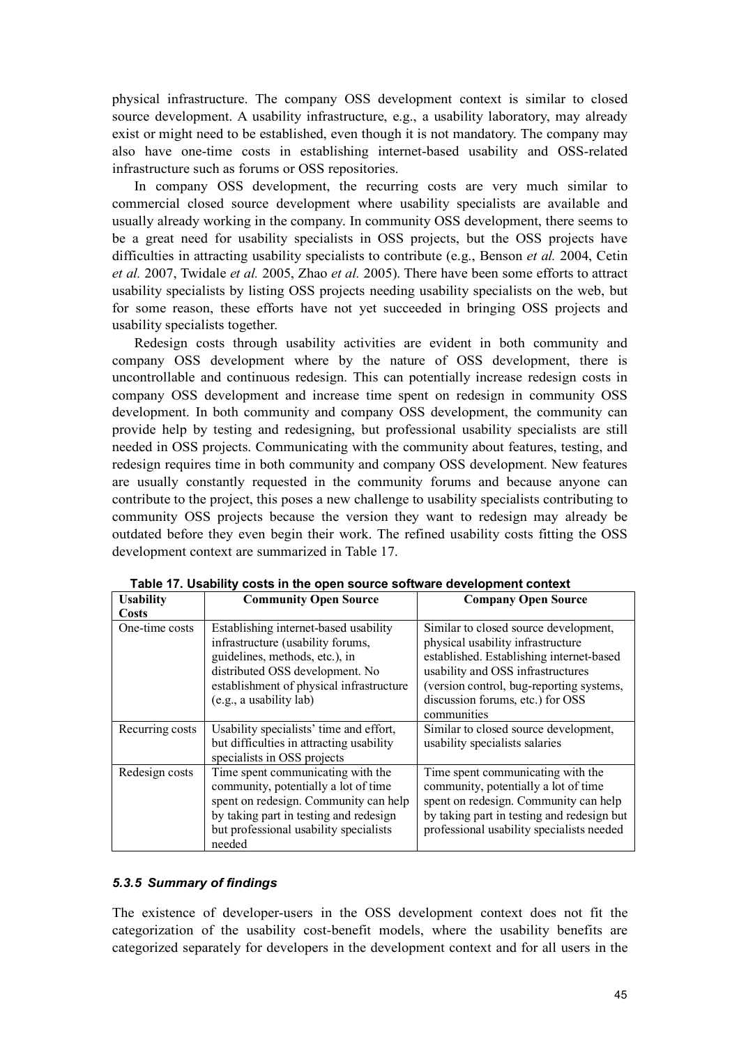physical infrastructure. The company OSS development context is similar to closed source development. A usability infrastructure, e.g., a usability laboratory, may already exist or might need to be established, even though it is not mandatory. The company may also have one-time costs in establishing internet-based usability and OSS-related infrastructure such as forums or OSS repositories.

In company OSS development, the recurring costs are very much similar to commercial closed source development where usability specialists are available and usually already working in the company. In community OSS development, there seems to be a great need for usability specialists in OSS projects, but the OSS projects have difficulties in attracting usability specialists to contribute (e.g., Benson *et al.* 2004, Cetin *et al.* 2007, Twidale *et al.* 2005, Zhao *et al.* 2005). There have been some efforts to attract usability specialists by listing OSS projects needing usability specialists on the web, but for some reason, these efforts have not yet succeeded in bringing OSS projects and usability specialists together.

Redesign costs through usability activities are evident in both community and company OSS development where by the nature of OSS development, there is uncontrollable and continuous redesign. This can potentially increase redesign costs in company OSS development and increase time spent on redesign in community OSS development. In both community and company OSS development, the community can provide help by testing and redesigning, but professional usability specialists are still needed in OSS projects. Communicating with the community about features, testing, and redesign requires time in both community and company OSS development. New features are usually constantly requested in the community forums and because anyone can contribute to the project, this poses a new challenge to usability specialists contributing to community OSS projects because the version they want to redesign may already be outdated before they even begin their work. The refined usability costs fitting the OSS development context are summarized in Table 17.

**Table 17. Usability costs in the open source software development context**

| Usability Costs | Community Open Source | Company Open Source |
|---|---|---|
| One-time costs | Establishing internet-based usability infrastructure (usability forums, guidelines, methods, etc.), in distributed OSS development. No establishment of physical infrastructure (e.g., a usability lab) | Similar to closed source development, physical usability infrastructure established. Establishing internet-based usability and OSS infrastructures (version control, bug-reporting systems, discussion forums, etc.) for OSS communities |
| Recurring costs | Usability specialists' time and effort, but difficulties in attracting usability specialists in OSS projects | Similar to closed source development, usability specialists salaries |
| Redesign costs | Time spent communicating with the community, potentially a lot of time spent on redesign. Community can help by taking part in testing and redesign but professional usability specialists needed | Time spent communicating with the community, potentially a lot of time spent on redesign. Community can help by taking part in testing and redesign but professional usability specialists needed |

### *5.3.5 Summary of findings*

The existence of developer-users in the OSS development context does not fit the categorization of the usability cost-benefit models, where the usability benefits are categorized separately for developers in the development context and for all users in the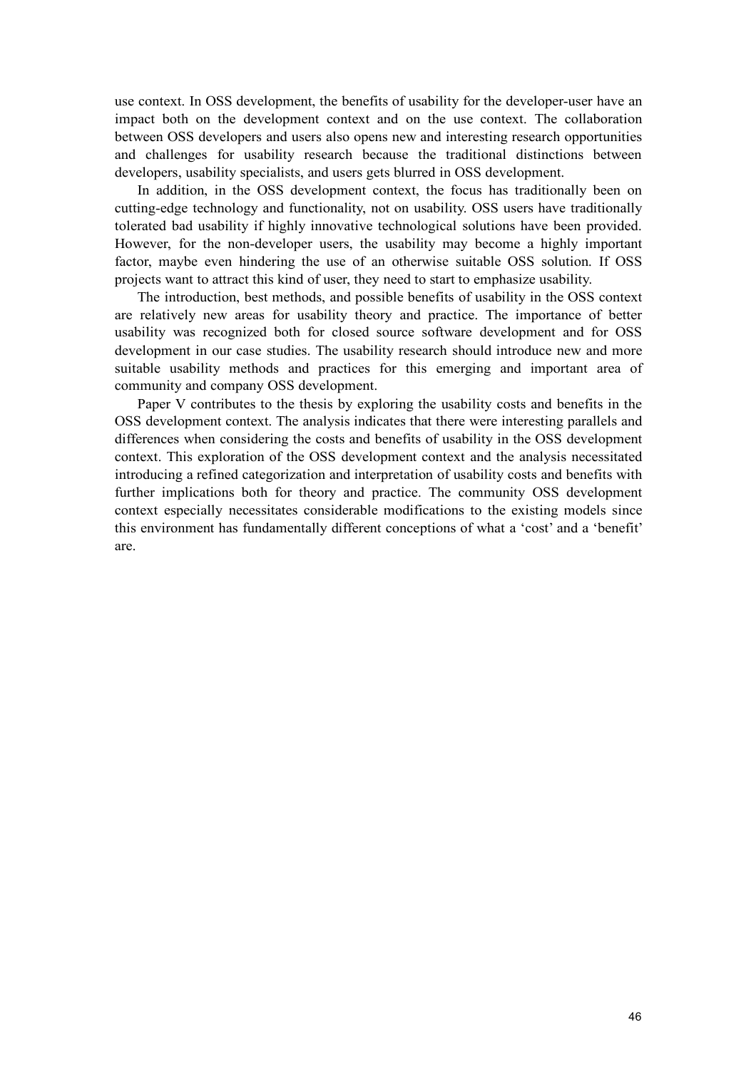use context. In OSS development, the benefits of usability for the developer-user have an impact both on the development context and on the use context. The collaboration between OSS developers and users also opens new and interesting research opportunities and challenges for usability research because the traditional distinctions between developers, usability specialists, and users gets blurred in OSS development.

In addition, in the OSS development context, the focus has traditionally been on cutting-edge technology and functionality, not on usability. OSS users have traditionally tolerated bad usability if highly innovative technological solutions have been provided. However, for the non-developer users, the usability may become a highly important factor, maybe even hindering the use of an otherwise suitable OSS solution. If OSS projects want to attract this kind of user, they need to start to emphasize usability.

The introduction, best methods, and possible benefits of usability in the OSS context are relatively new areas for usability theory and practice. The importance of better usability was recognized both for closed source software development and for OSS development in our case studies. The usability research should introduce new and more suitable usability methods and practices for this emerging and important area of community and company OSS development.

Paper V contributes to the thesis by exploring the usability costs and benefits in the OSS development context. The analysis indicates that there were interesting parallels and differences when considering the costs and benefits of usability in the OSS development context. This exploration of the OSS development context and the analysis necessitated introducing a refined categorization and interpretation of usability costs and benefits with further implications both for theory and practice. The community OSS development context especially necessitates considerable modifications to the existing models since this environment has fundamentally different conceptions of what a 'cost' and a 'benefit' are.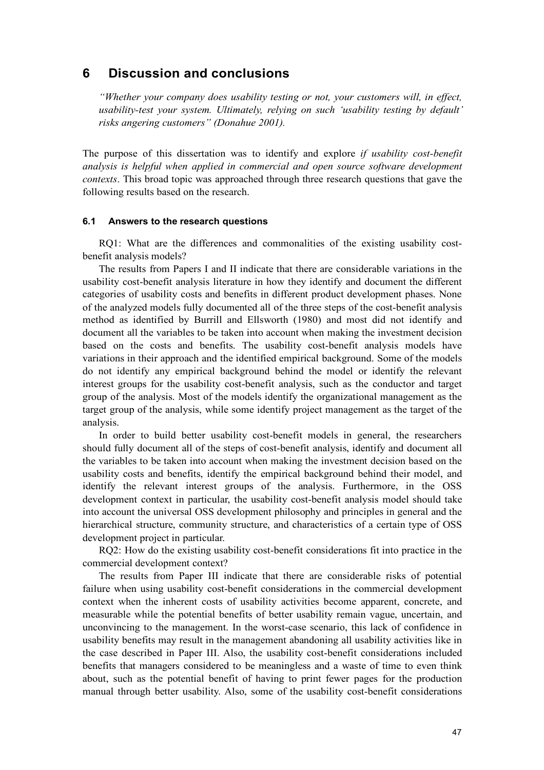# 6 Discussion and conclusions

*"Whether your company does usability testing or not, your customers will, in effect, usability-test your system. Ultimately, relying on such 'usability testing by default' risks angering customers" (Donahue 2001).*

The purpose of this dissertation was to identify and explore *if usability cost-benefit analysis is helpful when applied in commercial and open source software development contexts*. This broad topic was approached through three research questions that gave the following results based on the research.

### 6.1 Answers to the research questions

RQ1: What are the differences and commonalities of the existing usability cost-benefit analysis models?

The results from Papers I and II indicate that there are considerable variations in the usability cost-benefit analysis literature in how they identify and document the different categories of usability costs and benefits in different product development phases. None of the analyzed models fully documented all of the three steps of the cost-benefit analysis method as identified by Burrill and Ellsworth (1980) and most did not identify and document all the variables to be taken into account when making the investment decision based on the costs and benefits. The usability cost-benefit analysis models have variations in their approach and the identified empirical background. Some of the models do not identify any empirical background behind the model or identify the relevant interest groups for the usability cost-benefit analysis, such as the conductor and target group of the analysis. Most of the models identify the organizational management as the target group of the analysis, while some identify project management as the target of the analysis.

In order to build better usability cost-benefit models in general, the researchers should fully document all of the steps of cost-benefit analysis, identify and document all the variables to be taken into account when making the investment decision based on the usability costs and benefits, identify the empirical background behind their model, and identify the relevant interest groups of the analysis. Furthermore, in the OSS development context in particular, the usability cost-benefit analysis model should take into account the universal OSS development philosophy and principles in general and the hierarchical structure, community structure, and characteristics of a certain type of OSS development project in particular.

RQ2: How do the existing usability cost-benefit considerations fit into practice in the commercial development context?

The results from Paper III indicate that there are considerable risks of potential failure when using usability cost-benefit considerations in the commercial development context when the inherent costs of usability activities become apparent, concrete, and measurable while the potential benefits of better usability remain vague, uncertain, and unconvincing to the management. In the worst-case scenario, this lack of confidence in usability benefits may result in the management abandoning all usability activities like in the case described in Paper III. Also, the usability cost-benefit considerations included benefits that managers considered to be meaningless and a waste of time to even think about, such as the potential benefit of having to print fewer pages for the production manual through better usability. Also, some of the usability cost-benefit considerations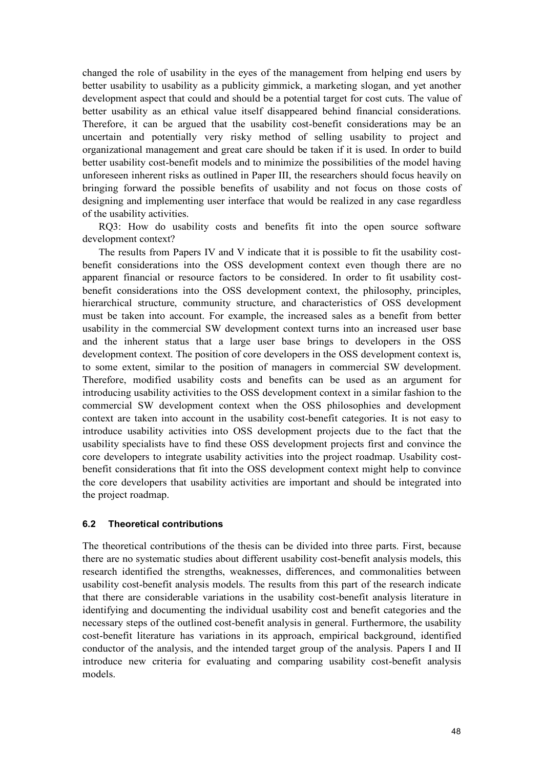changed the role of usability in the eyes of the management from helping end users by better usability to usability as a publicity gimmick, a marketing slogan, and yet another development aspect that could and should be a potential target for cost cuts. The value of better usability as an ethical value itself disappeared behind financial considerations. Therefore, it can be argued that the usability cost-benefit considerations may be an uncertain and potentially very risky method of selling usability to project and organizational management and great care should be taken if it is used. In order to build better usability cost-benefit models and to minimize the possibilities of the model having unforeseen inherent risks as outlined in Paper III, the researchers should focus heavily on bringing forward the possible benefits of usability and not focus on those costs of designing and implementing user interface that would be realized in any case regardless of the usability activities.

RQ3: How do usability costs and benefits fit into the open source software development context?

The results from Papers IV and V indicate that it is possible to fit the usability cost-benefit considerations into the OSS development context even though there are no apparent financial or resource factors to be considered. In order to fit usability cost-benefit considerations into the OSS development context, the philosophy, principles, hierarchical structure, community structure, and characteristics of OSS development must be taken into account. For example, the increased sales as a benefit from better usability in the commercial SW development context turns into an increased user base and the inherent status that a large user base brings to developers in the OSS development context. The position of core developers in the OSS development context is, to some extent, similar to the position of managers in commercial SW development. Therefore, modified usability costs and benefits can be used as an argument for introducing usability activities to the OSS development context in a similar fashion to the commercial SW development context when the OSS philosophies and development context are taken into account in the usability cost-benefit categories. It is not easy to introduce usability activities into OSS development projects due to the fact that the usability specialists have to find these OSS development projects first and convince the core developers to integrate usability activities into the project roadmap. Usability cost-benefit considerations that fit into the OSS development context might help to convince the core developers that usability activities are important and should be integrated into the project roadmap.

### 6.2 Theoretical contributions

The theoretical contributions of the thesis can be divided into three parts. First, because there are no systematic studies about different usability cost-benefit analysis models, this research identified the strengths, weaknesses, differences, and commonalities between usability cost-benefit analysis models. The results from this part of the research indicate that there are considerable variations in the usability cost-benefit analysis literature in identifying and documenting the individual usability cost and benefit categories and the necessary steps of the outlined cost-benefit analysis in general. Furthermore, the usability cost-benefit literature has variations in its approach, empirical background, identified conductor of the analysis, and the intended target group of the analysis. Papers I and II introduce new criteria for evaluating and comparing usability cost-benefit analysis models.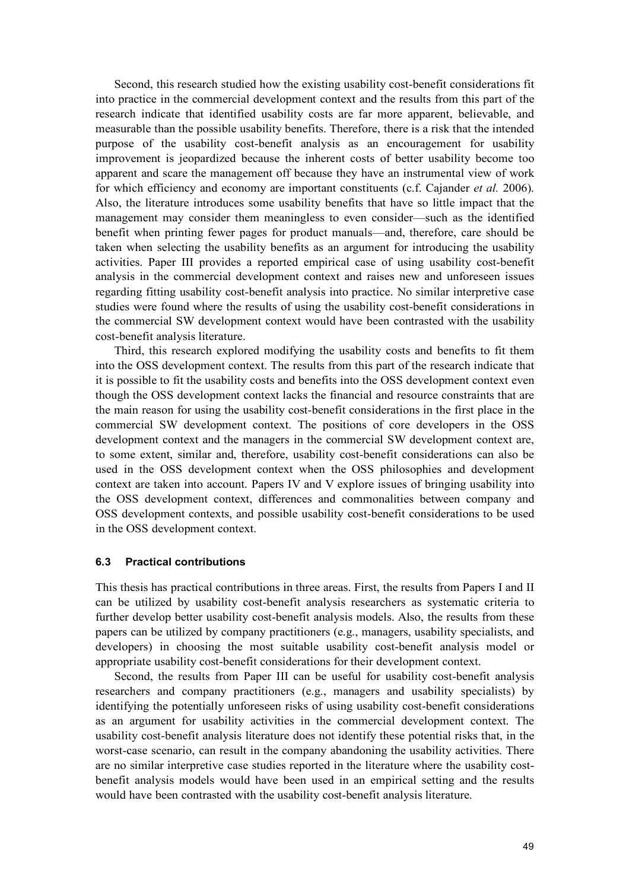Second, this research studied how the existing usability cost-benefit considerations fit into practice in the commercial development context and the results from this part of the research indicate that identified usability costs are far more apparent, believable, and measurable than the possible usability benefits. Therefore, there is a risk that the intended purpose of the usability cost-benefit analysis as an encouragement for usability improvement is jeopardized because the inherent costs of better usability become too apparent and scare the management off because they have an instrumental view of work for which efficiency and economy are important constituents (c.f. Cajander *et al.* 2006). Also, the literature introduces some usability benefits that have so little impact that the management may consider them meaningless to even consider—such as the identified benefit when printing fewer pages for product manuals—and, therefore, care should be taken when selecting the usability benefits as an argument for introducing the usability activities. Paper III provides a reported empirical case of using usability cost-benefit analysis in the commercial development context and raises new and unforeseen issues regarding fitting usability cost-benefit analysis into practice. No similar interpretive case studies were found where the results of using the usability cost-benefit considerations in the commercial SW development context would have been contrasted with the usability cost-benefit analysis literature.

Third, this research explored modifying the usability costs and benefits to fit them into the OSS development context. The results from this part of the research indicate that it is possible to fit the usability costs and benefits into the OSS development context even though the OSS development context lacks the financial and resource constraints that are the main reason for using the usability cost-benefit considerations in the first place in the commercial SW development context. The positions of core developers in the OSS development context and the managers in the commercial SW development context are, to some extent, similar and, therefore, usability cost-benefit considerations can also be used in the OSS development context when the OSS philosophies and development context are taken into account. Papers IV and V explore issues of bringing usability into the OSS development context, differences and commonalities between company and OSS development contexts, and possible usability cost-benefit considerations to be used in the OSS development context.

### 6.3 Practical contributions

This thesis has practical contributions in three areas. First, the results from Papers I and II can be utilized by usability cost-benefit analysis researchers as systematic criteria to further develop better usability cost-benefit analysis models. Also, the results from these papers can be utilized by company practitioners (e.g., managers, usability specialists, and developers) in choosing the most suitable usability cost-benefit analysis model or appropriate usability cost-benefit considerations for their development context.

Second, the results from Paper III can be useful for usability cost-benefit analysis researchers and company practitioners (e.g., managers and usability specialists) by identifying the potentially unforeseen risks of using usability cost-benefit considerations as an argument for usability activities in the commercial development context. The usability cost-benefit analysis literature does not identify these potential risks that, in the worst-case scenario, can result in the company abandoning the usability activities. There are no similar interpretive case studies reported in the literature where the usability cost-benefit analysis models would have been used in an empirical setting and the results would have been contrasted with the usability cost-benefit analysis literature.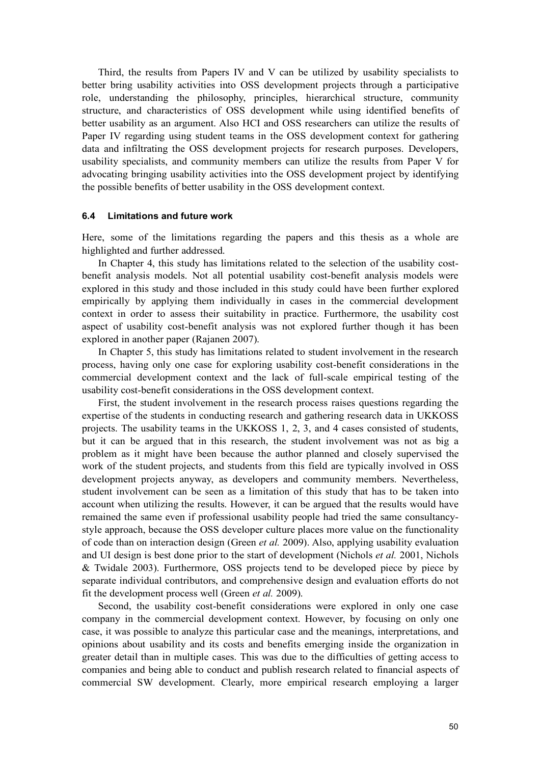Third, the results from Papers IV and V can be utilized by usability specialists to better bring usability activities into OSS development projects through a participative role, understanding the philosophy, principles, hierarchical structure, community structure, and characteristics of OSS development while using identified benefits of better usability as an argument. Also HCI and OSS researchers can utilize the results of Paper IV regarding using student teams in the OSS development context for gathering data and infiltrating the OSS development projects for research purposes. Developers, usability specialists, and community members can utilize the results from Paper V for advocating bringing usability activities into the OSS development project by identifying the possible benefits of better usability in the OSS development context.

### 6.4 Limitations and future work

Here, some of the limitations regarding the papers and this thesis as a whole are highlighted and further addressed.

In Chapter 4, this study has limitations related to the selection of the usability cost-benefit analysis models. Not all potential usability cost-benefit analysis models were explored in this study and those included in this study could have been further explored empirically by applying them individually in cases in the commercial development context in order to assess their suitability in practice. Furthermore, the usability cost aspect of usability cost-benefit analysis was not explored further though it has been explored in another paper (Rajanen 2007).

In Chapter 5, this study has limitations related to student involvement in the research process, having only one case for exploring usability cost-benefit considerations in the commercial development context and the lack of full-scale empirical testing of the usability cost-benefit considerations in the OSS development context.

First, the student involvement in the research process raises questions regarding the expertise of the students in conducting research and gathering research data in UKKOSS projects. The usability teams in the UKKOSS 1, 2, 3, and 4 cases consisted of students, but it can be argued that in this research, the student involvement was not as big a problem as it might have been because the author planned and closely supervised the work of the student projects, and students from this field are typically involved in OSS development projects anyway, as developers and community members. Nevertheless, student involvement can be seen as a limitation of this study that has to be taken into account when utilizing the results. However, it can be argued that the results would have remained the same even if professional usability people had tried the same consultancy-style approach, because the OSS developer culture places more value on the functionality of code than on interaction design (Green *et al.* 2009). Also, applying usability evaluation and UI design is best done prior to the start of development (Nichols *et al.* 2001, Nichols & Twidale 2003). Furthermore, OSS projects tend to be developed piece by piece by separate individual contributors, and comprehensive design and evaluation efforts do not fit the development process well (Green *et al.* 2009).

Second, the usability cost-benefit considerations were explored in only one case company in the commercial development context. However, by focusing on only one case, it was possible to analyze this particular case and the meanings, interpretations, and opinions about usability and its costs and benefits emerging inside the organization in greater detail than in multiple cases. This was due to the difficulties of getting access to companies and being able to conduct and publish research related to financial aspects of commercial SW development. Clearly, more empirical research employing a larger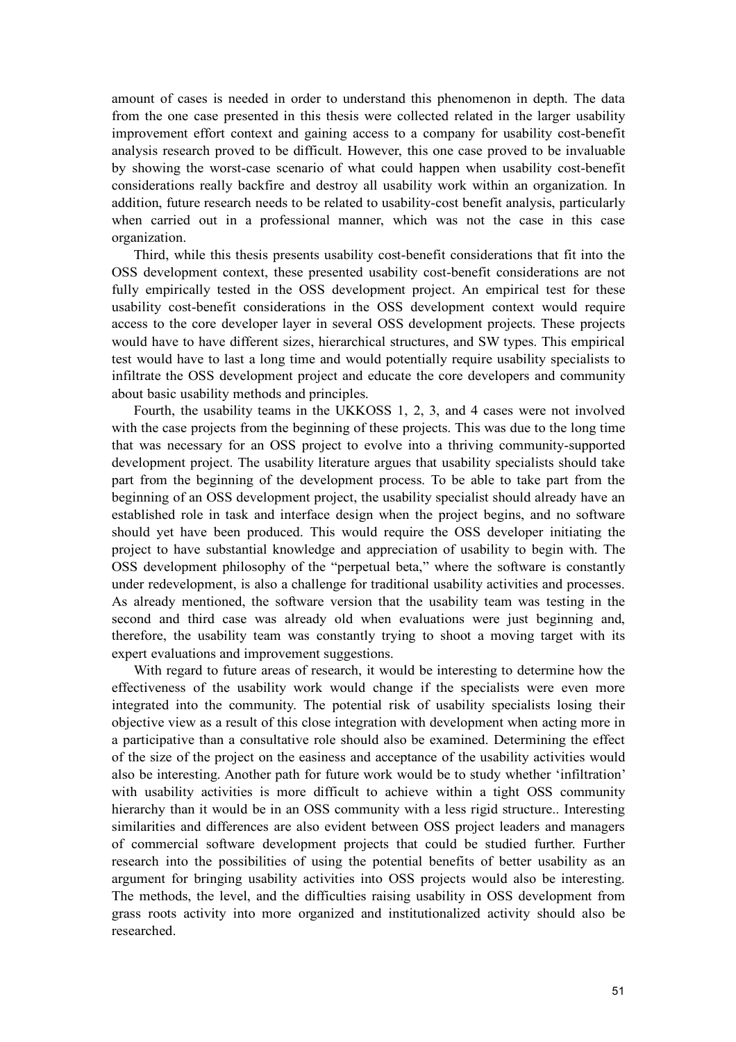amount of cases is needed in order to understand this phenomenon in depth. The data from the one case presented in this thesis were collected related in the larger usability improvement effort context and gaining access to a company for usability cost-benefit analysis research proved to be difficult. However, this one case proved to be invaluable by showing the worst-case scenario of what could happen when usability cost-benefit considerations really backfire and destroy all usability work within an organization. In addition, future research needs to be related to usability-cost benefit analysis, particularly when carried out in a professional manner, which was not the case in this case organization.

Third, while this thesis presents usability cost-benefit considerations that fit into the OSS development context, these presented usability cost-benefit considerations are not fully empirically tested in the OSS development project. An empirical test for these usability cost-benefit considerations in the OSS development context would require access to the core developer layer in several OSS development projects. These projects would have to have different sizes, hierarchical structures, and SW types. This empirical test would have to last a long time and would potentially require usability specialists to infiltrate the OSS development project and educate the core developers and community about basic usability methods and principles.

Fourth, the usability teams in the UKKOSS 1, 2, 3, and 4 cases were not involved with the case projects from the beginning of these projects. This was due to the long time that was necessary for an OSS project to evolve into a thriving community-supported development project. The usability literature argues that usability specialists should take part from the beginning of the development process. To be able to take part from the beginning of an OSS development project, the usability specialist should already have an established role in task and interface design when the project begins, and no software should yet have been produced. This would require the OSS developer initiating the project to have substantial knowledge and appreciation of usability to begin with. The OSS development philosophy of the "perpetual beta," where the software is constantly under redevelopment, is also a challenge for traditional usability activities and processes. As already mentioned, the software version that the usability team was testing in the second and third case was already old when evaluations were just beginning and, therefore, the usability team was constantly trying to shoot a moving target with its expert evaluations and improvement suggestions.

With regard to future areas of research, it would be interesting to determine how the effectiveness of the usability work would change if the specialists were even more integrated into the community. The potential risk of usability specialists losing their objective view as a result of this close integration with development when acting more in a participative than a consultative role should also be examined. Determining the effect of the size of the project on the easiness and acceptance of the usability activities would also be interesting. Another path for future work would be to study whether 'infiltration' with usability activities is more difficult to achieve within a tight OSS community hierarchy than it would be in an OSS community with a less rigid structure.. Interesting similarities and differences are also evident between OSS project leaders and managers of commercial software development projects that could be studied further. Further research into the possibilities of using the potential benefits of better usability as an argument for bringing usability activities into OSS projects would also be interesting. The methods, the level, and the difficulties raising usability in OSS development from grass roots activity into more organized and institutionalized activity should also be researched.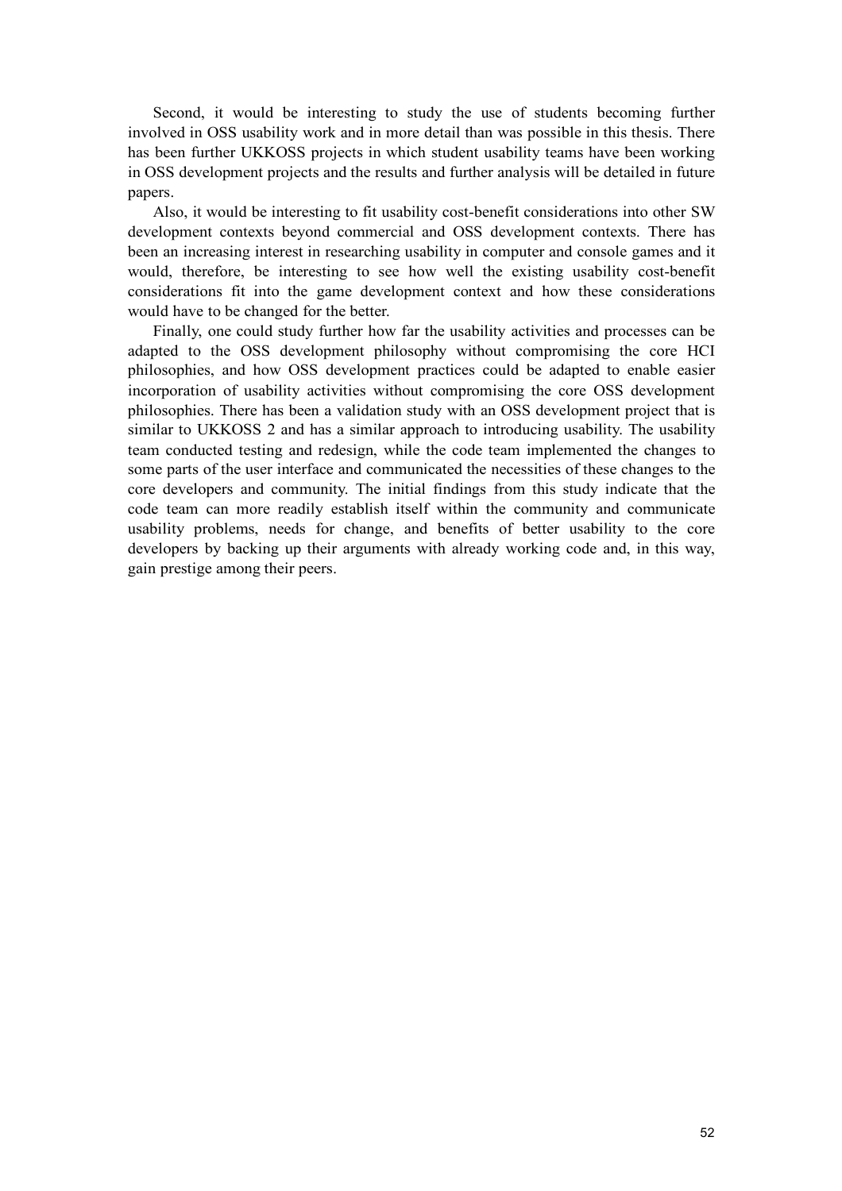Second, it would be interesting to study the use of students becoming further involved in OSS usability work and in more detail than was possible in this thesis. There has been further UKKOSS projects in which student usability teams have been working in OSS development projects and the results and further analysis will be detailed in future papers.

Also, it would be interesting to fit usability cost-benefit considerations into other SW development contexts beyond commercial and OSS development contexts. There has been an increasing interest in researching usability in computer and console games and it would, therefore, be interesting to see how well the existing usability cost-benefit considerations fit into the game development context and how these considerations would have to be changed for the better.

Finally, one could study further how far the usability activities and processes can be adapted to the OSS development philosophy without compromising the core HCI philosophies, and how OSS development practices could be adapted to enable easier incorporation of usability activities without compromising the core OSS development philosophies. There has been a validation study with an OSS development project that is similar to UKKOSS 2 and has a similar approach to introducing usability. The usability team conducted testing and redesign, while the code team implemented the changes to some parts of the user interface and communicated the necessities of these changes to the core developers and community. The initial findings from this study indicate that the code team can more readily establish itself within the community and communicate usability problems, needs for change, and benefits of better usability to the core developers by backing up their arguments with already working code and, in this way, gain prestige among their peers.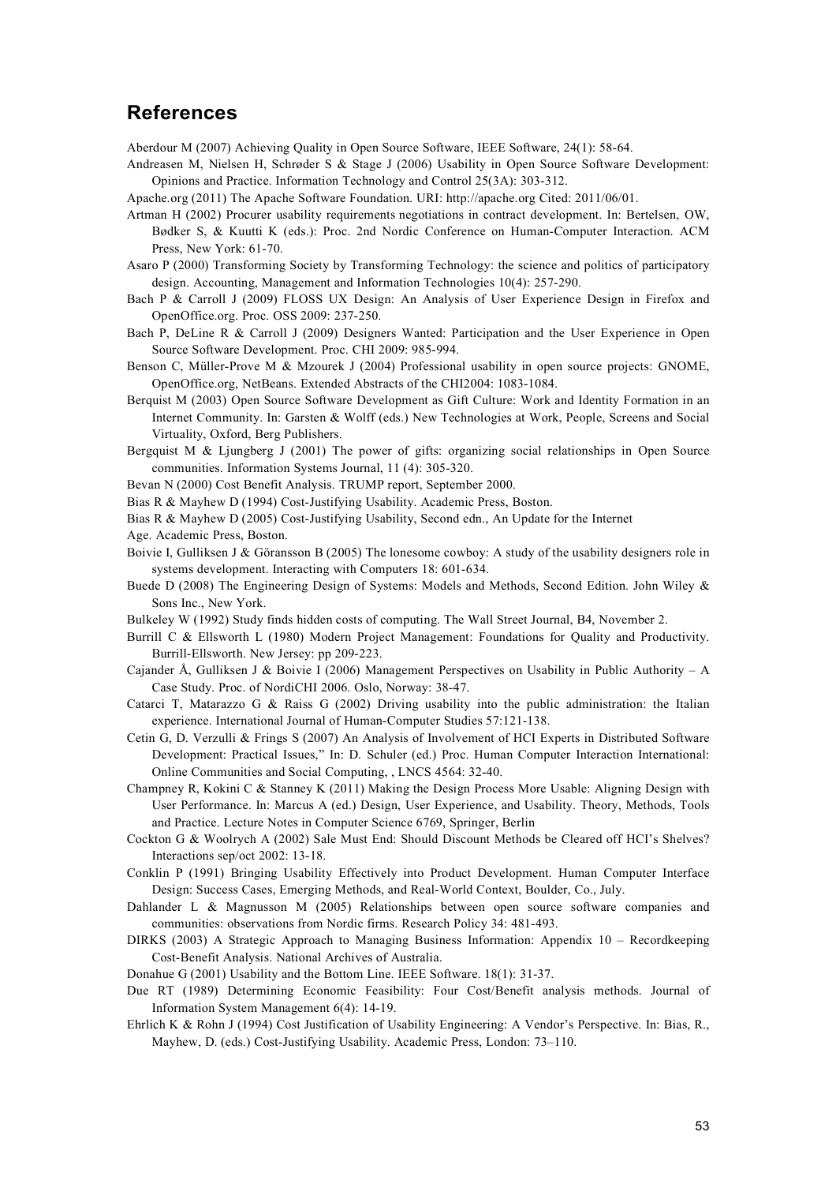## References

Aberdour M (2007) Achieving Quality in Open Source Software, IEEE Software, 24(1): 58-64.

Andreasen M, Nielsen H, Schrøder S & Stage J (2006) Usability in Open Source Software Development: Opinions and Practice. Information Technology and Control 25(3A): 303-312.

Apache.org (2011) The Apache Software Foundation. URI: http://apache.org Cited: 2011/06/01.

Artman H (2002) Procurer usability requirements negotiations in contract development. In: Bertelsen, OW, Bødker S, & Kuutti K (eds.): Proc. 2nd Nordic Conference on Human-Computer Interaction. ACM Press, New York: 61-70.

Asaro P (2000) Transforming Society by Transforming Technology: the science and politics of participatory design. Accounting, Management and Information Technologies 10(4): 257-290.

Bach P & Carroll J (2009) FLOSS UX Design: An Analysis of User Experience Design in Firefox and OpenOffice.org. Proc. OSS 2009: 237-250.

Bach P, DeLine R & Carroll J (2009) Designers Wanted: Participation and the User Experience in Open Source Software Development. Proc. CHI 2009: 985-994.

Benson C, Müller-Prove M & Mzourek J (2004) Professional usability in open source projects: GNOME, OpenOffice.org, NetBeans. Extended Abstracts of the CHI2004: 1083-1084.

Berquist M (2003) Open Source Software Development as Gift Culture: Work and Identity Formation in an Internet Community. In: Garsten & Wolff (eds.) New Technologies at Work, People, Screens and Social Virtuality, Oxford, Berg Publishers.

Bergquist M & Ljungberg J (2001) The power of gifts: organizing social relationships in Open Source communities. Information Systems Journal, 11 (4): 305-320.

Bevan N (2000) Cost Benefit Analysis. TRUMP report, September 2000.

Bias R & Mayhew D (1994) Cost-Justifying Usability. Academic Press, Boston.

Bias R & Mayhew D (2005) Cost-Justifying Usability, Second edn., An Update for the Internet

Age. Academic Press, Boston.

Boivie I, Gulliksen J & Göransson B (2005) The lonesome cowboy: A study of the usability designers role in systems development. Interacting with Computers 18: 601-634.

Buede D (2008) The Engineering Design of Systems: Models and Methods, Second Edition. John Wiley & Sons Inc., New York.

Bulkeley W (1992) Study finds hidden costs of computing. The Wall Street Journal, B4, November 2.

Burrill C & Ellsworth L (1980) Modern Project Management: Foundations for Quality and Productivity. Burrill-Ellsworth. New Jersey: pp 209-223.

Cajander Å, Gulliksen J & Boivie I (2006) Management Perspectives on Usability in Public Authority – A Case Study. Proc. of NordiCHI 2006. Oslo, Norway: 38-47.

Catarci T, Matarazzo G & Raiss G (2002) Driving usability into the public administration: the Italian experience. International Journal of Human-Computer Studies 57:121-138.

Cetin G, D. Verzulli & Frings S (2007) An Analysis of Involvement of HCI Experts in Distributed Software Development: Practical Issues," In: D. Schuler (ed.) Proc. Human Computer Interaction International: Online Communities and Social Computing, , LNCS 4564: 32-40.

Champney R, Kokini C & Stanney K (2011) Making the Design Process More Usable: Aligning Design with User Performance. In: Marcus A (ed.) Design, User Experience, and Usability. Theory, Methods, Tools and Practice. Lecture Notes in Computer Science 6769, Springer, Berlin

Cockton G & Woolrych A (2002) Sale Must End: Should Discount Methods be Cleared off HCI's Shelves? Interactions sep/oct 2002: 13-18.

Conklin P (1991) Bringing Usability Effectively into Product Development. Human Computer Interface Design: Success Cases, Emerging Methods, and Real-World Context, Boulder, Co., July.

Dahlander L & Magnusson M (2005) Relationships between open source software companies and communities: observations from Nordic firms. Research Policy 34: 481-493.

DIRKS (2003) A Strategic Approach to Managing Business Information: Appendix 10 – Recordkeeping Cost-Benefit Analysis. National Archives of Australia.

Donahue G (2001) Usability and the Bottom Line. IEEE Software. 18(1): 31-37.

Due RT (1989) Determining Economic Feasibility: Four Cost/Benefit analysis methods. Journal of Information System Management 6(4): 14-19.

Ehrlich K & Rohn J (1994) Cost Justification of Usability Engineering: A Vendor's Perspective. In: Bias, R., Mayhew, D. (eds.) Cost-Justifying Usability. Academic Press, London: 73–110.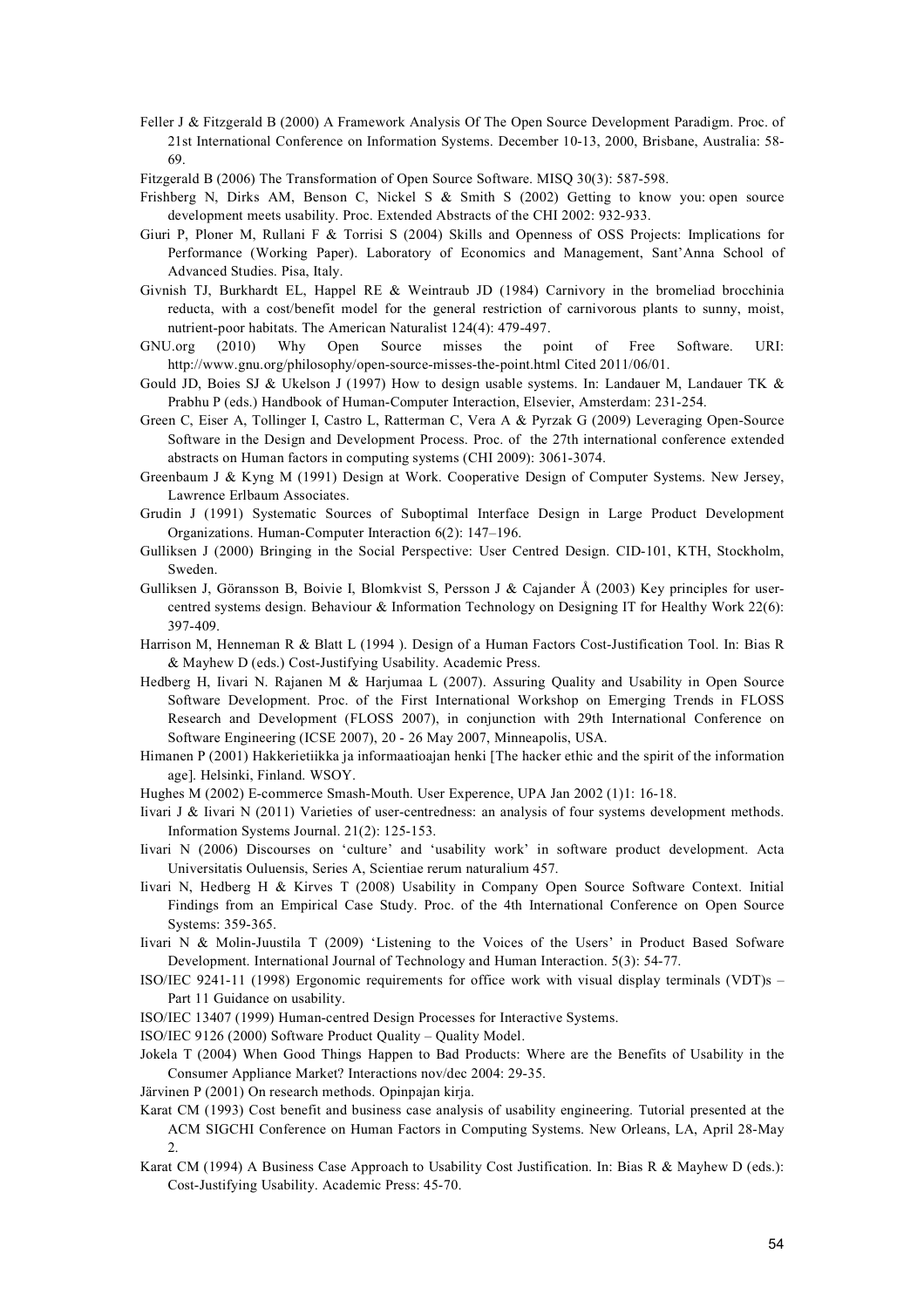Feller J & Fitzgerald B (2000) A Framework Analysis Of The Open Source Development Paradigm. Proc. of 21st International Conference on Information Systems. December 10-13, 2000, Brisbane, Australia: 58-69.

Fitzgerald B (2006) The Transformation of Open Source Software. MISQ 30(3): 587-598.

Frishberg N, Dirks AM, Benson C, Nickel S & Smith S (2002) Getting to know you: open source development meets usability. Proc. Extended Abstracts of the CHI 2002: 932-933.

Giuri P, Ploner M, Rullani F & Torrisi S (2004) Skills and Openness of OSS Projects: Implications for Performance (Working Paper). Laboratory of Economics and Management, Sant'Anna School of Advanced Studies. Pisa, Italy.

Givnish TJ, Burkhardt EL, Happel RE & Weintraub JD (1984) Carnivory in the bromeliad brocchinia reducta, with a cost/benefit model for the general restriction of carnivorous plants to sunny, moist, nutrient-poor habitats. The American Naturalist 124(4): 479-497.

GNU.org (2010) Why Open Source misses the point of Free Software. URI: http://www.gnu.org/philosophy/open-source-misses-the-point.html Cited 2011/06/01.

Gould JD, Boies SJ & Ukelson J (1997) How to design usable systems. In: Landauer M, Landauer TK & Prabhu P (eds.) Handbook of Human-Computer Interaction, Elsevier, Amsterdam: 231-254.

Green C, Eiser A, Tollinger I, Castro L, Ratterman C, Vera A & Pyrzak G (2009) Leveraging Open-Source Software in the Design and Development Process. Proc. of the 27th international conference extended abstracts on Human factors in computing systems (CHI 2009): 3061-3074.

Greenbaum J & Kyng M (1991) Design at Work. Cooperative Design of Computer Systems. New Jersey, Lawrence Erlbaum Associates.

Grudin J (1991) Systematic Sources of Suboptimal Interface Design in Large Product Development Organizations. Human-Computer Interaction 6(2): 147–196.

Gulliksen J (2000) Bringing in the Social Perspective: User Centred Design. CID-101, KTH, Stockholm, Sweden.

Gulliksen J, Göransson B, Boivie I, Blomkvist S, Persson J & Cajander Å (2003) Key principles for user-centred systems design. Behaviour & Information Technology on Designing IT for Healthy Work 22(6): 397-409.

Harrison M, Henneman R & Blatt L (1994 ). Design of a Human Factors Cost-Justification Tool. In: Bias R & Mayhew D (eds.) Cost-Justifying Usability. Academic Press.

Hedberg H, Iivari N. Rajanen M & Harjumaa L (2007). Assuring Quality and Usability in Open Source Software Development. Proc. of the First International Workshop on Emerging Trends in FLOSS Research and Development (FLOSS 2007), in conjunction with 29th International Conference on Software Engineering (ICSE 2007), 20 - 26 May 2007, Minneapolis, USA.

Himanen P (2001) Hakkerietiikka ja informaatioajan henki [The hacker ethic and the spirit of the information age]. Helsinki, Finland. WSOY.

Hughes M (2002) E-commerce Smash-Mouth. User Experence, UPA Jan 2002 (1)1: 16-18.

Iivari J & Iivari N (2011) Varieties of user-centredness: an analysis of four systems development methods. Information Systems Journal. 21(2): 125-153.

Iivari N (2006) Discourses on 'culture' and 'usability work' in software product development. Acta Universitatis Ouluensis, Series A, Scientiae rerum naturalium 457.

Iivari N, Hedberg H & Kirves T (2008) Usability in Company Open Source Software Context. Initial Findings from an Empirical Case Study. Proc. of the 4th International Conference on Open Source Systems: 359-365.

Iivari N & Molin-Juustila T (2009) 'Listening to the Voices of the Users' in Product Based Sofware Development. International Journal of Technology and Human Interaction. 5(3): 54-77.

ISO/IEC 9241-11 (1998) Ergonomic requirements for office work with visual display terminals (VDT)s – Part 11 Guidance on usability.

ISO/IEC 13407 (1999) Human-centred Design Processes for Interactive Systems.

ISO/IEC 9126 (2000) Software Product Quality – Quality Model.

Jokela T (2004) When Good Things Happen to Bad Products: Where are the Benefits of Usability in the Consumer Appliance Market? Interactions nov/dec 2004: 29-35.

Järvinen P (2001) On research methods. Opinpajan kirja.

Karat CM (1993) Cost benefit and business case analysis of usability engineering. Tutorial presented at the ACM SIGCHI Conference on Human Factors in Computing Systems. New Orleans, LA, April 28-May 2.

Karat CM (1994) A Business Case Approach to Usability Cost Justification. In: Bias R & Mayhew D (eds.): Cost-Justifying Usability. Academic Press: 45-70.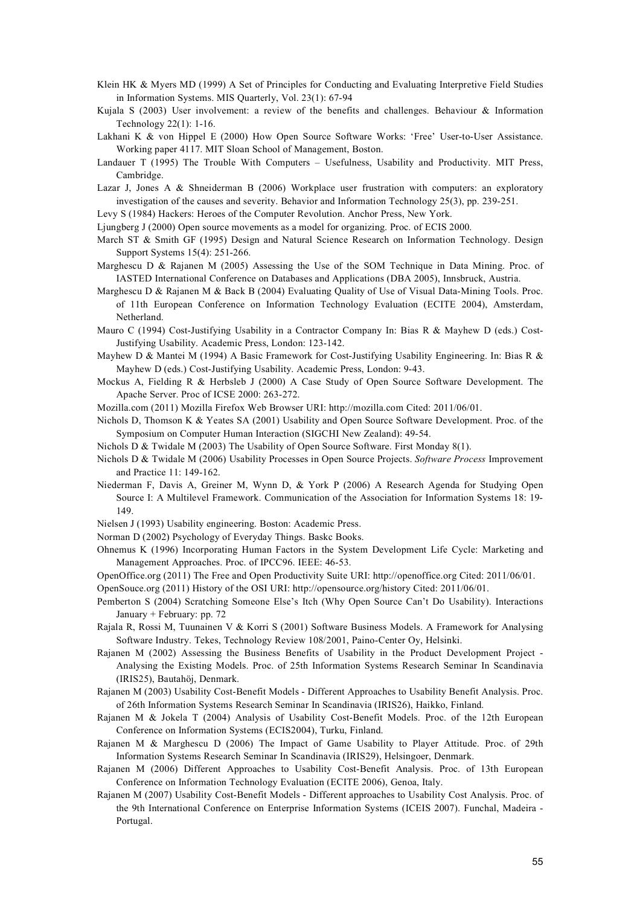Klein HK & Myers MD (1999) A Set of Principles for Conducting and Evaluating Interpretive Field Studies in Information Systems. MIS Quarterly, Vol. 23(1): 67-94

Kujala S (2003) User involvement: a review of the benefits and challenges. Behaviour & Information Technology 22(1): 1-16.

Lakhani K & von Hippel E (2000) How Open Source Software Works: 'Free' User-to-User Assistance. Working paper 4117. MIT Sloan School of Management, Boston.

Landauer T (1995) The Trouble With Computers – Usefulness, Usability and Productivity. MIT Press, Cambridge.

Lazar J, Jones A & Shneiderman B (2006) Workplace user frustration with computers: an exploratory investigation of the causes and severity. Behavior and Information Technology 25(3), pp. 239-251.

Levy S (1984) Hackers: Heroes of the Computer Revolution. Anchor Press, New York.

Ljungberg J (2000) Open source movements as a model for organizing. Proc. of ECIS 2000.

March ST & Smith GF (1995) Design and Natural Science Research on Information Technology. Design Support Systems 15(4): 251-266.

Marghescu D & Rajanen M (2005) Assessing the Use of the SOM Technique in Data Mining. Proc. of IASTED International Conference on Databases and Applications (DBA 2005), Innsbruck, Austria.

Marghescu D & Rajanen M & Back B (2004) Evaluating Quality of Use of Visual Data-Mining Tools. Proc. of 11th European Conference on Information Technology Evaluation (ECITE 2004), Amsterdam, Netherland.

Mauro C (1994) Cost-Justifying Usability in a Contractor Company In: Bias R & Mayhew D (eds.) Cost-Justifying Usability. Academic Press, London: 123-142.

Mayhew D & Mantei M (1994) A Basic Framework for Cost-Justifying Usability Engineering. In: Bias R & Mayhew D (eds.) Cost-Justifying Usability. Academic Press, London: 9-43.

Mockus A, Fielding R & Herbsleb J (2000) A Case Study of Open Source Software Development. The Apache Server. Proc of ICSE 2000: 263-272.

Mozilla.com (2011) Mozilla Firefox Web Browser URI: http://mozilla.com Cited: 2011/06/01.

Nichols D, Thomson K & Yeates SA (2001) Usability and Open Source Software Development. Proc. of the Symposium on Computer Human Interaction (SIGCHI New Zealand): 49-54.

Nichols D & Twidale M (2003) The Usability of Open Source Software. First Monday 8(1).

Nichols D & Twidale M (2006) Usability Processes in Open Source Projects. *Software Process* Improvement and Practice 11: 149-162.

Niederman F, Davis A, Greiner M, Wynn D, & York P (2006) A Research Agenda for Studying Open Source I: A Multilevel Framework. Communication of the Association for Information Systems 18: 19-149.

Nielsen J (1993) Usability engineering. Boston: Academic Press.

Norman D (2002) Psychology of Everyday Things. Baskc Books.

Ohnemus K (1996) Incorporating Human Factors in the System Development Life Cycle: Marketing and Management Approaches. Proc. of IPCC96. IEEE: 46-53.

OpenOffice.org (2011) The Free and Open Productivity Suite URI: http://openoffice.org Cited: 2011/06/01.

OpenSouce.org (2011) History of the OSI URI: http://opensource.org/history Cited: 2011/06/01.

Pemberton S (2004) Scratching Someone Else's Itch (Why Open Source Can't Do Usability). Interactions January + February: pp. 72

Rajala R, Rossi M, Tuunainen V & Korri S (2001) Software Business Models. A Framework for Analysing Software Industry. Tekes, Technology Review 108/2001, Paino-Center Oy, Helsinki.

Rajanen M (2002) Assessing the Business Benefits of Usability in the Product Development Project - Analysing the Existing Models. Proc. of 25th Information Systems Research Seminar In Scandinavia (IRIS25), Bautahöj, Denmark.

Rajanen M (2003) Usability Cost-Benefit Models - Different Approaches to Usability Benefit Analysis. Proc. of 26th Information Systems Research Seminar In Scandinavia (IRIS26), Haikko, Finland.

Rajanen M & Jokela T (2004) Analysis of Usability Cost-Benefit Models. Proc. of the 12th European Conference on Information Systems (ECIS2004), Turku, Finland.

Rajanen M & Marghescu D (2006) The Impact of Game Usability to Player Attitude. Proc. of 29th Information Systems Research Seminar In Scandinavia (IRIS29), Helsingoer, Denmark.

Rajanen M (2006) Different Approaches to Usability Cost-Benefit Analysis. Proc. of 13th European Conference on Information Technology Evaluation (ECITE 2006), Genoa, Italy.

Rajanen M (2007) Usability Cost-Benefit Models - Different approaches to Usability Cost Analysis. Proc. of the 9th International Conference on Enterprise Information Systems (ICEIS 2007). Funchal, Madeira - Portugal.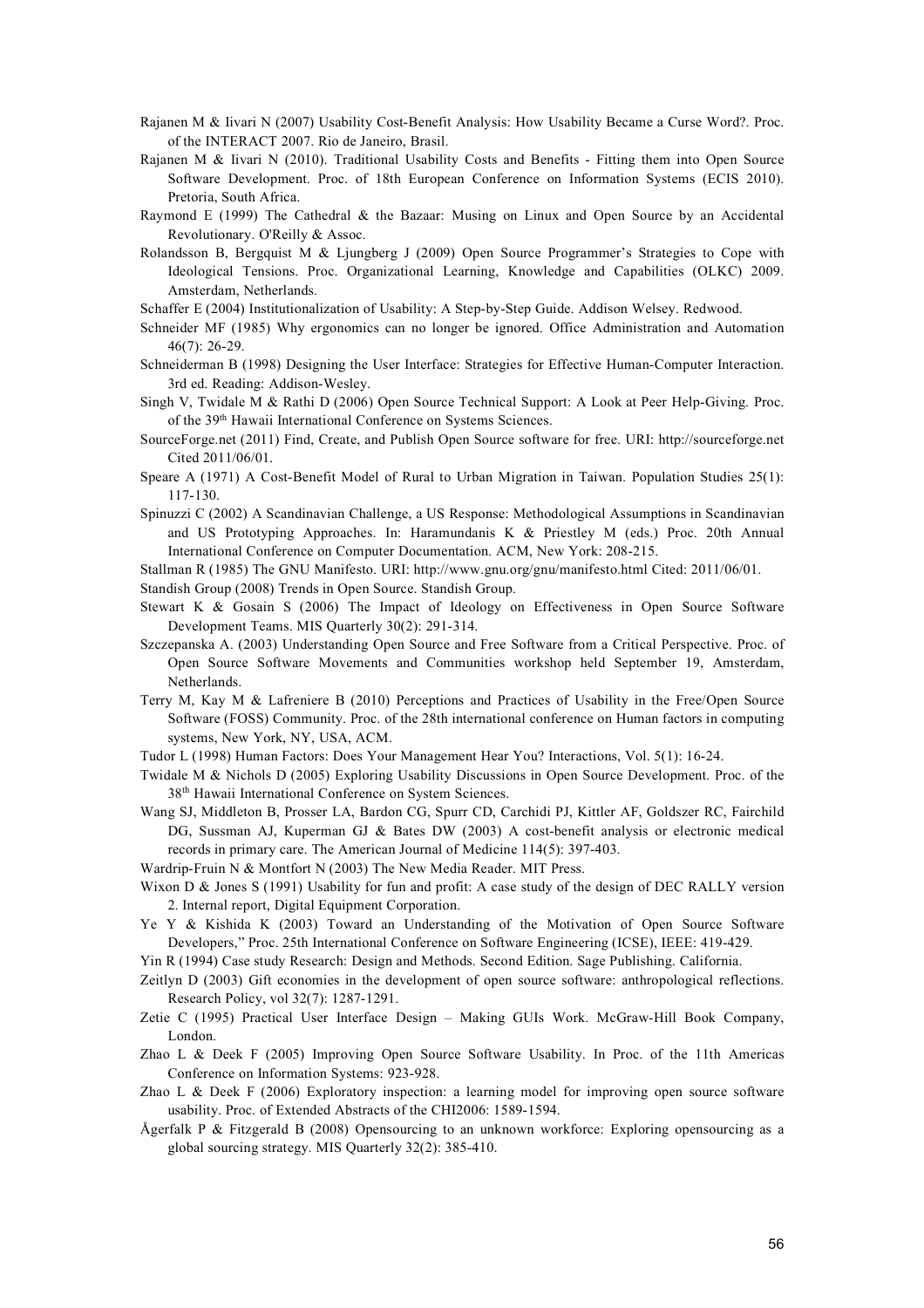Rajanen M & Iivari N (2007) Usability Cost-Benefit Analysis: How Usability Became a Curse Word?. Proc. of the INTERACT 2007. Rio de Janeiro, Brasil.

Rajanen M & Iivari N (2010). Traditional Usability Costs and Benefits - Fitting them into Open Source Software Development. Proc. of 18th European Conference on Information Systems (ECIS 2010). Pretoria, South Africa.

Raymond E (1999) The Cathedral & the Bazaar: Musing on Linux and Open Source by an Accidental Revolutionary. O'Reilly & Assoc.

Rolandsson B, Bergquist M & Ljungberg J (2009) Open Source Programmer's Strategies to Cope with Ideological Tensions. Proc. Organizational Learning, Knowledge and Capabilities (OLKC) 2009. Amsterdam, Netherlands.

Schaffer E (2004) Institutionalization of Usability: A Step-by-Step Guide. Addison Welsey. Redwood.

Schneider MF (1985) Why ergonomics can no longer be ignored. Office Administration and Automation 46(7): 26-29.

Schneiderman B (1998) Designing the User Interface: Strategies for Effective Human-Computer Interaction. 3rd ed. Reading: Addison-Wesley.

Singh V, Twidale M & Rathi D (2006) Open Source Technical Support: A Look at Peer Help-Giving. Proc. of the 39th Hawaii International Conference on Systems Sciences.

SourceForge.net (2011) Find, Create, and Publish Open Source software for free. URI: http://sourceforge.net Cited 2011/06/01.

Speare A (1971) A Cost-Benefit Model of Rural to Urban Migration in Taiwan. Population Studies 25(1): 117-130.

Spinuzzi C (2002) A Scandinavian Challenge, a US Response: Methodological Assumptions in Scandinavian and US Prototyping Approaches. In: Haramundanis K & Priestley M (eds.) Proc. 20th Annual International Conference on Computer Documentation. ACM, New York: 208-215.

Stallman R (1985) The GNU Manifesto. URI: http://www.gnu.org/gnu/manifesto.html Cited: 2011/06/01.

Standish Group (2008) Trends in Open Source. Standish Group.

Stewart K & Gosain S (2006) The Impact of Ideology on Effectiveness in Open Source Software Development Teams. MIS Quarterly 30(2): 291-314.

Szczepanska A. (2003) Understanding Open Source and Free Software from a Critical Perspective. Proc. of Open Source Software Movements and Communities workshop held September 19, Amsterdam, Netherlands.

Terry M, Kay M & Lafreniere B (2010) Perceptions and Practices of Usability in the Free/Open Source Software (FOSS) Community. Proc. of the 28th international conference on Human factors in computing systems, New York, NY, USA, ACM.

Tudor L (1998) Human Factors: Does Your Management Hear You? Interactions, Vol. 5(1): 16-24.

Twidale M & Nichols D (2005) Exploring Usability Discussions in Open Source Development. Proc. of the 38th Hawaii International Conference on System Sciences.

Wang SJ, Middleton B, Prosser LA, Bardon CG, Spurr CD, Carchidi PJ, Kittler AF, Goldszer RC, Fairchild DG, Sussman AJ, Kuperman GJ & Bates DW (2003) A cost-benefit analysis or electronic medical records in primary care. The American Journal of Medicine 114(5): 397-403.

Wardrip-Fruin N & Montfort N (2003) The New Media Reader. MIT Press.

Wixon D & Jones S (1991) Usability for fun and profit: A case study of the design of DEC RALLY version 2. Internal report, Digital Equipment Corporation.

Ye Y & Kishida K (2003) Toward an Understanding of the Motivation of Open Source Software Developers," Proc. 25th International Conference on Software Engineering (ICSE), IEEE: 419-429.

Yin R (1994) Case study Research: Design and Methods. Second Edition. Sage Publishing. California.

Zeitlyn D (2003) Gift economies in the development of open source software: anthropological reflections. Research Policy, vol 32(7): 1287-1291.

Zetie C (1995) Practical User Interface Design – Making GUIs Work. McGraw-Hill Book Company, London.

Zhao L & Deek F (2005) Improving Open Source Software Usability. In Proc. of the 11th Americas Conference on Information Systems: 923-928.

Zhao L & Deek F (2006) Exploratory inspection: a learning model for improving open source software usability. Proc. of Extended Abstracts of the CHI2006: 1589-1594.

Ågerfalk P & Fitzgerald B (2008) Opensourcing to an unknown workforce: Exploring opensourcing as a global sourcing strategy. MIS Quarterly 32(2): 385-410.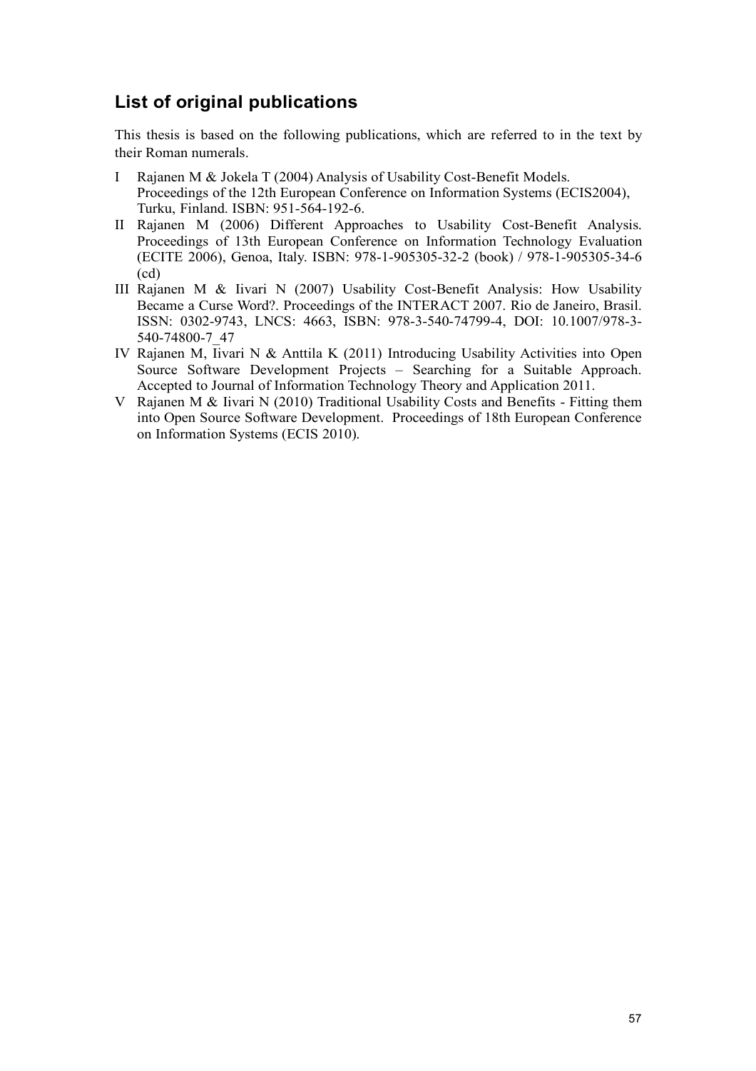## List of original publications

This thesis is based on the following publications, which are referred to in the text by their Roman numerals.

I Rajanen M & Jokela T (2004) Analysis of Usability Cost-Benefit Models. Proceedings of the 12th European Conference on Information Systems (ECIS2004), Turku, Finland. ISBN: 951-564-192-6.

II Rajanen M (2006) Different Approaches to Usability Cost-Benefit Analysis. Proceedings of 13th European Conference on Information Technology Evaluation (ECITE 2006), Genoa, Italy. ISBN: 978-1-905305-32-2 (book) / 978-1-905305-34-6 (cd)

III Rajanen M & Iivari N (2007) Usability Cost-Benefit Analysis: How Usability Became a Curse Word?. Proceedings of the INTERACT 2007. Rio de Janeiro, Brasil. ISSN: 0302-9743, LNCS: 4663, ISBN: 978-3-540-74799-4, DOI: 10.1007/978-3-540-74800-7_47

IV Rajanen M, Iivari N & Anttila K (2011) Introducing Usability Activities into Open Source Software Development Projects – Searching for a Suitable Approach. Accepted to Journal of Information Technology Theory and Application 2011.

V Rajanen M & Iivari N (2010) Traditional Usability Costs and Benefits - Fitting them into Open Source Software Development. Proceedings of 18th European Conference on Information Systems (ECIS 2010).